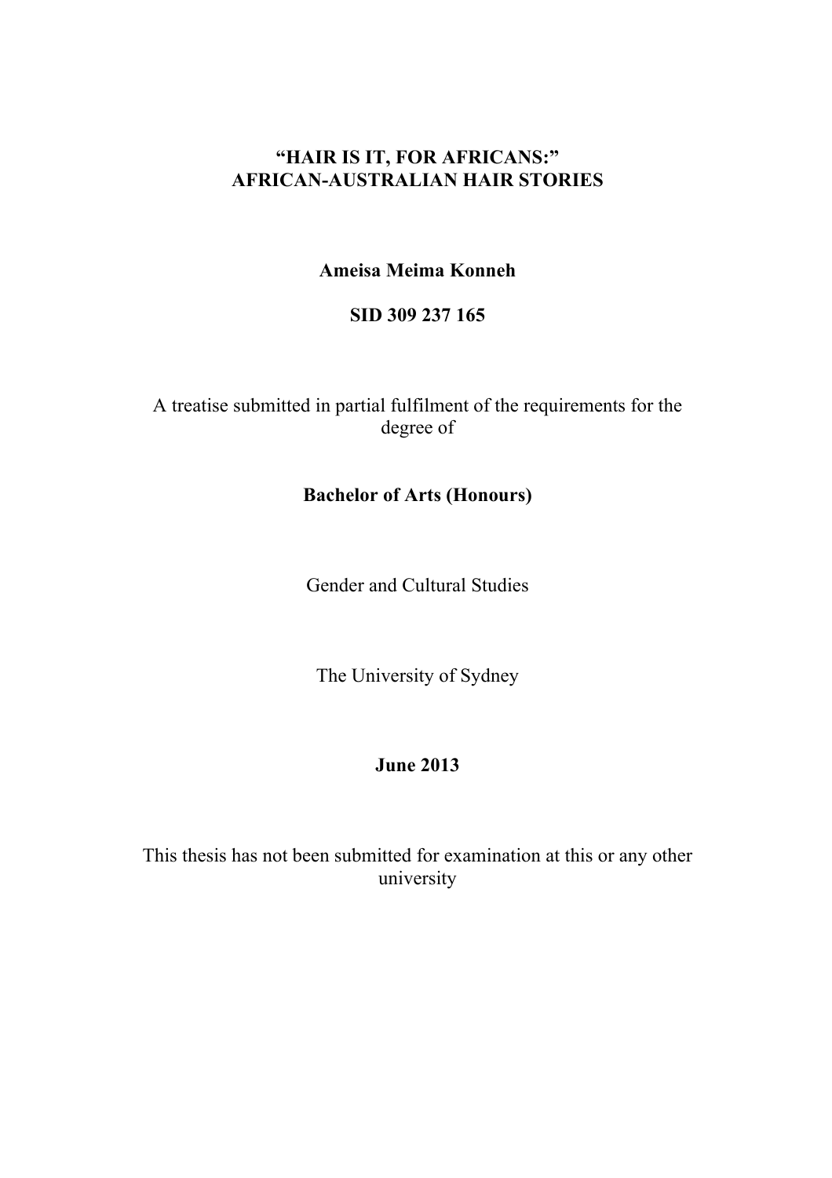# "HAIR IS IT, FOR AFRICANS:" AFRICAN-AUSTRALIAN HAIR STORIES

**Ameisa Meima Konneh**

**SID 309 237 165**

A treatise submitted in partial fulfilment of the requirements for the degree of

**Bachelor of Arts (Honours)**

Gender and Cultural Studies

The University of Sydney

**June 2013**

This thesis has not been submitted for examination at this or any other university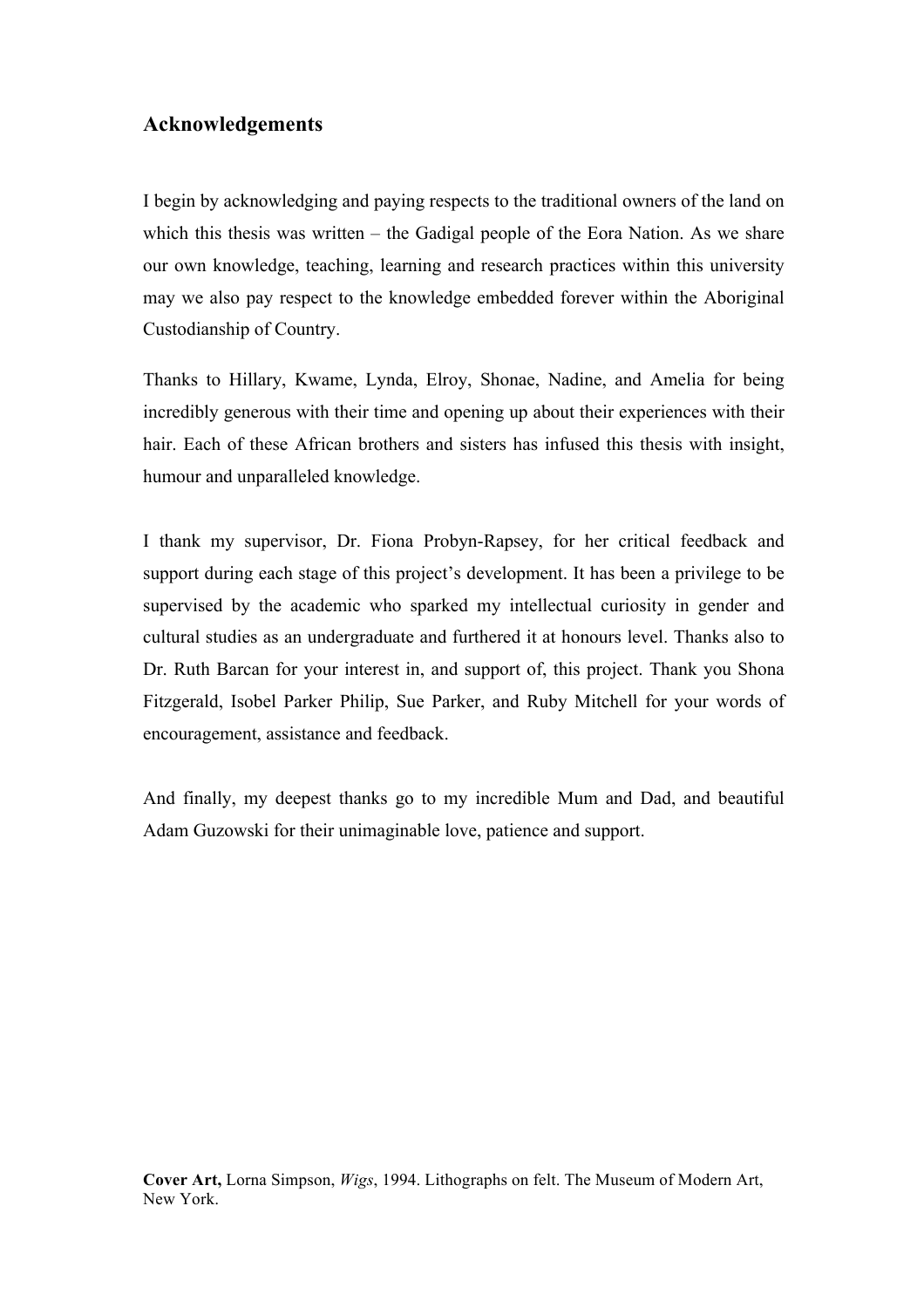## Acknowledgements

I begin by acknowledging and paying respects to the traditional owners of the land on which this thesis was written – the Gadigal people of the Eora Nation. As we share our own knowledge, teaching, learning and research practices within this university may we also pay respect to the knowledge embedded forever within the Aboriginal Custodianship of Country.

Thanks to Hillary, Kwame, Lynda, Elroy, Shonae, Nadine, and Amelia for being incredibly generous with their time and opening up about their experiences with their hair. Each of these African brothers and sisters has infused this thesis with insight, humour and unparalleled knowledge.

I thank my supervisor, Dr. Fiona Probyn-Rapsey, for her critical feedback and support during each stage of this project's development. It has been a privilege to be supervised by the academic who sparked my intellectual curiosity in gender and cultural studies as an undergraduate and furthered it at honours level. Thanks also to Dr. Ruth Barcan for your interest in, and support of, this project. Thank you Shona Fitzgerald, Isobel Parker Philip, Sue Parker, and Ruby Mitchell for your words of encouragement, assistance and feedback.

And finally, my deepest thanks go to my incredible Mum and Dad, and beautiful Adam Guzowski for their unimaginable love, patience and support.

**Cover Art,** Lorna Simpson, *Wigs*, 1994. Lithographs on felt. The Museum of Modern Art, New York.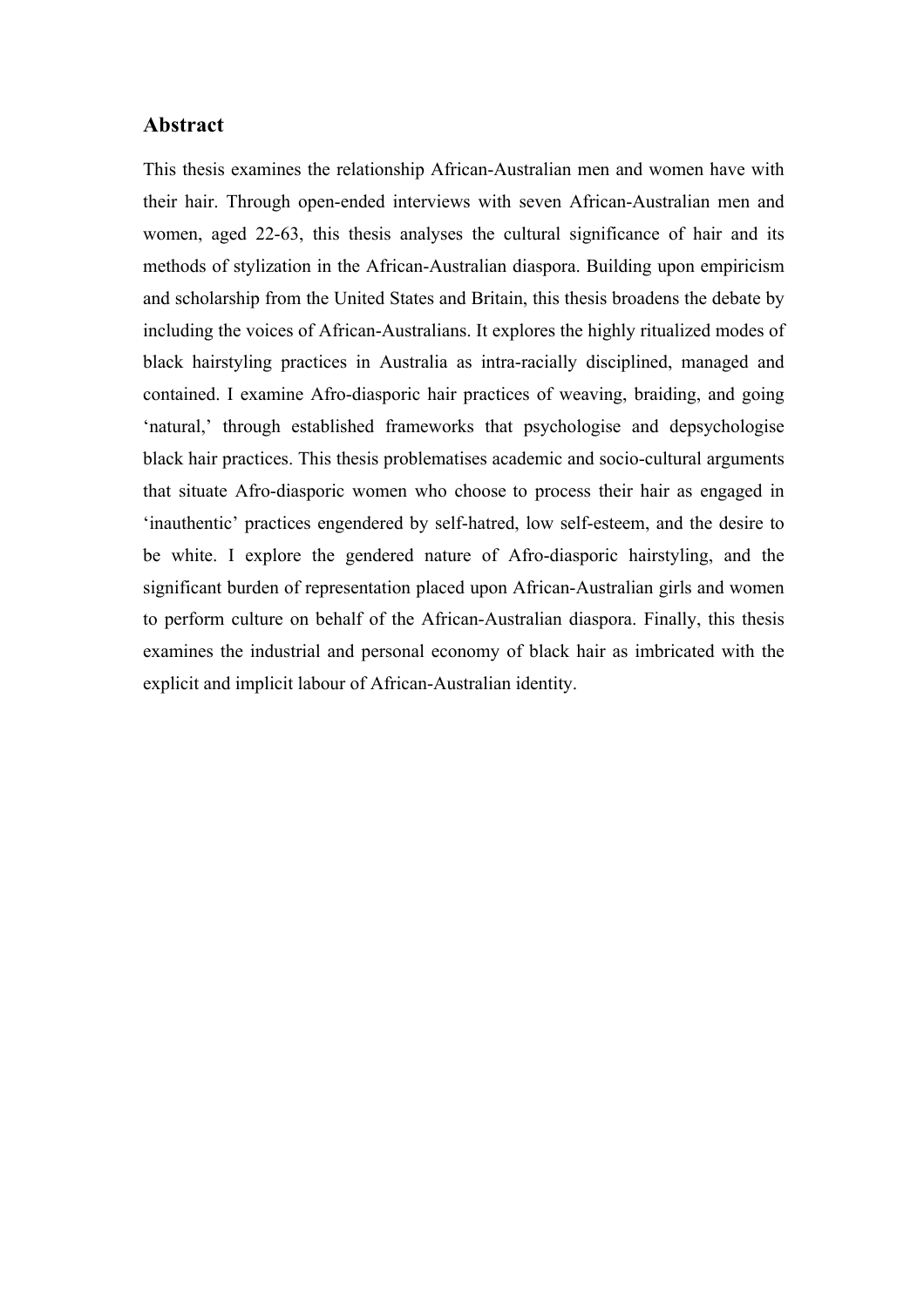## Abstract

This thesis examines the relationship African-Australian men and women have with their hair. Through open-ended interviews with seven African-Australian men and women, aged 22-63, this thesis analyses the cultural significance of hair and its methods of stylization in the African-Australian diaspora. Building upon empiricism and scholarship from the United States and Britain, this thesis broadens the debate by including the voices of African-Australians. It explores the highly ritualized modes of black hairstyling practices in Australia as intra-racially disciplined, managed and contained. I examine Afro-diasporic hair practices of weaving, braiding, and going 'natural,' through established frameworks that psychologise and depsychologise black hair practices. This thesis problematises academic and socio-cultural arguments that situate Afro-diasporic women who choose to process their hair as engaged in 'inauthentic' practices engendered by self-hatred, low self-esteem, and the desire to be white. I explore the gendered nature of Afro-diasporic hairstyling, and the significant burden of representation placed upon African-Australian girls and women to perform culture on behalf of the African-Australian diaspora. Finally, this thesis examines the industrial and personal economy of black hair as imbricated with the explicit and implicit labour of African-Australian identity.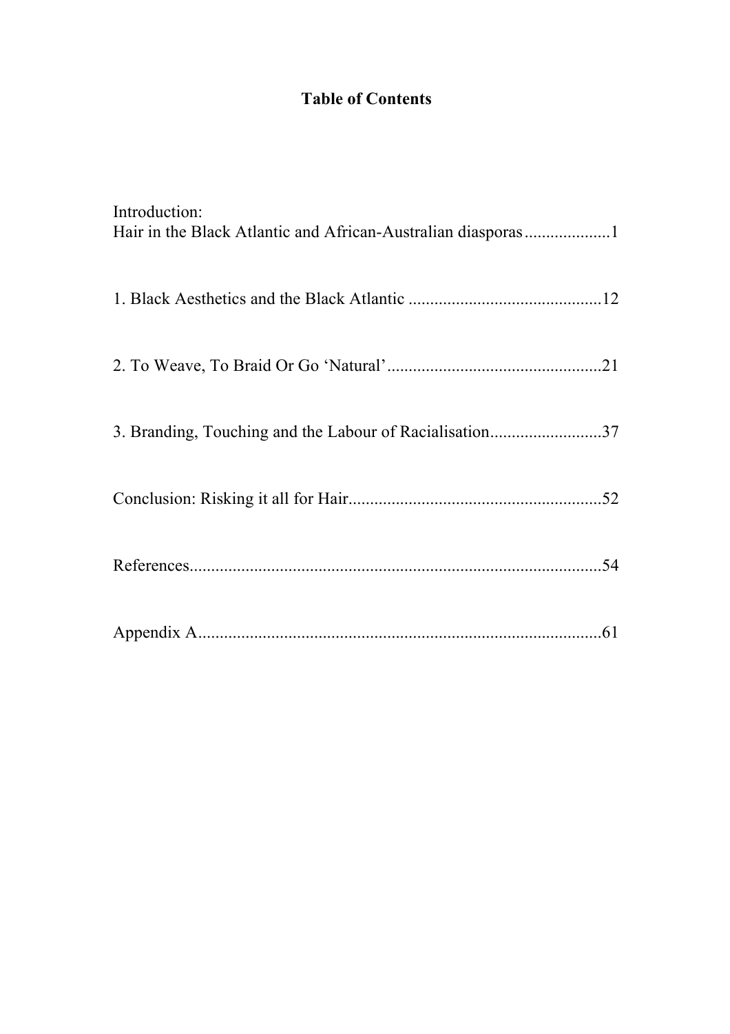**Table of Contents**

Introduction:
Hair in the Black Atlantic and African-Australian diasporas....................1

1. Black Aesthetics and the Black Atlantic .............................................12

2. To Weave, To Braid Or Go 'Natural'..................................................21

3. Branding, Touching and the Labour of Racialisation..........................37

Conclusion: Risking it all for Hair...........................................................52

References................................................................................................54

Appendix A.............................................................................................61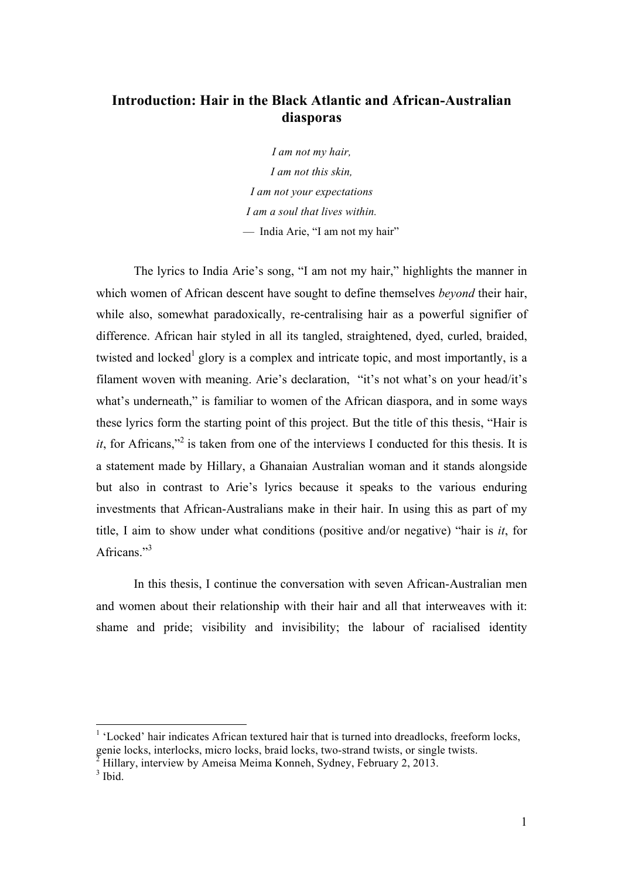# Introduction: Hair in the Black Atlantic and African-Australian diasporas

*I am not my hair,*
*I am not this skin,*
*I am not your expectations*
*I am a soul that lives within.*
— India Arie, "I am not my hair"

The lyrics to India Arie's song, "I am not my hair," highlights the manner in which women of African descent have sought to define themselves *beyond* their hair, while also, somewhat paradoxically, re-centralising hair as a powerful signifier of difference. African hair styled in all its tangled, straightened, dyed, curled, braided, twisted and locked[1] glory is a complex and intricate topic, and most importantly, is a filament woven with meaning. Arie's declaration, "it's not what's on your head/it's what's underneath," is familiar to women of the African diaspora, and in some ways these lyrics form the starting point of this project. But the title of this thesis, "Hair is *it*, for Africans,"[2] is taken from one of the interviews I conducted for this thesis. It is a statement made by Hillary, a Ghanaian Australian woman and it stands alongside but also in contrast to Arie's lyrics because it speaks to the various enduring investments that African-Australians make in their hair. In using this as part of my title, I aim to show under what conditions (positive and/or negative) "hair is *it*, for Africans."[3]

In this thesis, I continue the conversation with seven African-Australian men and women about their relationship with their hair and all that interweaves with it: shame and pride; visibility and invisibility; the labour of racialised identity

---

[1] 'Locked' hair indicates African textured hair that is turned into dreadlocks, freeform locks, genie locks, interlocks, micro locks, braid locks, two-strand twists, or single twists.

[2] Hillary, interview by Ameisa Meima Konneh, Sydney, February 2, 2013.

[3] Ibid.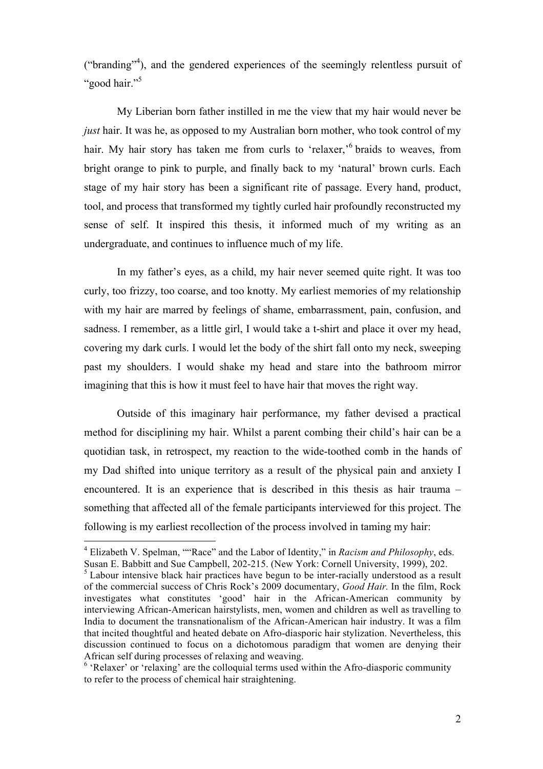("branding"[4]), and the gendered experiences of the seemingly relentless pursuit of "good hair."[5]

My Liberian born father instilled in me the view that my hair would never be *just* hair. It was he, as opposed to my Australian born mother, who took control of my hair. My hair story has taken me from curls to 'relaxer,'[6] braids to weaves, from bright orange to pink to purple, and finally back to my 'natural' brown curls. Each stage of my hair story has been a significant rite of passage. Every hand, product, tool, and process that transformed my tightly curled hair profoundly reconstructed my sense of self. It inspired this thesis, it informed much of my writing as an undergraduate, and continues to influence much of my life.

In my father's eyes, as a child, my hair never seemed quite right. It was too curly, too frizzy, too coarse, and too knotty. My earliest memories of my relationship with my hair are marred by feelings of shame, embarrassment, pain, confusion, and sadness. I remember, as a little girl, I would take a t-shirt and place it over my head, covering my dark curls. I would let the body of the shirt fall onto my neck, sweeping past my shoulders. I would shake my head and stare into the bathroom mirror imagining that this is how it must feel to have hair that moves the right way.

Outside of this imaginary hair performance, my father devised a practical method for disciplining my hair. Whilst a parent combing their child's hair can be a quotidian task, in retrospect, my reaction to the wide-toothed comb in the hands of my Dad shifted into unique territory as a result of the physical pain and anxiety I encountered. It is an experience that is described in this thesis as hair trauma – something that affected all of the female participants interviewed for this project. The following is my earliest recollection of the process involved in taming my hair:

---

[4] Elizabeth V. Spelman, ""Race" and the Labor of Identity," in *Racism and Philosophy*, eds. Susan E. Babbitt and Sue Campbell, 202-215. (New York: Cornell University, 1999), 202.

[5] Labour intensive black hair practices have begun to be inter-racially understood as a result of the commercial success of Chris Rock's 2009 documentary, *Good Hair.* In the film, Rock investigates what constitutes 'good' hair in the African-American community by interviewing African-American hairstylists, men, women and children as well as travelling to India to document the transnationalism of the African-American hair industry. It was a film that incited thoughtful and heated debate on Afro-diasporic hair stylization. Nevertheless, this discussion continued to focus on a dichotomous paradigm that women are denying their African self during processes of relaxing and weaving.

[6] 'Relaxer' or 'relaxing' are the colloquial terms used within the Afro-diasporic community to refer to the process of chemical hair straightening.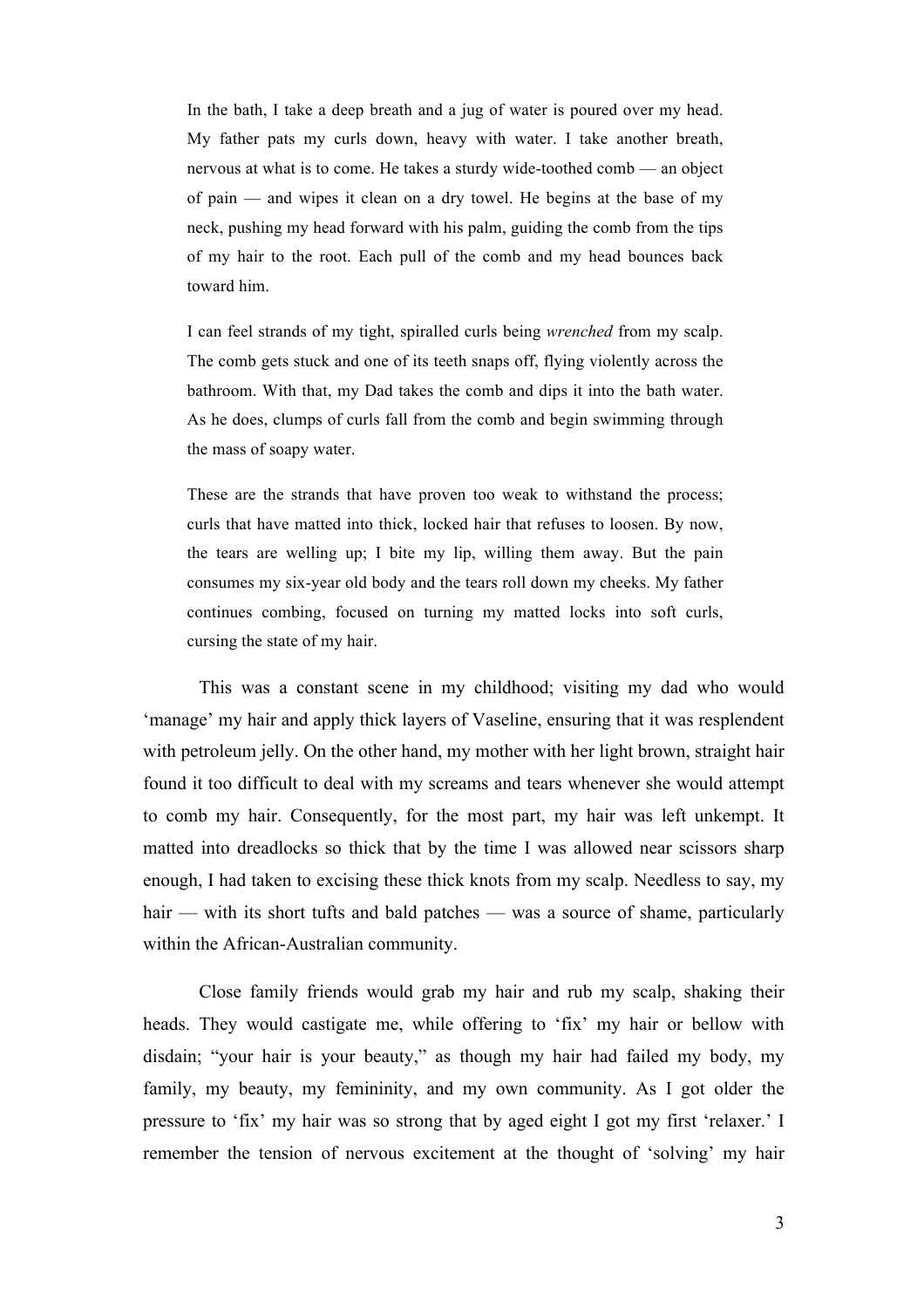> In the bath, I take a deep breath and a jug of water is poured over my head. My father pats my curls down, heavy with water. I take another breath, nervous at what is to come. He takes a sturdy wide-toothed comb — an object of pain — and wipes it clean on a dry towel. He begins at the base of my neck, pushing my head forward with his palm, guiding the comb from the tips of my hair to the root. Each pull of the comb and my head bounces back toward him.
>
> I can feel strands of my tight, spiralled curls being *wrenched* from my scalp. The comb gets stuck and one of its teeth snaps off, flying violently across the bathroom. With that, my Dad takes the comb and dips it into the bath water. As he does, clumps of curls fall from the comb and begin swimming through the mass of soapy water.
>
> These are the strands that have proven too weak to withstand the process; curls that have matted into thick, locked hair that refuses to loosen. By now, the tears are welling up; I bite my lip, willing them away. But the pain consumes my six-year old body and the tears roll down my cheeks. My father continues combing, focused on turning my matted locks into soft curls, cursing the state of my hair.

This was a constant scene in my childhood; visiting my dad who would 'manage' my hair and apply thick layers of Vaseline, ensuring that it was resplendent with petroleum jelly. On the other hand, my mother with her light brown, straight hair found it too difficult to deal with my screams and tears whenever she would attempt to comb my hair. Consequently, for the most part, my hair was left unkempt. It matted into dreadlocks so thick that by the time I was allowed near scissors sharp enough, I had taken to excising these thick knots from my scalp. Needless to say, my hair — with its short tufts and bald patches — was a source of shame, particularly within the African-Australian community.

Close family friends would grab my hair and rub my scalp, shaking their heads. They would castigate me, while offering to 'fix' my hair or bellow with disdain; "your hair is your beauty," as though my hair had failed my body, my family, my beauty, my femininity, and my own community. As I got older the pressure to 'fix' my hair was so strong that by aged eight I got my first 'relaxer.' I remember the tension of nervous excitement at the thought of 'solving' my hair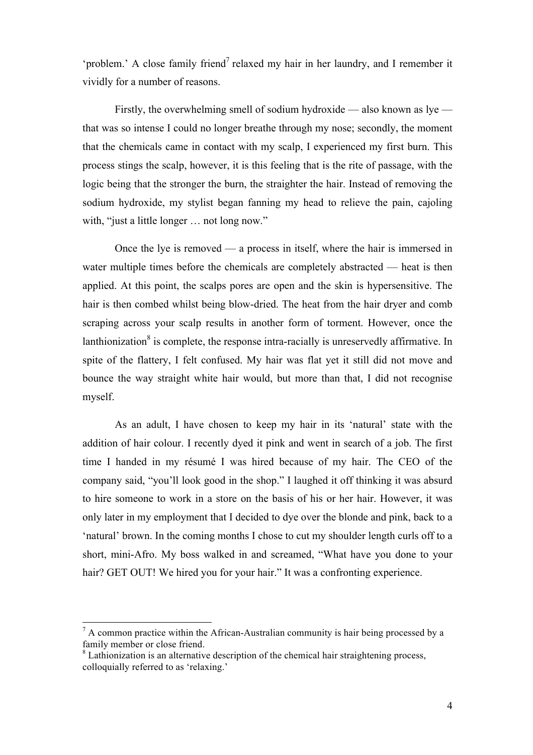'problem.' A close family friend[7] relaxed my hair in her laundry, and I remember it vividly for a number of reasons.

Firstly, the overwhelming smell of sodium hydroxide — also known as lye — that was so intense I could no longer breathe through my nose; secondly, the moment that the chemicals came in contact with my scalp, I experienced my first burn. This process stings the scalp, however, it is this feeling that is the rite of passage, with the logic being that the stronger the burn, the straighter the hair. Instead of removing the sodium hydroxide, my stylist began fanning my head to relieve the pain, cajoling with, "just a little longer … not long now."

Once the lye is removed — a process in itself, where the hair is immersed in water multiple times before the chemicals are completely abstracted — heat is then applied. At this point, the scalps pores are open and the skin is hypersensitive. The hair is then combed whilst being blow-dried. The heat from the hair dryer and comb scraping across your scalp results in another form of torment. However, once the lanthionization[8] is complete, the response intra-racially is unreservedly affirmative. In spite of the flattery, I felt confused. My hair was flat yet it still did not move and bounce the way straight white hair would, but more than that, I did not recognise myself.

As an adult, I have chosen to keep my hair in its 'natural' state with the addition of hair colour. I recently dyed it pink and went in search of a job. The first time I handed in my résumé I was hired because of my hair. The CEO of the company said, "you'll look good in the shop." I laughed it off thinking it was absurd to hire someone to work in a store on the basis of his or her hair. However, it was only later in my employment that I decided to dye over the blonde and pink, back to a 'natural' brown. In the coming months I chose to cut my shoulder length curls off to a short, mini-Afro. My boss walked in and screamed, "What have you done to your hair? GET OUT! We hired you for your hair." It was a confronting experience.

---

[7] A common practice within the African-Australian community is hair being processed by a family member or close friend.

[8] Lathionization is an alternative description of the chemical hair straightening process, colloquially referred to as 'relaxing.'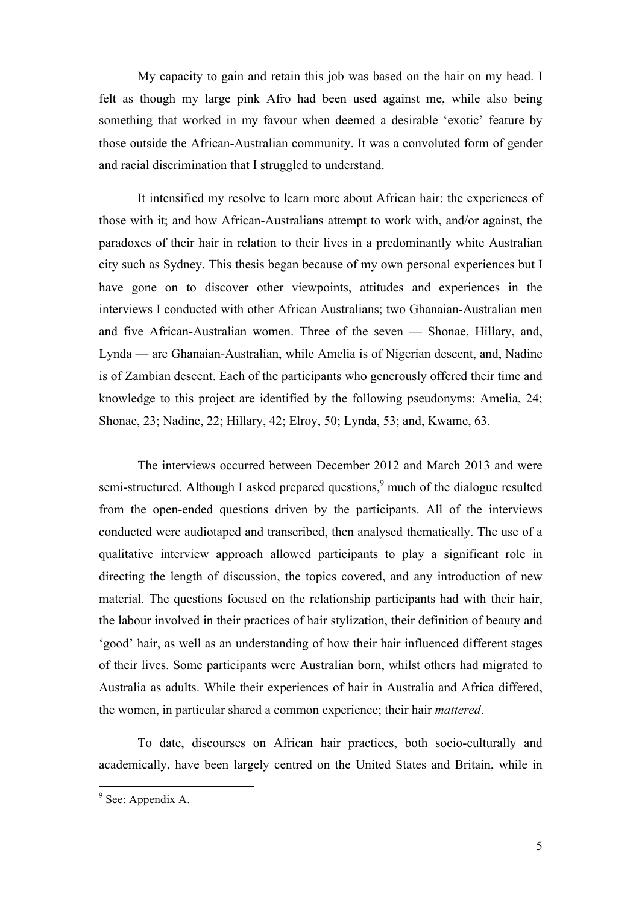My capacity to gain and retain this job was based on the hair on my head. I felt as though my large pink Afro had been used against me, while also being something that worked in my favour when deemed a desirable 'exotic' feature by those outside the African-Australian community. It was a convoluted form of gender and racial discrimination that I struggled to understand.

It intensified my resolve to learn more about African hair: the experiences of those with it; and how African-Australians attempt to work with, and/or against, the paradoxes of their hair in relation to their lives in a predominantly white Australian city such as Sydney. This thesis began because of my own personal experiences but I have gone on to discover other viewpoints, attitudes and experiences in the interviews I conducted with other African Australians; two Ghanaian-Australian men and five African-Australian women. Three of the seven — Shonae, Hillary, and, Lynda — are Ghanaian-Australian, while Amelia is of Nigerian descent, and, Nadine is of Zambian descent. Each of the participants who generously offered their time and knowledge to this project are identified by the following pseudonyms: Amelia, 24; Shonae, 23; Nadine, 22; Hillary, 42; Elroy, 50; Lynda, 53; and, Kwame, 63.

The interviews occurred between December 2012 and March 2013 and were semi-structured. Although I asked prepared questions,[9] much of the dialogue resulted from the open-ended questions driven by the participants. All of the interviews conducted were audiotaped and transcribed, then analysed thematically. The use of a qualitative interview approach allowed participants to play a significant role in directing the length of discussion, the topics covered, and any introduction of new material. The questions focused on the relationship participants had with their hair, the labour involved in their practices of hair stylization, their definition of beauty and 'good' hair, as well as an understanding of how their hair influenced different stages of their lives. Some participants were Australian born, whilst others had migrated to Australia as adults. While their experiences of hair in Australia and Africa differed, the women, in particular shared a common experience; their hair *mattered*.

To date, discourses on African hair practices, both socio-culturally and academically, have been largely centred on the United States and Britain, while in

---

[9] See: Appendix A.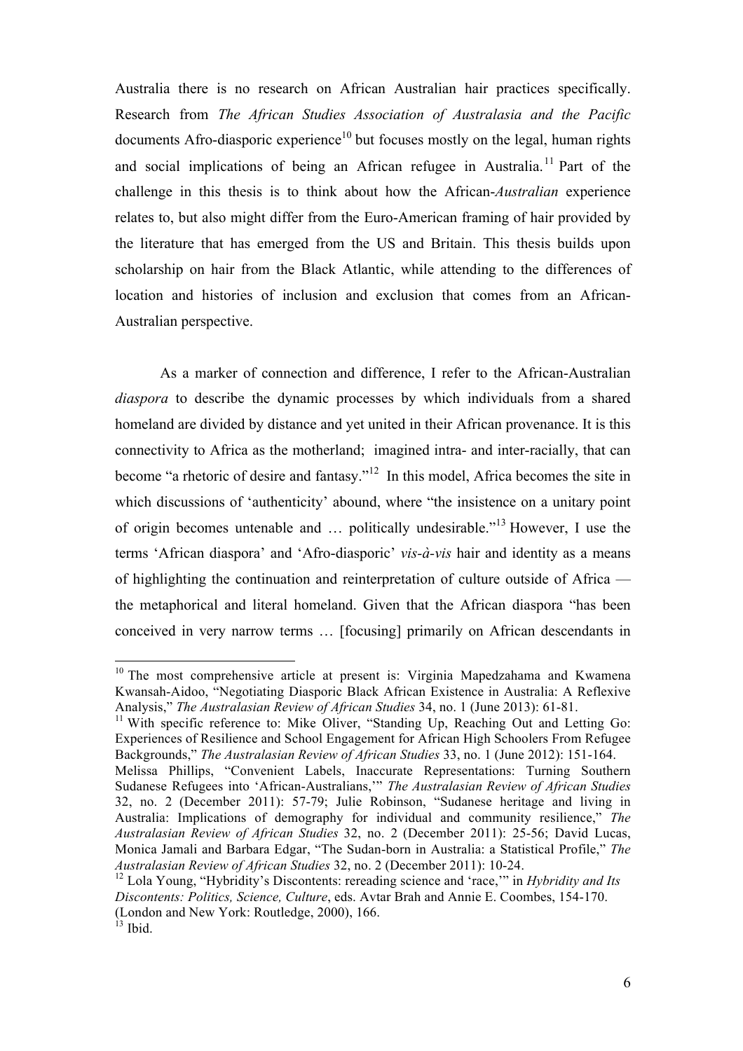Australia there is no research on African Australian hair practices specifically. Research from *The African Studies Association of Australasia and the Pacific* documents Afro-diasporic experience[10] but focuses mostly on the legal, human rights and social implications of being an African refugee in Australia.[11] Part of the challenge in this thesis is to think about how the African-*Australian* experience relates to, but also might differ from the Euro-American framing of hair provided by the literature that has emerged from the US and Britain. This thesis builds upon scholarship on hair from the Black Atlantic, while attending to the differences of location and histories of inclusion and exclusion that comes from an African-Australian perspective.

As a marker of connection and difference, I refer to the African-Australian *diaspora* to describe the dynamic processes by which individuals from a shared homeland are divided by distance and yet united in their African provenance. It is this connectivity to Africa as the motherland; imagined intra- and inter-racially, that can become "a rhetoric of desire and fantasy."[12] In this model, Africa becomes the site in which discussions of 'authenticity' abound, where "the insistence on a unitary point of origin becomes untenable and … politically undesirable."[13] However, I use the terms 'African diaspora' and 'Afro-diasporic' *vis-à-vis* hair and identity as a means of highlighting the continuation and reinterpretation of culture outside of Africa — the metaphorical and literal homeland. Given that the African diaspora "has been conceived in very narrow terms … [focusing] primarily on African descendants in

---

[10] The most comprehensive article at present is: Virginia Mapedzahama and Kwamena Kwansah-Aidoo, "Negotiating Diasporic Black African Existence in Australia: A Reflexive Analysis," *The Australasian Review of African Studies* 34, no. 1 (June 2013): 61-81.

[11] With specific reference to: Mike Oliver, "Standing Up, Reaching Out and Letting Go: Experiences of Resilience and School Engagement for African High Schoolers From Refugee Backgrounds," *The Australasian Review of African Studies* 33, no. 1 (June 2012): 151-164.
Melissa Phillips, "Convenient Labels, Inaccurate Representations: Turning Southern Sudanese Refugees into 'African-Australians,'" *The Australasian Review of African Studies* 32, no. 2 (December 2011): 57-79; Julie Robinson, "Sudanese heritage and living in Australia: Implications of demography for individual and community resilience," *The Australasian Review of African Studies* 32, no. 2 (December 2011): 25-56; David Lucas, Monica Jamali and Barbara Edgar, "The Sudan-born in Australia: a Statistical Profile," *The Australasian Review of African Studies* 32, no. 2 (December 2011): 10-24.

[12] Lola Young, "Hybridity's Discontents: rereading science and 'race,'" in *Hybridity and Its Discontents: Politics, Science, Culture*, eds. Avtar Brah and Annie E. Coombes, 154-170. (London and New York: Routledge, 2000), 166.

[13] Ibid.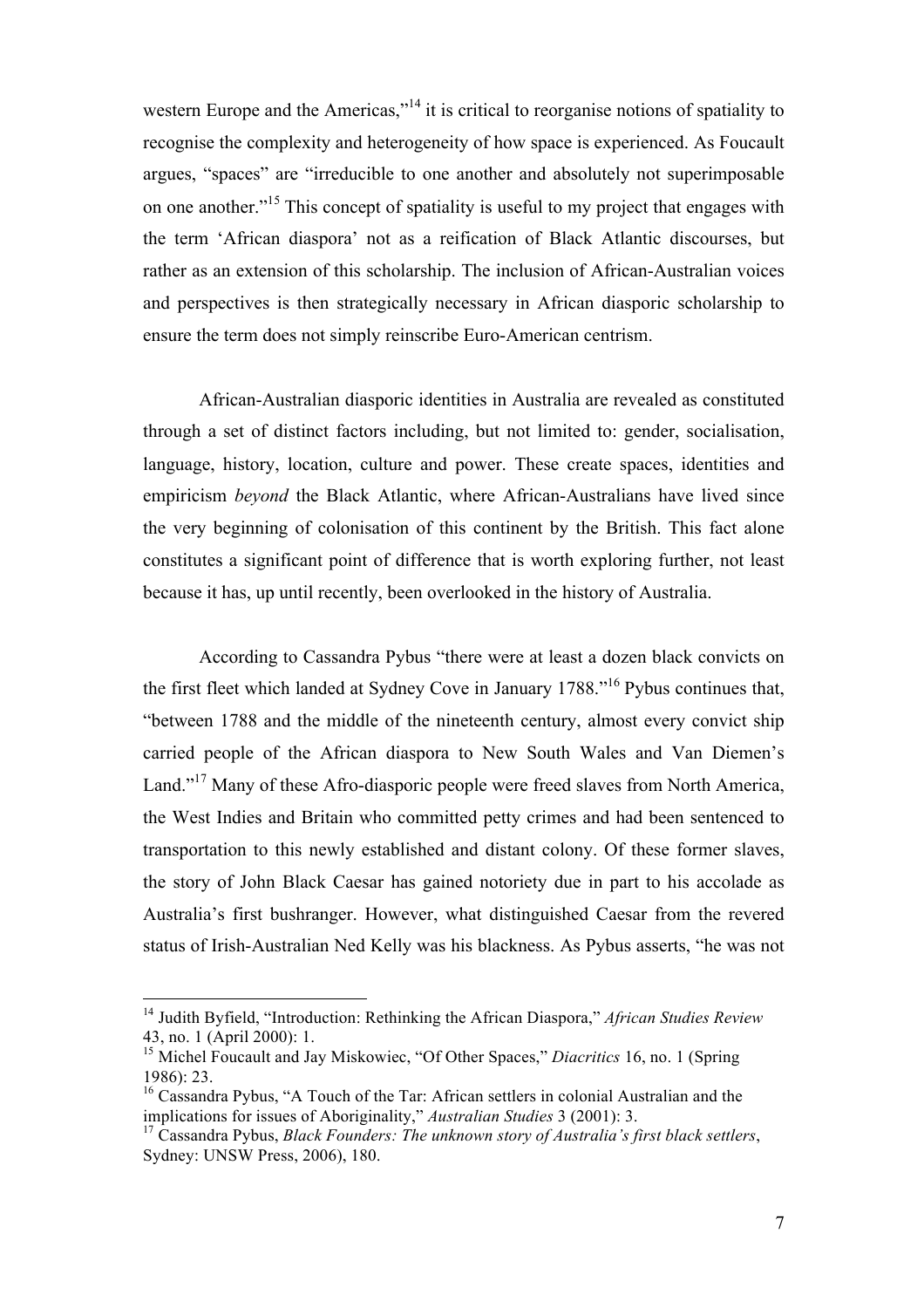western Europe and the Americas,"[14] it is critical to reorganise notions of spatiality to recognise the complexity and heterogeneity of how space is experienced. As Foucault argues, "spaces" are "irreducible to one another and absolutely not superimposable on one another."[15] This concept of spatiality is useful to my project that engages with the term 'African diaspora' not as a reification of Black Atlantic discourses, but rather as an extension of this scholarship. The inclusion of African-Australian voices and perspectives is then strategically necessary in African diasporic scholarship to ensure the term does not simply reinscribe Euro-American centrism.

African-Australian diasporic identities in Australia are revealed as constituted through a set of distinct factors including, but not limited to: gender, socialisation, language, history, location, culture and power. These create spaces, identities and empiricism *beyond* the Black Atlantic, where African-Australians have lived since the very beginning of colonisation of this continent by the British. This fact alone constitutes a significant point of difference that is worth exploring further, not least because it has, up until recently, been overlooked in the history of Australia.

According to Cassandra Pybus "there were at least a dozen black convicts on the first fleet which landed at Sydney Cove in January 1788."[16] Pybus continues that, "between 1788 and the middle of the nineteenth century, almost every convict ship carried people of the African diaspora to New South Wales and Van Diemen's Land."[17] Many of these Afro-diasporic people were freed slaves from North America, the West Indies and Britain who committed petty crimes and had been sentenced to transportation to this newly established and distant colony. Of these former slaves, the story of John Black Caesar has gained notoriety due in part to his accolade as Australia's first bushranger. However, what distinguished Caesar from the revered status of Irish-Australian Ned Kelly was his blackness. As Pybus asserts, "he was not

---

[14] Judith Byfield, "Introduction: Rethinking the African Diaspora," *African Studies Review* 43, no. 1 (April 2000): 1.

[15] Michel Foucault and Jay Miskowiec, "Of Other Spaces," *Diacritics* 16, no. 1 (Spring 1986): 23.

[16] Cassandra Pybus, "A Touch of the Tar: African settlers in colonial Australian and the implications for issues of Aboriginality," *Australian Studies* 3 (2001): 3.

[17] Cassandra Pybus, *Black Founders: The unknown story of Australia's first black settlers*, Sydney: UNSW Press, 2006), 180.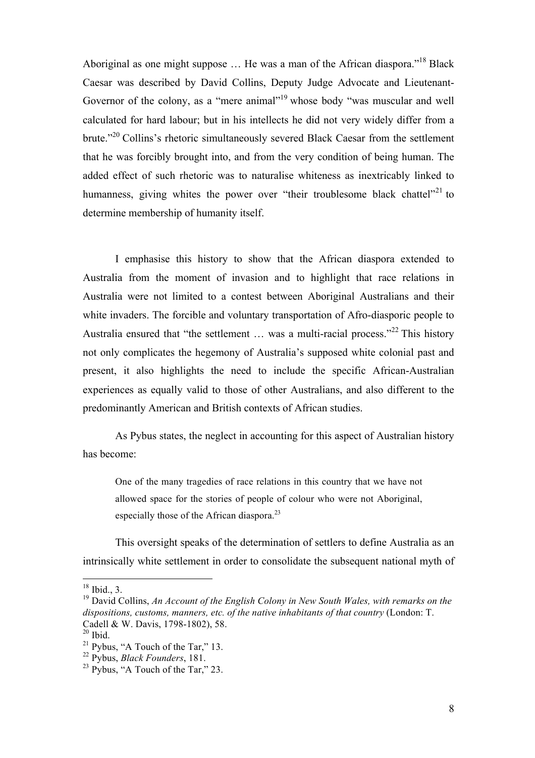Aboriginal as one might suppose … He was a man of the African diaspora."[18] Black Caesar was described by David Collins, Deputy Judge Advocate and Lieutenant-Governor of the colony, as a "mere animal"[19] whose body "was muscular and well calculated for hard labour; but in his intellects he did not very widely differ from a brute."[20] Collins's rhetoric simultaneously severed Black Caesar from the settlement that he was forcibly brought into, and from the very condition of being human. The added effect of such rhetoric was to naturalise whiteness as inextricably linked to humanness, giving whites the power over "their troublesome black chattel"[21] to determine membership of humanity itself.

I emphasise this history to show that the African diaspora extended to Australia from the moment of invasion and to highlight that race relations in Australia were not limited to a contest between Aboriginal Australians and their white invaders. The forcible and voluntary transportation of Afro-diasporic people to Australia ensured that "the settlement … was a multi-racial process."[22] This history not only complicates the hegemony of Australia's supposed white colonial past and present, it also highlights the need to include the specific African-Australian experiences as equally valid to those of other Australians, and also different to the predominantly American and British contexts of African studies.

As Pybus states, the neglect in accounting for this aspect of Australian history has become:

> One of the many tragedies of race relations in this country that we have not allowed space for the stories of people of colour who were not Aboriginal, especially those of the African diaspora.[23]

This oversight speaks of the determination of settlers to define Australia as an intrinsically white settlement in order to consolidate the subsequent national myth of

---

[18] Ibid., 3.

[19] David Collins, *An Account of the English Colony in New South Wales, with remarks on the dispositions, customs, manners, etc. of the native inhabitants of that country* (London: T. Cadell & W. Davis, 1798-1802), 58.

[20] Ibid.

[21] Pybus, "A Touch of the Tar," 13.

[22] Pybus, *Black Founders*, 181.

[23] Pybus, "A Touch of the Tar," 23.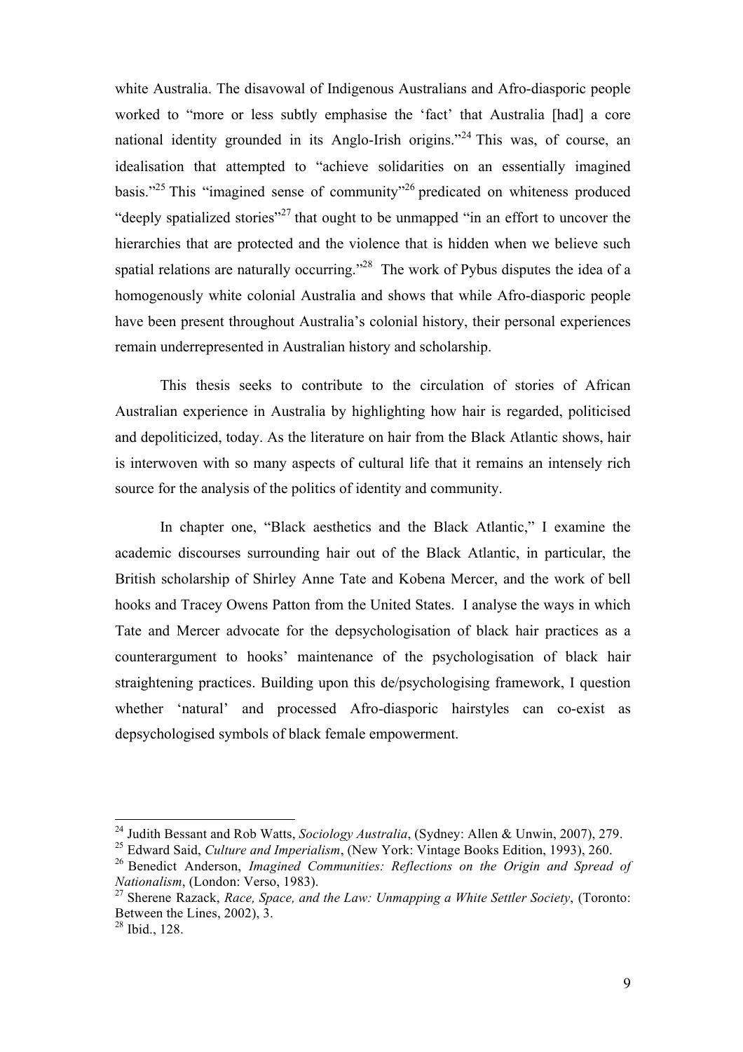white Australia. The disavowal of Indigenous Australians and Afro-diasporic people worked to "more or less subtly emphasise the 'fact' that Australia [had] a core national identity grounded in its Anglo-Irish origins."[24] This was, of course, an idealisation that attempted to "achieve solidarities on an essentially imagined basis."[25] This "imagined sense of community"[26] predicated on whiteness produced "deeply spatialized stories"[27] that ought to be unmapped "in an effort to uncover the hierarchies that are protected and the violence that is hidden when we believe such spatial relations are naturally occurring."[28] The work of Pybus disputes the idea of a homogenously white colonial Australia and shows that while Afro-diasporic people have been present throughout Australia's colonial history, their personal experiences remain underrepresented in Australian history and scholarship.

This thesis seeks to contribute to the circulation of stories of African Australian experience in Australia by highlighting how hair is regarded, politicised and depoliticized, today. As the literature on hair from the Black Atlantic shows, hair is interwoven with so many aspects of cultural life that it remains an intensely rich source for the analysis of the politics of identity and community.

In chapter one, "Black aesthetics and the Black Atlantic," I examine the academic discourses surrounding hair out of the Black Atlantic, in particular, the British scholarship of Shirley Anne Tate and Kobena Mercer, and the work of bell hooks and Tracey Owens Patton from the United States. I analyse the ways in which Tate and Mercer advocate for the depsychologisation of black hair practices as a counterargument to hooks' maintenance of the psychologisation of black hair straightening practices. Building upon this de/psychologising framework, I question whether 'natural' and processed Afro-diasporic hairstyles can co-exist as depsychologised symbols of black female empowerment.

---

[24] Judith Bessant and Rob Watts, *Sociology Australia*, (Sydney: Allen & Unwin, 2007), 279.

[25] Edward Said, *Culture and Imperialism*, (New York: Vintage Books Edition, 1993), 260.

[26] Benedict Anderson, *Imagined Communities: Reflections on the Origin and Spread of Nationalism*, (London: Verso, 1983).

[27] Sherene Razack, *Race, Space, and the Law: Unmapping a White Settler Society*, (Toronto: Between the Lines, 2002), 3.

[28] Ibid., 128.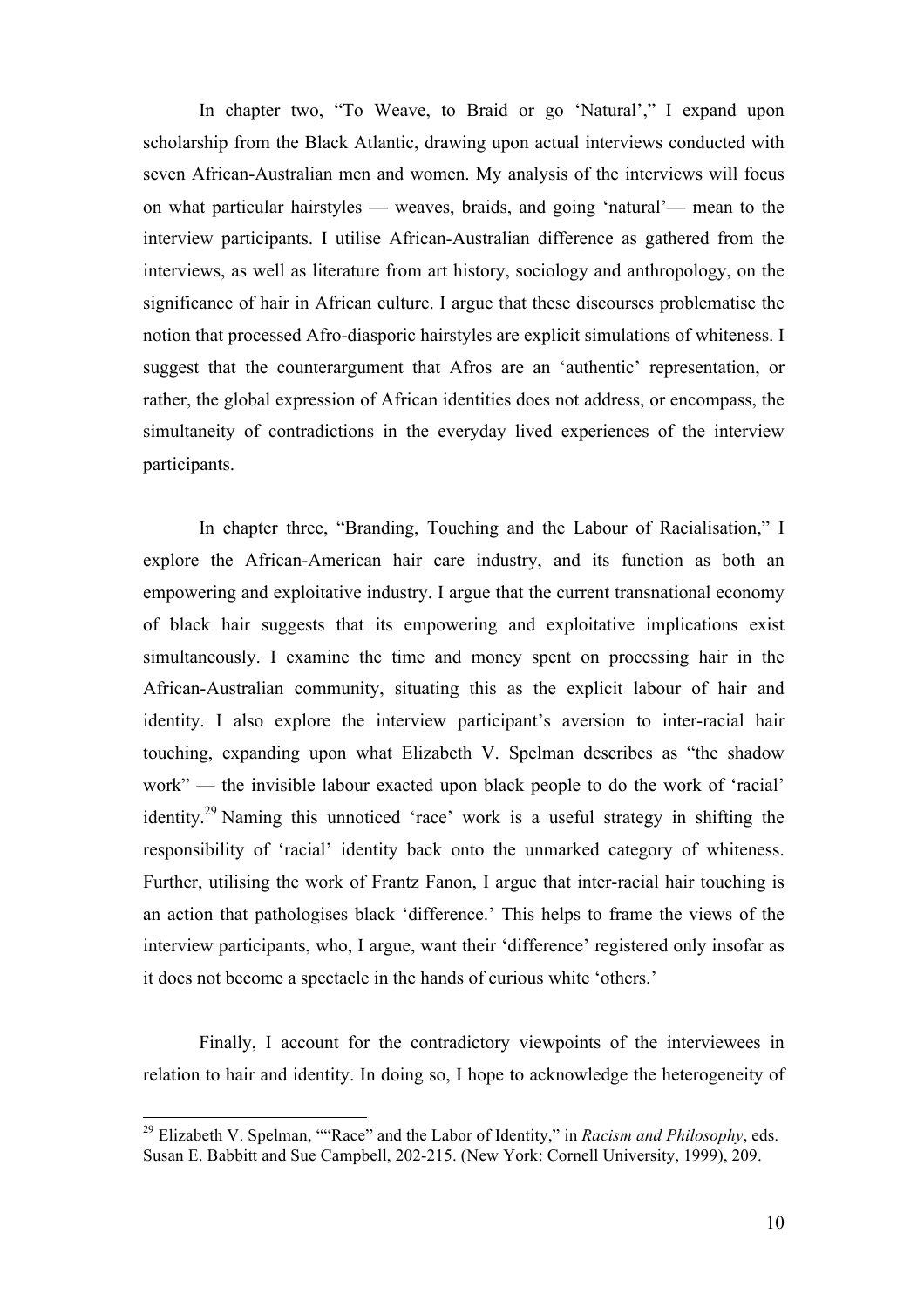In chapter two, "To Weave, to Braid or go 'Natural'," I expand upon scholarship from the Black Atlantic, drawing upon actual interviews conducted with seven African-Australian men and women. My analysis of the interviews will focus on what particular hairstyles — weaves, braids, and going 'natural'— mean to the interview participants. I utilise African-Australian difference as gathered from the interviews, as well as literature from art history, sociology and anthropology, on the significance of hair in African culture. I argue that these discourses problematise the notion that processed Afro-diasporic hairstyles are explicit simulations of whiteness. I suggest that the counterargument that Afros are an 'authentic' representation, or rather, the global expression of African identities does not address, or encompass, the simultaneity of contradictions in the everyday lived experiences of the interview participants.

In chapter three, "Branding, Touching and the Labour of Racialisation," I explore the African-American hair care industry, and its function as both an empowering and exploitative industry. I argue that the current transnational economy of black hair suggests that its empowering and exploitative implications exist simultaneously. I examine the time and money spent on processing hair in the African-Australian community, situating this as the explicit labour of hair and identity. I also explore the interview participant's aversion to inter-racial hair touching, expanding upon what Elizabeth V. Spelman describes as "the shadow work" — the invisible labour exacted upon black people to do the work of 'racial' identity.[29] Naming this unnoticed 'race' work is a useful strategy in shifting the responsibility of 'racial' identity back onto the unmarked category of whiteness. Further, utilising the work of Frantz Fanon, I argue that inter-racial hair touching is an action that pathologises black 'difference.' This helps to frame the views of the interview participants, who, I argue, want their 'difference' registered only insofar as it does not become a spectacle in the hands of curious white 'others.'

Finally, I account for the contradictory viewpoints of the interviewees in relation to hair and identity. In doing so, I hope to acknowledge the heterogeneity of

[29] Elizabeth V. Spelman, ""Race" and the Labor of Identity," in *Racism and Philosophy*, eds. Susan E. Babbitt and Sue Campbell, 202-215. (New York: Cornell University, 1999), 209.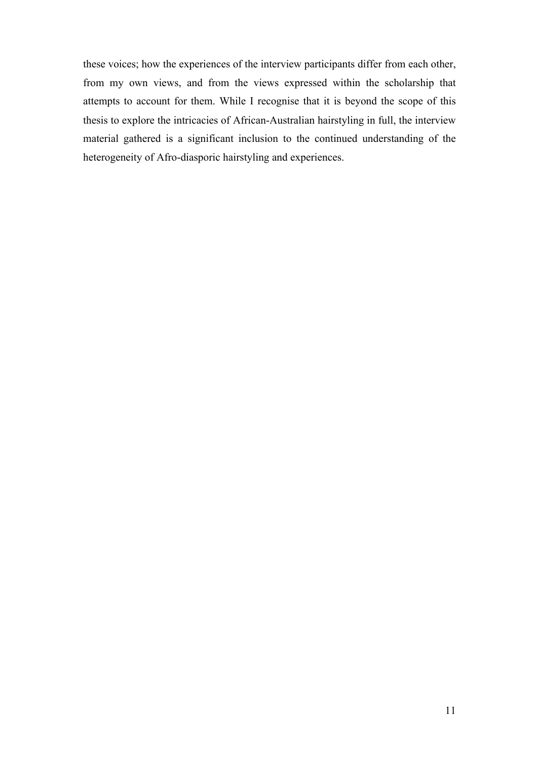these voices; how the experiences of the interview participants differ from each other, from my own views, and from the views expressed within the scholarship that attempts to account for them. While I recognise that it is beyond the scope of this thesis to explore the intricacies of African-Australian hairstyling in full, the interview material gathered is a significant inclusion to the continued understanding of the heterogeneity of Afro-diasporic hairstyling and experiences.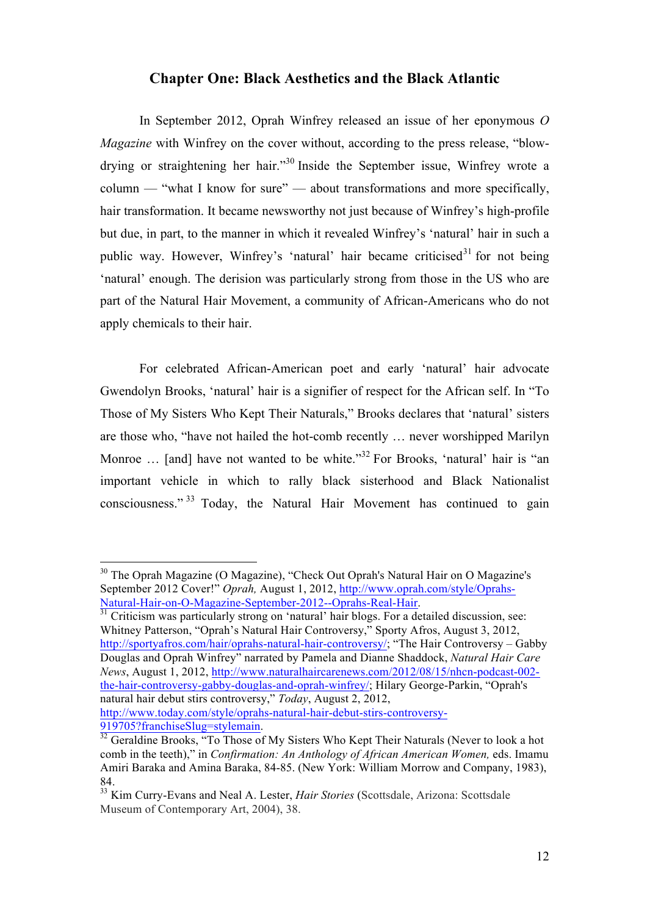## Chapter One: Black Aesthetics and the Black Atlantic

In September 2012, Oprah Winfrey released an issue of her eponymous *O Magazine* with Winfrey on the cover without, according to the press release, "blow-drying or straightening her hair."[30] Inside the September issue, Winfrey wrote a column — "what I know for sure" — about transformations and more specifically, hair transformation. It became newsworthy not just because of Winfrey's high-profile but due, in part, to the manner in which it revealed Winfrey's 'natural' hair in such a public way. However, Winfrey's 'natural' hair became criticised[31] for not being 'natural' enough. The derision was particularly strong from those in the US who are part of the Natural Hair Movement, a community of African-Americans who do not apply chemicals to their hair.

For celebrated African-American poet and early 'natural' hair advocate Gwendolyn Brooks, 'natural' hair is a signifier of respect for the African self. In "To Those of My Sisters Who Kept Their Naturals," Brooks declares that 'natural' sisters are those who, "have not hailed the hot-comb recently … never worshipped Marilyn Monroe … [and] have not wanted to be white."[32] For Brooks, 'natural' hair is "an important vehicle in which to rally black sisterhood and Black Nationalist consciousness."[33] Today, the Natural Hair Movement has continued to gain

---

[30] The Oprah Magazine (O Magazine), "Check Out Oprah's Natural Hair on O Magazine's September 2012 Cover!" *Oprah,* August 1, 2012, http://www.oprah.com/style/Oprahs-Natural-Hair-on-O-Magazine-September-2012--Oprahs-Real-Hair.

[31] Criticism was particularly strong on 'natural' hair blogs. For a detailed discussion, see: Whitney Patterson, "Oprah's Natural Hair Controversy," Sporty Afros, August 3, 2012, http://sportyafros.com/hair/oprahs-natural-hair-controversy/; "The Hair Controversy – Gabby Douglas and Oprah Winfrey" narrated by Pamela and Dianne Shaddock, *Natural Hair Care News*, August 1, 2012, http://www.naturalhaircarenews.com/2012/08/15/nhcn-podcast-002-the-hair-controversy-gabby-douglas-and-oprah-winfrey/; Hilary George-Parkin, "Oprah's natural hair debut stirs controversy," *Today*, August 2, 2012, http://www.today.com/style/oprahs-natural-hair-debut-stirs-controversy-919705?franchiseSlug=stylemain.

[32] Geraldine Brooks, "To Those of My Sisters Who Kept Their Naturals (Never to look a hot comb in the teeth)," in *Confirmation: An Anthology of African American Women,* eds. Imamu Amiri Baraka and Amina Baraka, 84-85. (New York: William Morrow and Company, 1983), 84.

[33] Kim Curry-Evans and Neal A. Lester, *Hair Stories* (Scottsdale, Arizona: Scottsdale Museum of Contemporary Art, 2004), 38.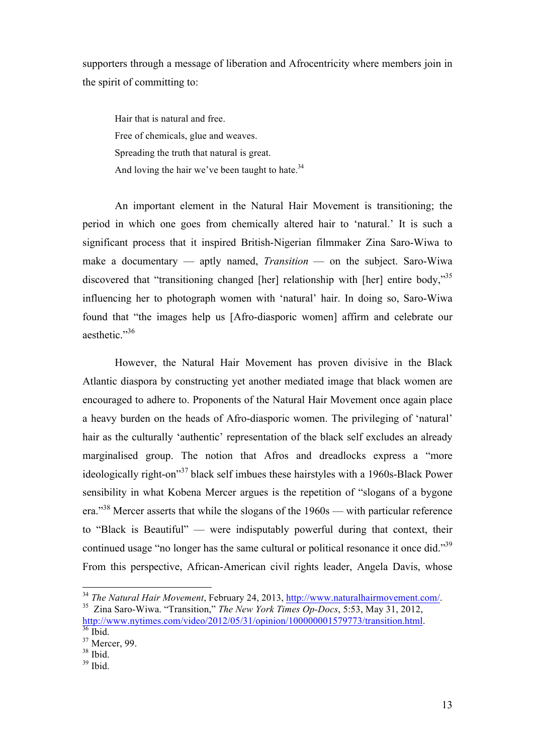supporters through a message of liberation and Afrocentricity where members join in the spirit of committing to:

> Hair that is natural and free.
> Free of chemicals, glue and weaves.
> Spreading the truth that natural is great.
> And loving the hair we've been taught to hate.[34]

An important element in the Natural Hair Movement is transitioning; the period in which one goes from chemically altered hair to 'natural.' It is such a significant process that it inspired British-Nigerian filmmaker Zina Saro-Wiwa to make a documentary — aptly named, *Transition* — on the subject. Saro-Wiwa discovered that "transitioning changed [her] relationship with [her] entire body,"[35] influencing her to photograph women with 'natural' hair. In doing so, Saro-Wiwa found that "the images help us [Afro-diasporic women] affirm and celebrate our aesthetic."[36]

However, the Natural Hair Movement has proven divisive in the Black Atlantic diaspora by constructing yet another mediated image that black women are encouraged to adhere to. Proponents of the Natural Hair Movement once again place a heavy burden on the heads of Afro-diasporic women. The privileging of 'natural' hair as the culturally 'authentic' representation of the black self excludes an already marginalised group. The notion that Afros and dreadlocks express a "more ideologically right-on"[37] black self imbues these hairstyles with a 1960s-Black Power sensibility in what Kobena Mercer argues is the repetition of "slogans of a bygone era."[38] Mercer asserts that while the slogans of the 1960s — with particular reference to "Black is Beautiful" — were indisputably powerful during that context, their continued usage "no longer has the same cultural or political resonance it once did."[39] From this perspective, African-American civil rights leader, Angela Davis, whose

---

[34] *The Natural Hair Movement*, February 24, 2013, http://www.naturalhairmovement.com/.

[35] Zina Saro-Wiwa. "Transition," *The New York Times Op-Docs*, 5:53, May 31, 2012, http://www.nytimes.com/video/2012/05/31/opinion/100000001579773/transition.html.

[36] Ibid.

[37] Mercer, 99.

[38] Ibid.

[39] Ibid.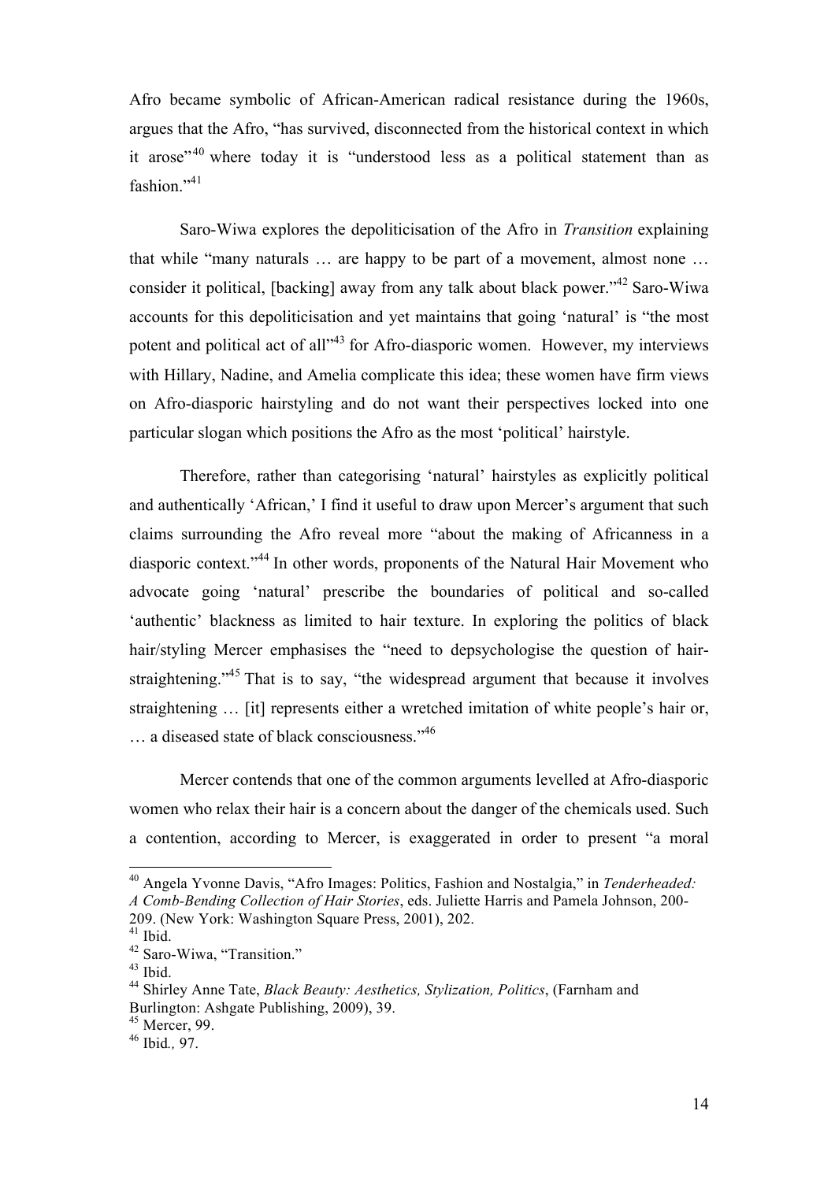Afro became symbolic of African-American radical resistance during the 1960s, argues that the Afro, "has survived, disconnected from the historical context in which it arose"[40] where today it is "understood less as a political statement than as fashion."[41]

Saro-Wiwa explores the depoliticisation of the Afro in *Transition* explaining that while "many naturals … are happy to be part of a movement, almost none … consider it political, [backing] away from any talk about black power."[42] Saro-Wiwa accounts for this depoliticisation and yet maintains that going 'natural' is "the most potent and political act of all"[43] for Afro-diasporic women. However, my interviews with Hillary, Nadine, and Amelia complicate this idea; these women have firm views on Afro-diasporic hairstyling and do not want their perspectives locked into one particular slogan which positions the Afro as the most 'political' hairstyle.

Therefore, rather than categorising 'natural' hairstyles as explicitly political and authentically 'African,' I find it useful to draw upon Mercer's argument that such claims surrounding the Afro reveal more "about the making of Africanness in a diasporic context."[44] In other words, proponents of the Natural Hair Movement who advocate going 'natural' prescribe the boundaries of political and so-called 'authentic' blackness as limited to hair texture. In exploring the politics of black hair/styling Mercer emphasises the "need to depsychologise the question of hair-straightening."[45] That is to say, "the widespread argument that because it involves straightening … [it] represents either a wretched imitation of white people's hair or, … a diseased state of black consciousness."[46]

Mercer contends that one of the common arguments levelled at Afro-diasporic women who relax their hair is a concern about the danger of the chemicals used. Such a contention, according to Mercer, is exaggerated in order to present "a moral

---

[40] Angela Yvonne Davis, "Afro Images: Politics, Fashion and Nostalgia," in *Tenderheaded: A Comb-Bending Collection of Hair Stories*, eds. Juliette Harris and Pamela Johnson, 200-209. (New York: Washington Square Press, 2001), 202.

[41] Ibid.

[42] Saro-Wiwa, "Transition."

[43] Ibid.

[44] Shirley Anne Tate, *Black Beauty: Aesthetics, Stylization, Politics*, (Farnham and Burlington: Ashgate Publishing, 2009), 39.

[45] Mercer, 99.

[46] Ibid*.*, 97.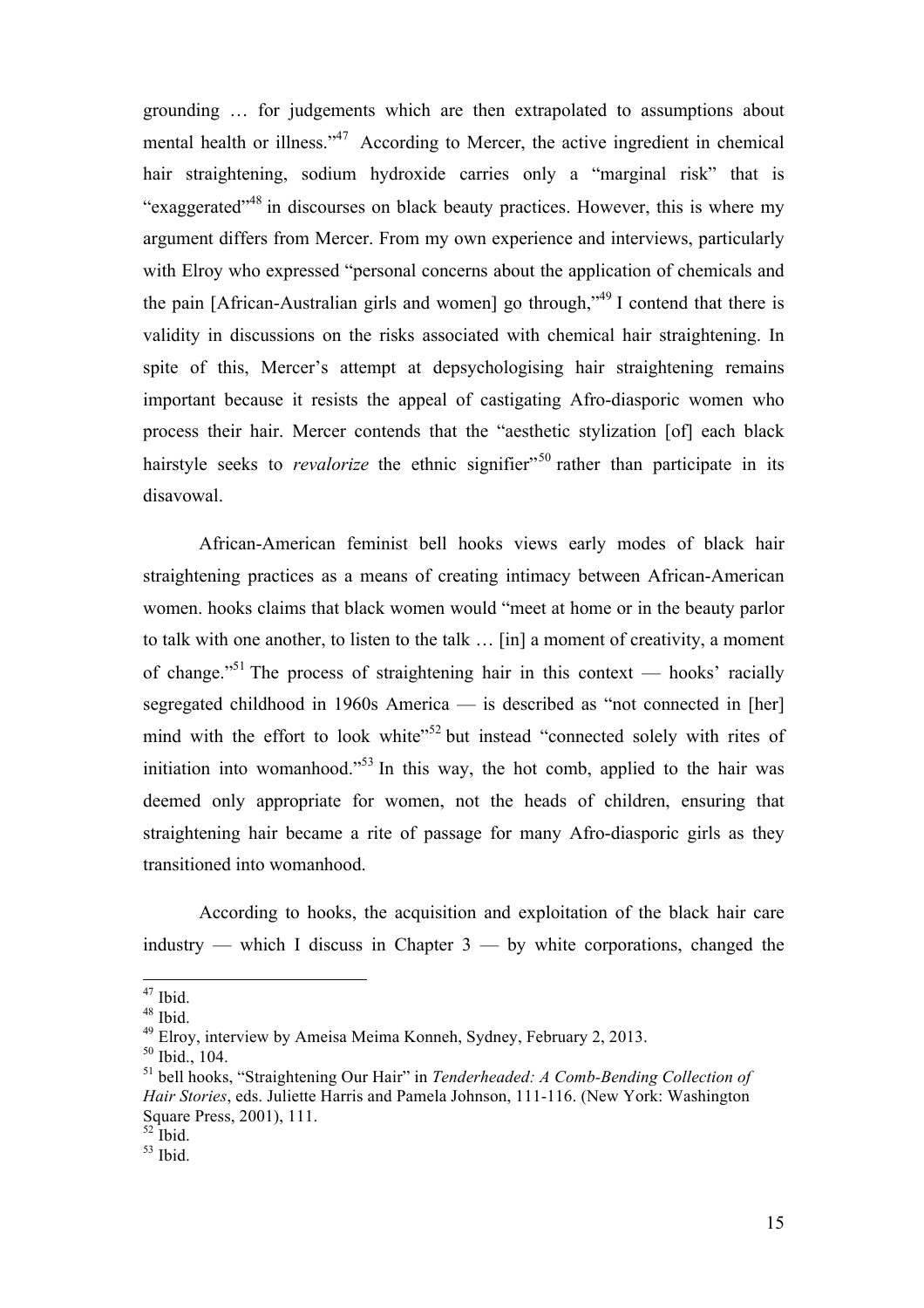grounding … for judgements which are then extrapolated to assumptions about mental health or illness."[47] According to Mercer, the active ingredient in chemical hair straightening, sodium hydroxide carries only a "marginal risk" that is "exaggerated"[48] in discourses on black beauty practices. However, this is where my argument differs from Mercer. From my own experience and interviews, particularly with Elroy who expressed "personal concerns about the application of chemicals and the pain [African-Australian girls and women] go through,"[49] I contend that there is validity in discussions on the risks associated with chemical hair straightening. In spite of this, Mercer's attempt at depsychologising hair straightening remains important because it resists the appeal of castigating Afro-diasporic women who process their hair. Mercer contends that the "aesthetic stylization [of] each black hairstyle seeks to *revalorize* the ethnic signifier"[50] rather than participate in its disavowal.

African-American feminist bell hooks views early modes of black hair straightening practices as a means of creating intimacy between African-American women. hooks claims that black women would "meet at home or in the beauty parlor to talk with one another, to listen to the talk … [in] a moment of creativity, a moment of change."[51] The process of straightening hair in this context — hooks' racially segregated childhood in 1960s America — is described as "not connected in [her] mind with the effort to look white"[52] but instead "connected solely with rites of initiation into womanhood."[53] In this way, the hot comb, applied to the hair was deemed only appropriate for women, not the heads of children, ensuring that straightening hair became a rite of passage for many Afro-diasporic girls as they transitioned into womanhood.

According to hooks, the acquisition and exploitation of the black hair care industry — which I discuss in Chapter 3 — by white corporations, changed the

---

[47] Ibid.

[48] Ibid.

[49] Elroy, interview by Ameisa Meima Konneh, Sydney, February 2, 2013.

[50] Ibid., 104.

[51] bell hooks, "Straightening Our Hair" in *Tenderheaded: A Comb-Bending Collection of Hair Stories*, eds. Juliette Harris and Pamela Johnson, 111-116. (New York: Washington Square Press, 2001), 111.

[52] Ibid.

[53] Ibid.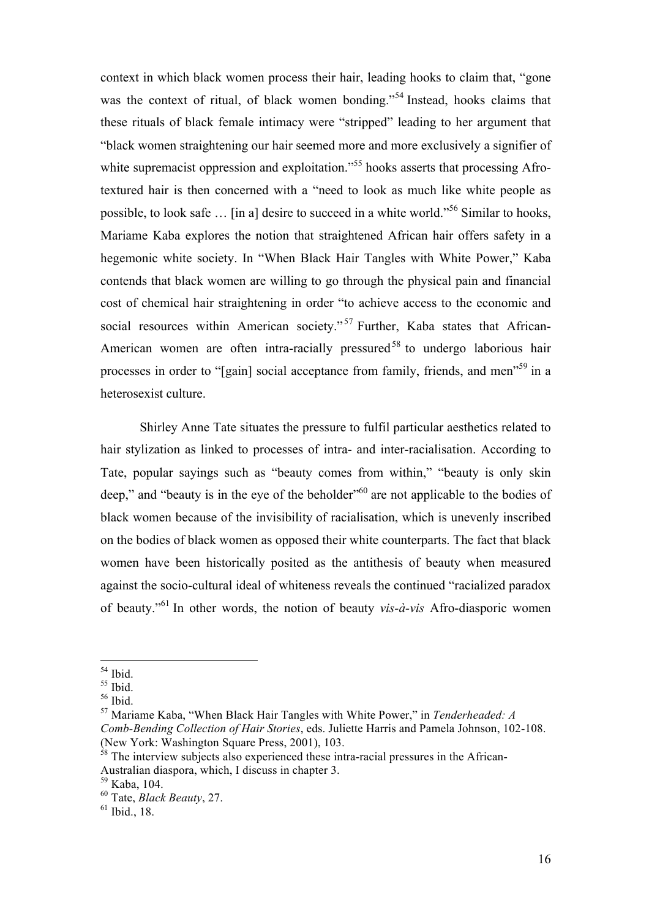context in which black women process their hair, leading hooks to claim that, "gone was the context of ritual, of black women bonding."[54] Instead, hooks claims that these rituals of black female intimacy were "stripped" leading to her argument that "black women straightening our hair seemed more and more exclusively a signifier of white supremacist oppression and exploitation."[55] hooks asserts that processing Afro-textured hair is then concerned with a "need to look as much like white people as possible, to look safe … [in a] desire to succeed in a white world."[56] Similar to hooks, Mariame Kaba explores the notion that straightened African hair offers safety in a hegemonic white society. In "When Black Hair Tangles with White Power," Kaba contends that black women are willing to go through the physical pain and financial cost of chemical hair straightening in order "to achieve access to the economic and social resources within American society."[57] Further, Kaba states that African-American women are often intra-racially pressured[58] to undergo laborious hair processes in order to "[gain] social acceptance from family, friends, and men"[59] in a heterosexist culture.

Shirley Anne Tate situates the pressure to fulfil particular aesthetics related to hair stylization as linked to processes of intra- and inter-racialisation. According to Tate, popular sayings such as "beauty comes from within," "beauty is only skin deep," and "beauty is in the eye of the beholder"[60] are not applicable to the bodies of black women because of the invisibility of racialisation, which is unevenly inscribed on the bodies of black women as opposed their white counterparts. The fact that black women have been historically posited as the antithesis of beauty when measured against the socio-cultural ideal of whiteness reveals the continued "racialized paradox of beauty."[61] In other words, the notion of beauty *vis-à-vis* Afro-diasporic women

---

[54] Ibid.

[55] Ibid.

[56] Ibid.

[57] Mariame Kaba, "When Black Hair Tangles with White Power," in *Tenderheaded: A Comb-Bending Collection of Hair Stories*, eds. Juliette Harris and Pamela Johnson, 102-108. (New York: Washington Square Press, 2001), 103.

[58] The interview subjects also experienced these intra-racial pressures in the African-Australian diaspora, which, I discuss in chapter 3.

[59] Kaba, 104.

[60] Tate, *Black Beauty*, 27.

[61] Ibid., 18.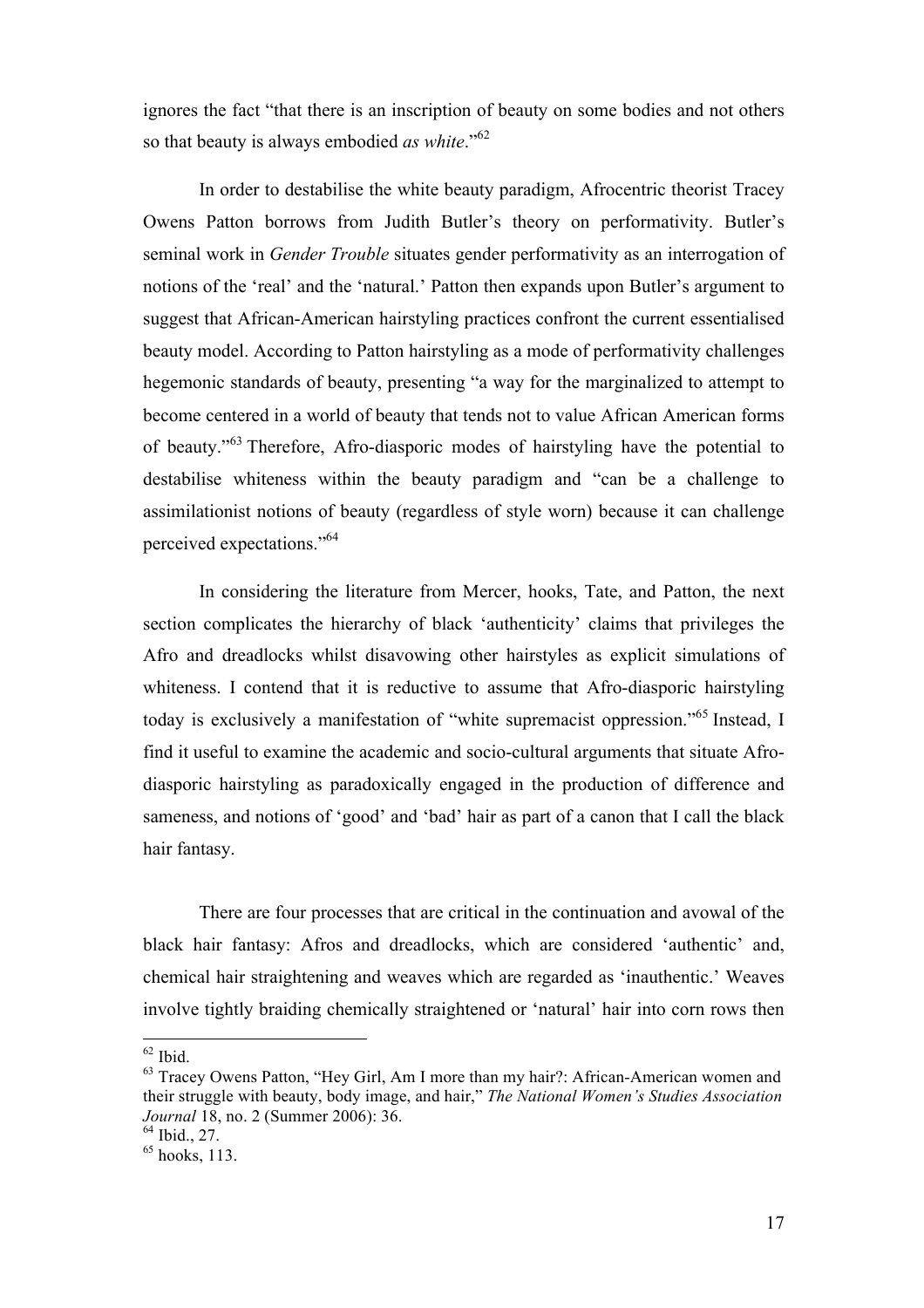ignores the fact "that there is an inscription of beauty on some bodies and not others so that beauty is always embodied *as white*."[62]

In order to destabilise the white beauty paradigm, Afrocentric theorist Tracey Owens Patton borrows from Judith Butler's theory on performativity. Butler's seminal work in *Gender Trouble* situates gender performativity as an interrogation of notions of the 'real' and the 'natural.' Patton then expands upon Butler's argument to suggest that African-American hairstyling practices confront the current essentialised beauty model. According to Patton hairstyling as a mode of performativity challenges hegemonic standards of beauty, presenting "a way for the marginalized to attempt to become centered in a world of beauty that tends not to value African American forms of beauty."[63] Therefore, Afro-diasporic modes of hairstyling have the potential to destabilise whiteness within the beauty paradigm and "can be a challenge to assimilationist notions of beauty (regardless of style worn) because it can challenge perceived expectations."[64]

In considering the literature from Mercer, hooks, Tate, and Patton, the next section complicates the hierarchy of black 'authenticity' claims that privileges the Afro and dreadlocks whilst disavowing other hairstyles as explicit simulations of whiteness. I contend that it is reductive to assume that Afro-diasporic hairstyling today is exclusively a manifestation of "white supremacist oppression."[65] Instead, I find it useful to examine the academic and socio-cultural arguments that situate Afro-diasporic hairstyling as paradoxically engaged in the production of difference and sameness, and notions of 'good' and 'bad' hair as part of a canon that I call the black hair fantasy.

There are four processes that are critical in the continuation and avowal of the black hair fantasy: Afros and dreadlocks, which are considered 'authentic' and, chemical hair straightening and weaves which are regarded as 'inauthentic.' Weaves involve tightly braiding chemically straightened or 'natural' hair into corn rows then

---

[62] Ibid.

[63] Tracey Owens Patton, "Hey Girl, Am I more than my hair?: African-American women and their struggle with beauty, body image, and hair," *The National Women's Studies Association Journal* 18, no. 2 (Summer 2006): 36.

[64] Ibid., 27.

[65] hooks, 113.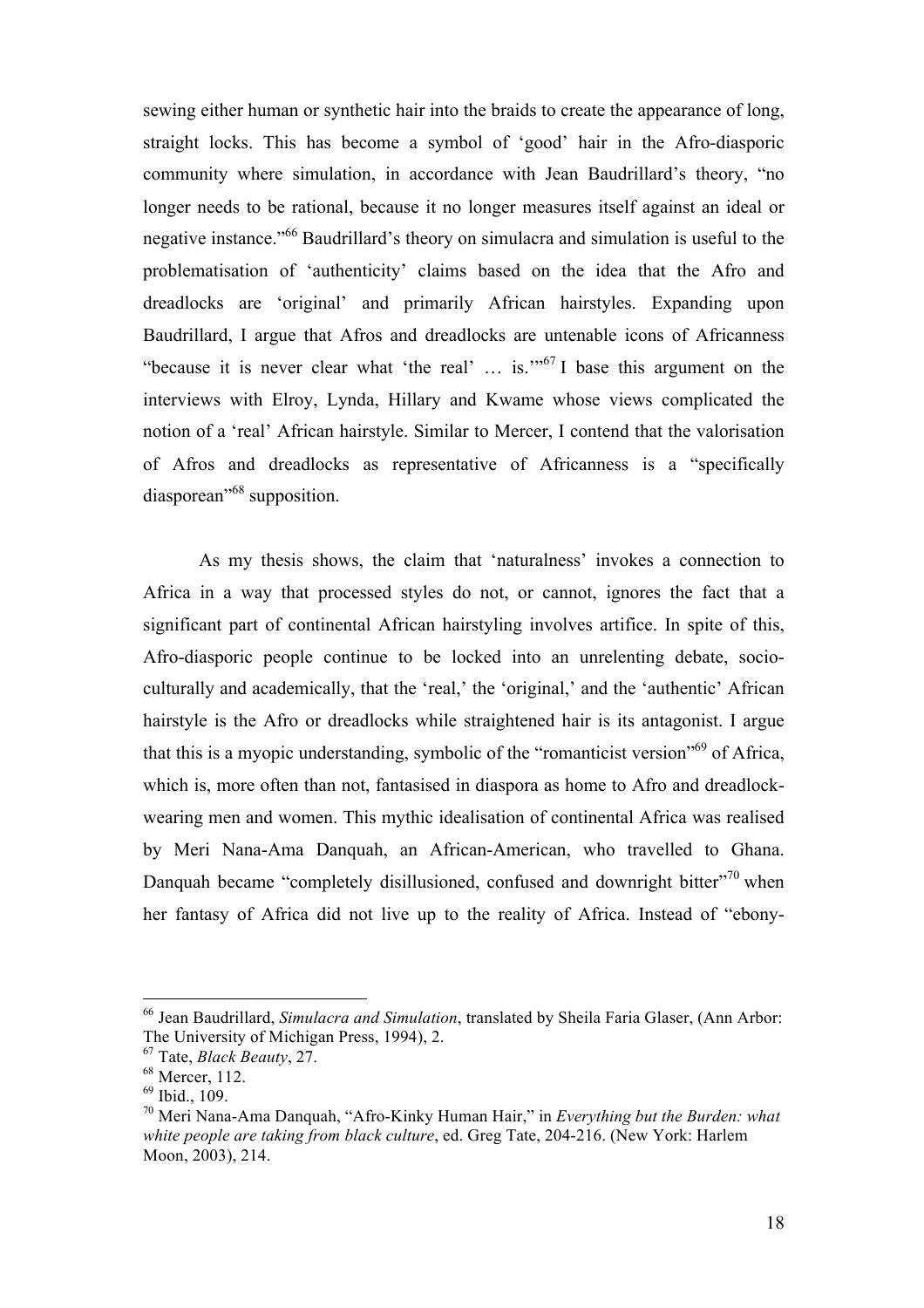sewing either human or synthetic hair into the braids to create the appearance of long, straight locks. This has become a symbol of 'good' hair in the Afro-diasporic community where simulation, in accordance with Jean Baudrillard's theory, "no longer needs to be rational, because it no longer measures itself against an ideal or negative instance."[66] Baudrillard's theory on simulacra and simulation is useful to the problematisation of 'authenticity' claims based on the idea that the Afro and dreadlocks are 'original' and primarily African hairstyles. Expanding upon Baudrillard, I argue that Afros and dreadlocks are untenable icons of Africanness "because it is never clear what 'the real' … is.'"[67] I base this argument on the interviews with Elroy, Lynda, Hillary and Kwame whose views complicated the notion of a 'real' African hairstyle. Similar to Mercer, I contend that the valorisation of Afros and dreadlocks as representative of Africanness is a "specifically diasporean"[68] supposition.

As my thesis shows, the claim that 'naturalness' invokes a connection to Africa in a way that processed styles do not, or cannot, ignores the fact that a significant part of continental African hairstyling involves artifice. In spite of this, Afro-diasporic people continue to be locked into an unrelenting debate, socio-culturally and academically, that the 'real,' the 'original,' and the 'authentic' African hairstyle is the Afro or dreadlocks while straightened hair is its antagonist. I argue that this is a myopic understanding, symbolic of the "romanticist version"[69] of Africa, which is, more often than not, fantasised in diaspora as home to Afro and dreadlock-wearing men and women. This mythic idealisation of continental Africa was realised by Meri Nana-Ama Danquah, an African-American, who travelled to Ghana. Danquah became "completely disillusioned, confused and downright bitter"[70] when her fantasy of Africa did not live up to the reality of Africa. Instead of "ebony-

---

[66] Jean Baudrillard, *Simulacra and Simulation*, translated by Sheila Faria Glaser, (Ann Arbor: The University of Michigan Press, 1994), 2.

[67] Tate, *Black Beauty*, 27.

[68] Mercer, 112.

[69] Ibid., 109.

[70] Meri Nana-Ama Danquah, "Afro-Kinky Human Hair," in *Everything but the Burden: what white people are taking from black culture*, ed. Greg Tate, 204-216. (New York: Harlem Moon, 2003), 214.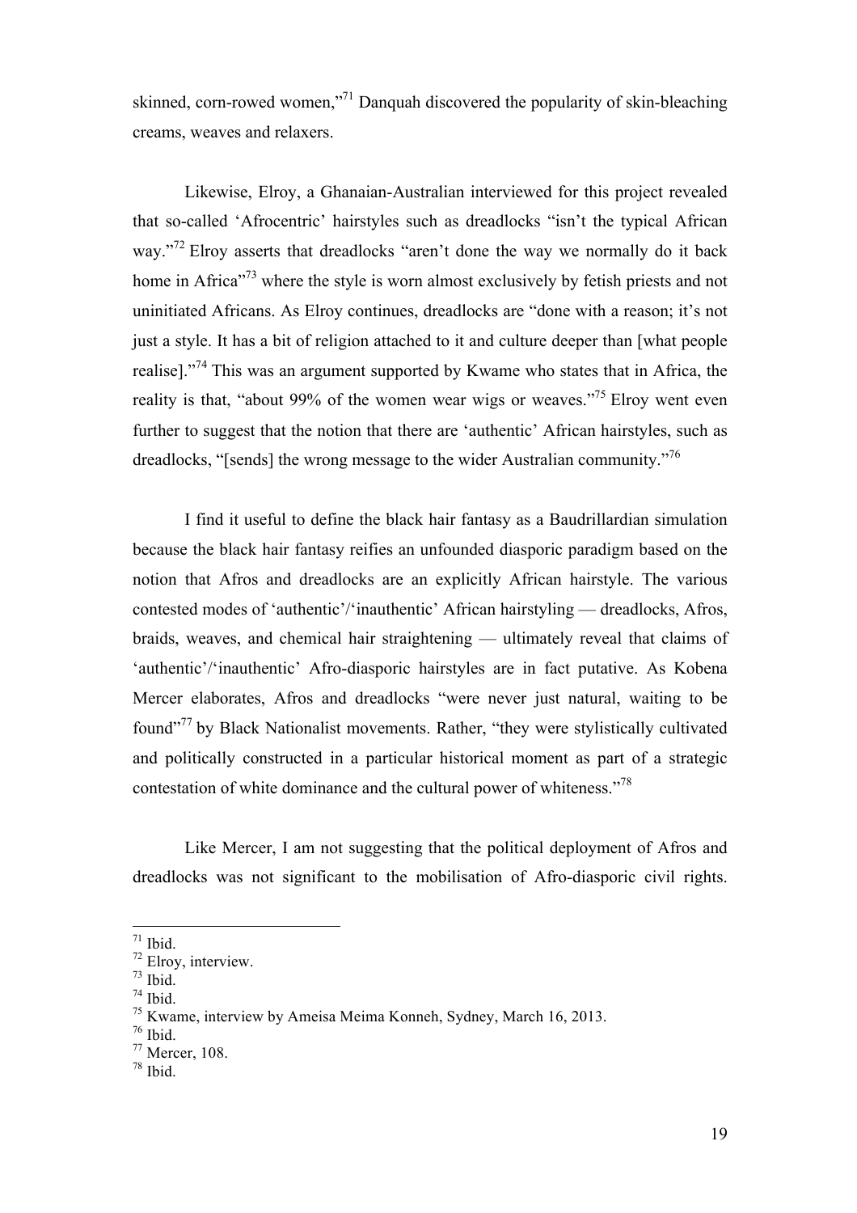skinned, corn-rowed women,"[71] Danquah discovered the popularity of skin-bleaching creams, weaves and relaxers.

Likewise, Elroy, a Ghanaian-Australian interviewed for this project revealed that so-called 'Afrocentric' hairstyles such as dreadlocks "isn't the typical African way."[72] Elroy asserts that dreadlocks "aren't done the way we normally do it back home in Africa"[73] where the style is worn almost exclusively by fetish priests and not uninitiated Africans. As Elroy continues, dreadlocks are "done with a reason; it's not just a style. It has a bit of religion attached to it and culture deeper than [what people realise]."[74] This was an argument supported by Kwame who states that in Africa, the reality is that, "about 99% of the women wear wigs or weaves."[75] Elroy went even further to suggest that the notion that there are 'authentic' African hairstyles, such as dreadlocks, "[sends] the wrong message to the wider Australian community."[76]

I find it useful to define the black hair fantasy as a Baudrillardian simulation because the black hair fantasy reifies an unfounded diasporic paradigm based on the notion that Afros and dreadlocks are an explicitly African hairstyle. The various contested modes of 'authentic'/'inauthentic' African hairstyling — dreadlocks, Afros, braids, weaves, and chemical hair straightening — ultimately reveal that claims of 'authentic'/'inauthentic' Afro-diasporic hairstyles are in fact putative. As Kobena Mercer elaborates, Afros and dreadlocks "were never just natural, waiting to be found"[77] by Black Nationalist movements. Rather, "they were stylistically cultivated and politically constructed in a particular historical moment as part of a strategic contestation of white dominance and the cultural power of whiteness."[78]

Like Mercer, I am not suggesting that the political deployment of Afros and dreadlocks was not significant to the mobilisation of Afro-diasporic civil rights.

---

[71] Ibid.
[72] Elroy, interview.
[73] Ibid.
[74] Ibid.
[75] Kwame, interview by Ameisa Meima Konneh, Sydney, March 16, 2013.
[76] Ibid.
[77] Mercer, 108.
[78] Ibid.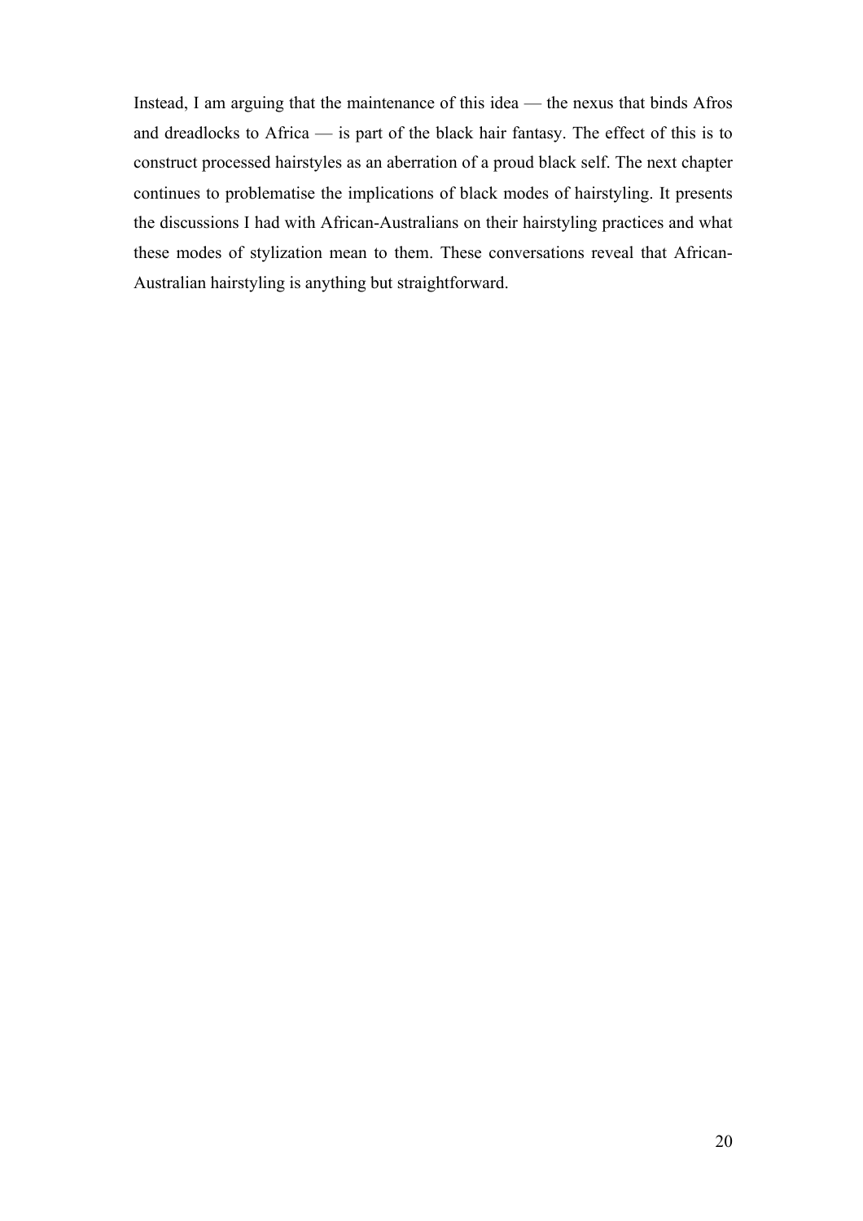Instead, I am arguing that the maintenance of this idea — the nexus that binds Afros and dreadlocks to Africa — is part of the black hair fantasy. The effect of this is to construct processed hairstyles as an aberration of a proud black self. The next chapter continues to problematise the implications of black modes of hairstyling. It presents the discussions I had with African-Australians on their hairstyling practices and what these modes of stylization mean to them. These conversations reveal that African-Australian hairstyling is anything but straightforward.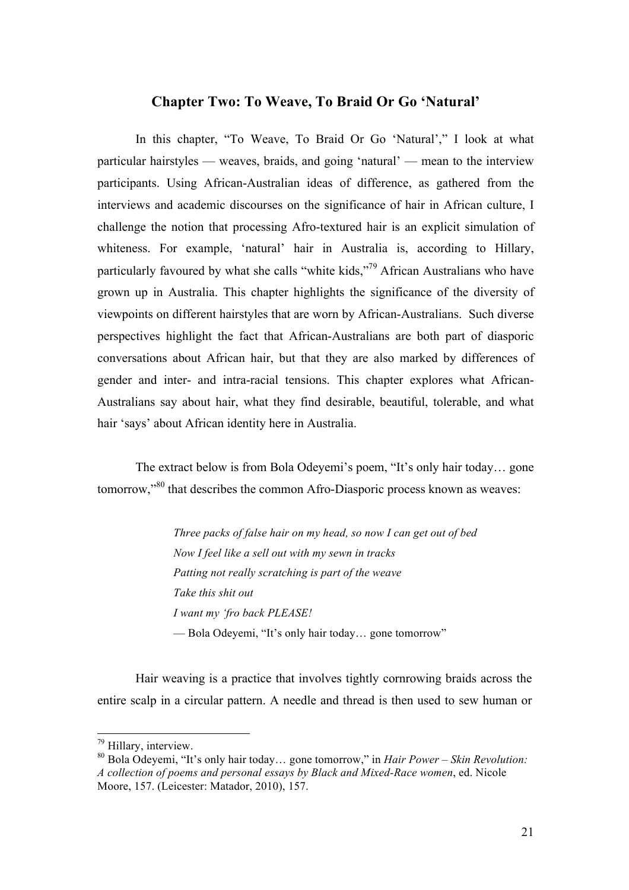## Chapter Two: To Weave, To Braid Or Go 'Natural'

In this chapter, "To Weave, To Braid Or Go 'Natural'," I look at what particular hairstyles — weaves, braids, and going 'natural' — mean to the interview participants. Using African-Australian ideas of difference, as gathered from the interviews and academic discourses on the significance of hair in African culture, I challenge the notion that processing Afro-textured hair is an explicit simulation of whiteness. For example, 'natural' hair in Australia is, according to Hillary, particularly favoured by what she calls "white kids,"[79] African Australians who have grown up in Australia. This chapter highlights the significance of the diversity of viewpoints on different hairstyles that are worn by African-Australians. Such diverse perspectives highlight the fact that African-Australians are both part of diasporic conversations about African hair, but that they are also marked by differences of gender and inter- and intra-racial tensions. This chapter explores what African-Australians say about hair, what they find desirable, beautiful, tolerable, and what hair 'says' about African identity here in Australia.

The extract below is from Bola Odeyemi's poem, "It's only hair today… gone tomorrow,"[80] that describes the common Afro-Diasporic process known as weaves:

> *Three packs of false hair on my head, so now I can get out of bed*
> *Now I feel like a sell out with my sewn in tracks*
> *Patting not really scratching is part of the weave*
> *Take this shit out*
> *I want my 'fro back PLEASE!*
> — Bola Odeyemi, "It's only hair today… gone tomorrow"

Hair weaving is a practice that involves tightly cornrowing braids across the entire scalp in a circular pattern. A needle and thread is then used to sew human or

---

[79] Hillary, interview.

[80] Bola Odeyemi, "It's only hair today… gone tomorrow," in *Hair Power – Skin Revolution: A collection of poems and personal essays by Black and Mixed-Race women*, ed. Nicole Moore, 157. (Leicester: Matador, 2010), 157.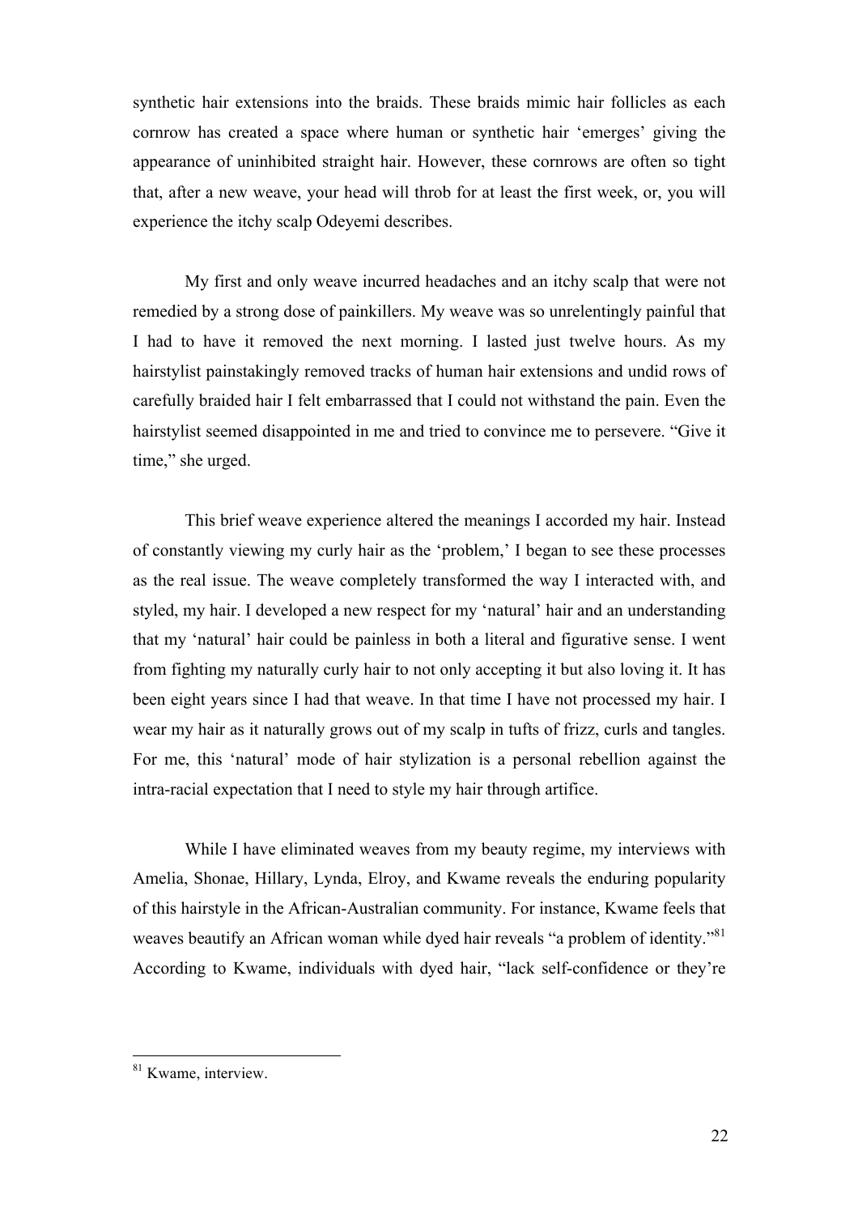synthetic hair extensions into the braids. These braids mimic hair follicles as each cornrow has created a space where human or synthetic hair 'emerges' giving the appearance of uninhibited straight hair. However, these cornrows are often so tight that, after a new weave, your head will throb for at least the first week, or, you will experience the itchy scalp Odeyemi describes.

My first and only weave incurred headaches and an itchy scalp that were not remedied by a strong dose of painkillers. My weave was so unrelentingly painful that I had to have it removed the next morning. I lasted just twelve hours. As my hairstylist painstakingly removed tracks of human hair extensions and undid rows of carefully braided hair I felt embarrassed that I could not withstand the pain. Even the hairstylist seemed disappointed in me and tried to convince me to persevere. "Give it time," she urged.

This brief weave experience altered the meanings I accorded my hair. Instead of constantly viewing my curly hair as the 'problem,' I began to see these processes as the real issue. The weave completely transformed the way I interacted with, and styled, my hair. I developed a new respect for my 'natural' hair and an understanding that my 'natural' hair could be painless in both a literal and figurative sense. I went from fighting my naturally curly hair to not only accepting it but also loving it. It has been eight years since I had that weave. In that time I have not processed my hair. I wear my hair as it naturally grows out of my scalp in tufts of frizz, curls and tangles. For me, this 'natural' mode of hair stylization is a personal rebellion against the intra-racial expectation that I need to style my hair through artifice.

While I have eliminated weaves from my beauty regime, my interviews with Amelia, Shonae, Hillary, Lynda, Elroy, and Kwame reveals the enduring popularity of this hairstyle in the African-Australian community. For instance, Kwame feels that weaves beautify an African woman while dyed hair reveals "a problem of identity."[81] According to Kwame, individuals with dyed hair, "lack self-confidence or they're

---

[81] Kwame, interview.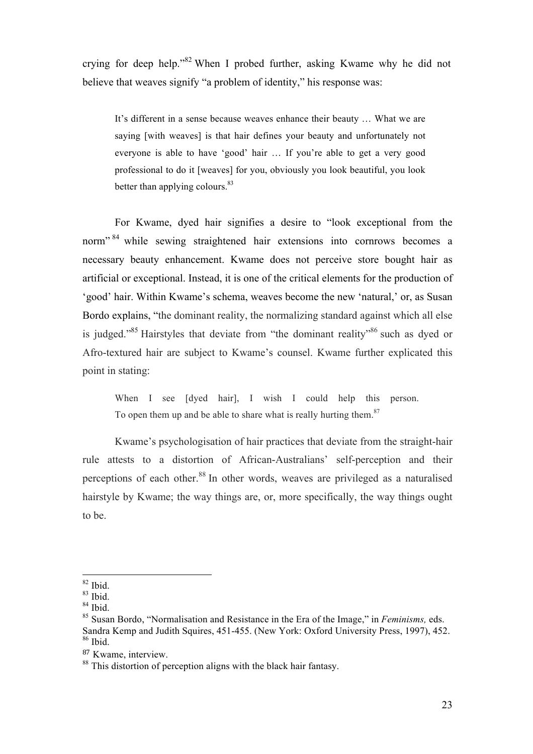crying for deep help."[82] When I probed further, asking Kwame why he did not believe that weaves signify "a problem of identity," his response was:

> It's different in a sense because weaves enhance their beauty … What we are saying [with weaves] is that hair defines your beauty and unfortunately not everyone is able to have 'good' hair … If you're able to get a very good professional to do it [weaves] for you, obviously you look beautiful, you look better than applying colours.[83]

For Kwame, dyed hair signifies a desire to "look exceptional from the norm"[84] while sewing straightened hair extensions into cornrows becomes a necessary beauty enhancement. Kwame does not perceive store bought hair as artificial or exceptional. Instead, it is one of the critical elements for the production of 'good' hair. Within Kwame's schema, weaves become the new 'natural,' or, as Susan Bordo explains, "the dominant reality, the normalizing standard against which all else is judged."[85] Hairstyles that deviate from "the dominant reality"[86] such as dyed or Afro-textured hair are subject to Kwame's counsel. Kwame further explicated this point in stating:

> When I see [dyed hair], I wish I could help this person. To open them up and be able to share what is really hurting them.[87]

Kwame's psychologisation of hair practices that deviate from the straight-hair rule attests to a distortion of African-Australians' self-perception and their perceptions of each other.[88] In other words, weaves are privileged as a naturalised hairstyle by Kwame; the way things are, or, more specifically, the way things ought to be.

---

[82] Ibid.
[83] Ibid.
[84] Ibid.
[85] Susan Bordo, "Normalisation and Resistance in the Era of the Image," in *Feminisms,* eds. Sandra Kemp and Judith Squires, 451-455. (New York: Oxford University Press, 1997), 452.
[86] Ibid.
[87] Kwame, interview.
[88] This distortion of perception aligns with the black hair fantasy.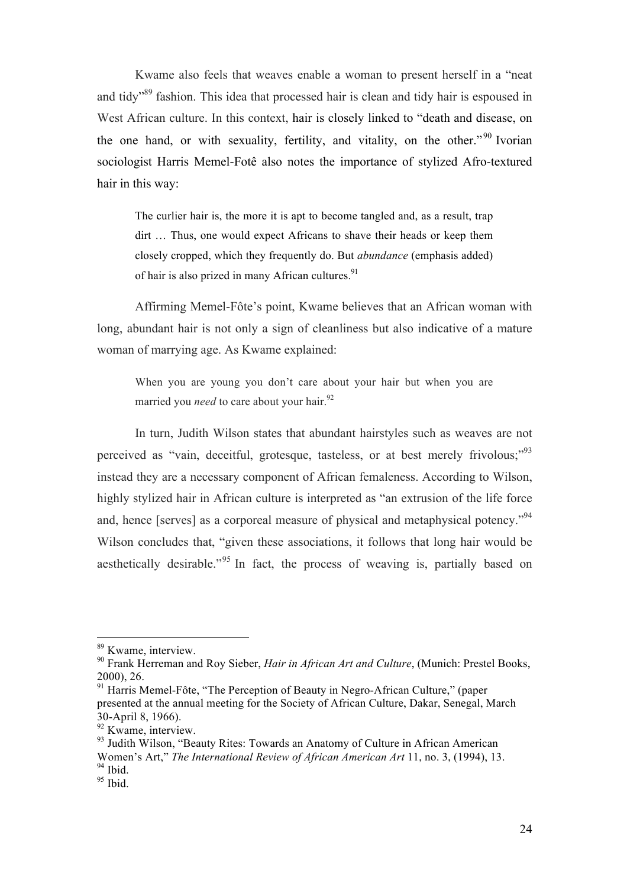Kwame also feels that weaves enable a woman to present herself in a "neat and tidy"[89] fashion. This idea that processed hair is clean and tidy hair is espoused in West African culture. In this context, hair is closely linked to "death and disease, on the one hand, or with sexuality, fertility, and vitality, on the other."[90] Ivorian sociologist Harris Memel-Fotê also notes the importance of stylized Afro-textured hair in this way:

> The curlier hair is, the more it is apt to become tangled and, as a result, trap dirt … Thus, one would expect Africans to shave their heads or keep them closely cropped, which they frequently do. But *abundance* (emphasis added) of hair is also prized in many African cultures.[91]

Affirming Memel-Fôte's point, Kwame believes that an African woman with long, abundant hair is not only a sign of cleanliness but also indicative of a mature woman of marrying age. As Kwame explained:

> When you are young you don't care about your hair but when you are married you *need* to care about your hair.[92]

In turn, Judith Wilson states that abundant hairstyles such as weaves are not perceived as "vain, deceitful, grotesque, tasteless, or at best merely frivolous;"[93] instead they are a necessary component of African femaleness. According to Wilson, highly stylized hair in African culture is interpreted as "an extrusion of the life force and, hence [serves] as a corporeal measure of physical and metaphysical potency."[94] Wilson concludes that, "given these associations, it follows that long hair would be aesthetically desirable."[95] In fact, the process of weaving is, partially based on

---

[89] Kwame, interview.

[90] Frank Herreman and Roy Sieber, *Hair in African Art and Culture*, (Munich: Prestel Books, 2000), 26.

[91] Harris Memel-Fôte, "The Perception of Beauty in Negro-African Culture," (paper presented at the annual meeting for the Society of African Culture, Dakar, Senegal, March 30-April 8, 1966).

[92] Kwame, interview.

[93] Judith Wilson, "Beauty Rites: Towards an Anatomy of Culture in African American Women's Art," *The International Review of African American Art* 11, no. 3, (1994), 13.

[94] Ibid.

[95] Ibid.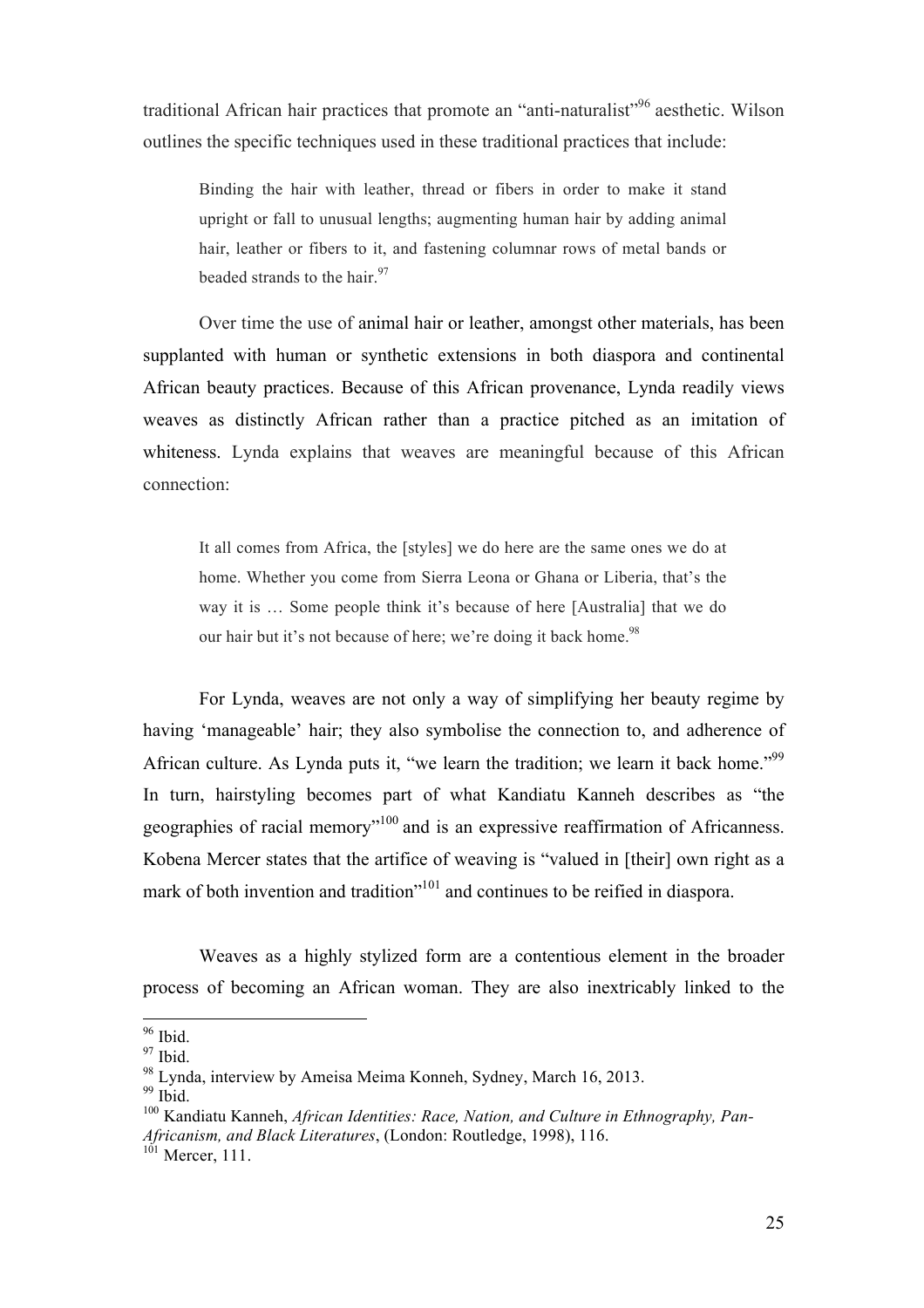traditional African hair practices that promote an "anti-naturalist"[96] aesthetic. Wilson outlines the specific techniques used in these traditional practices that include:

> Binding the hair with leather, thread or fibers in order to make it stand upright or fall to unusual lengths; augmenting human hair by adding animal hair, leather or fibers to it, and fastening columnar rows of metal bands or beaded strands to the hair.[97]

Over time the use of animal hair or leather, amongst other materials, has been supplanted with human or synthetic extensions in both diaspora and continental African beauty practices. Because of this African provenance, Lynda readily views weaves as distinctly African rather than a practice pitched as an imitation of whiteness. Lynda explains that weaves are meaningful because of this African connection:

> It all comes from Africa, the [styles] we do here are the same ones we do at home. Whether you come from Sierra Leona or Ghana or Liberia, that's the way it is … Some people think it's because of here [Australia] that we do our hair but it's not because of here; we're doing it back home.[98]

For Lynda, weaves are not only a way of simplifying her beauty regime by having 'manageable' hair; they also symbolise the connection to, and adherence of African culture. As Lynda puts it, "we learn the tradition; we learn it back home."[99] In turn, hairstyling becomes part of what Kandiatu Kanneh describes as "the geographies of racial memory"[100] and is an expressive reaffirmation of Africanness. Kobena Mercer states that the artifice of weaving is "valued in [their] own right as a mark of both invention and tradition"[101] and continues to be reified in diaspora.

Weaves as a highly stylized form are a contentious element in the broader process of becoming an African woman. They are also inextricably linked to the

---

[96] Ibid.

[97] Ibid.

[98] Lynda, interview by Ameisa Meima Konneh, Sydney, March 16, 2013.

[99] Ibid.

[100] Kandiatu Kanneh, *African Identities: Race, Nation, and Culture in Ethnography, Pan-Africanism, and Black Literatures*, (London: Routledge, 1998), 116.

[101] Mercer, 111.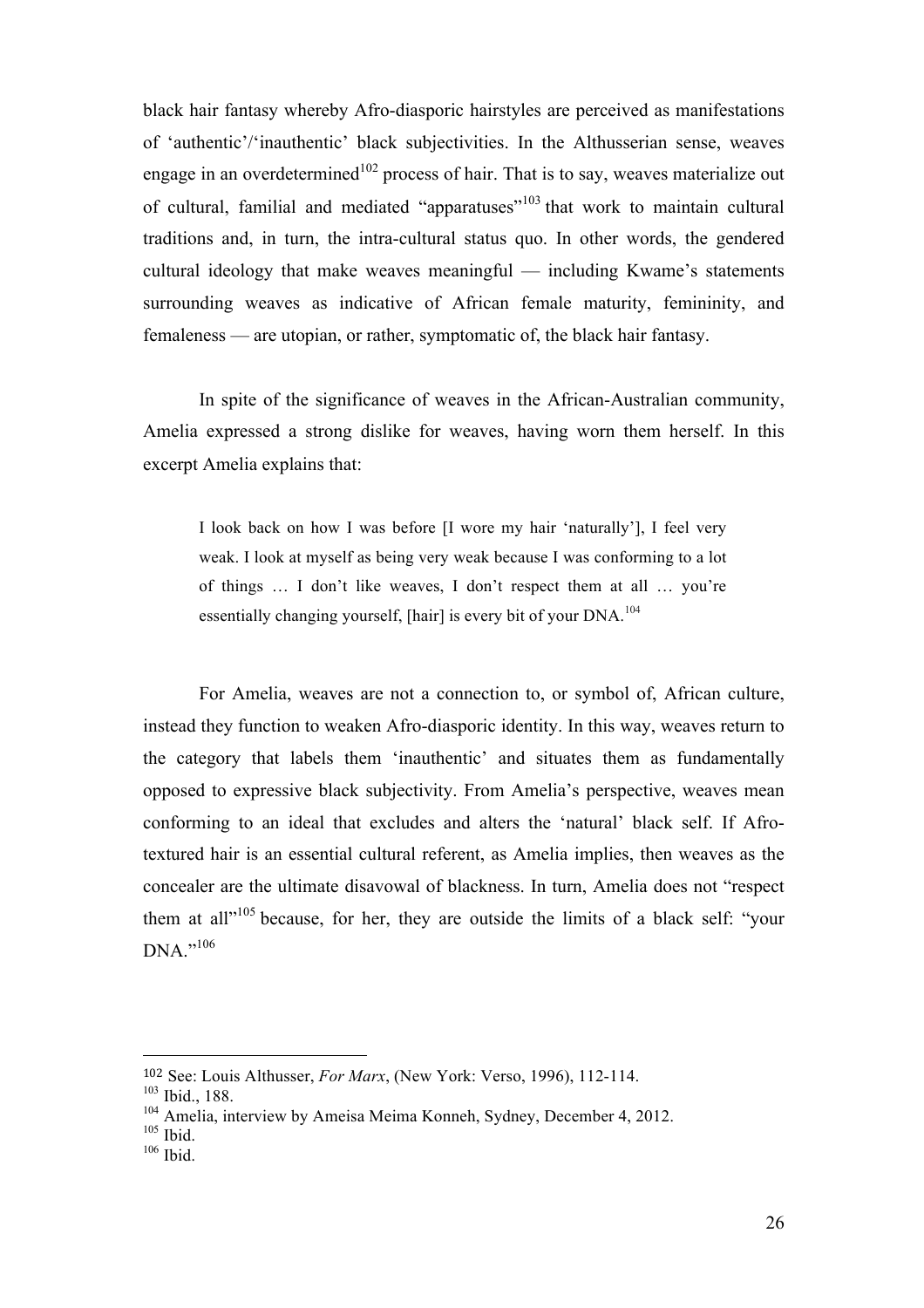black hair fantasy whereby Afro-diasporic hairstyles are perceived as manifestations of 'authentic'/'inauthentic' black subjectivities. In the Althusserian sense, weaves engage in an overdetermined[102] process of hair. That is to say, weaves materialize out of cultural, familial and mediated "apparatuses"[103] that work to maintain cultural traditions and, in turn, the intra-cultural status quo. In other words, the gendered cultural ideology that make weaves meaningful — including Kwame's statements surrounding weaves as indicative of African female maturity, femininity, and femaleness — are utopian, or rather, symptomatic of, the black hair fantasy.

In spite of the significance of weaves in the African-Australian community, Amelia expressed a strong dislike for weaves, having worn them herself. In this excerpt Amelia explains that:

> I look back on how I was before [I wore my hair 'naturally'], I feel very weak. I look at myself as being very weak because I was conforming to a lot of things … I don't like weaves, I don't respect them at all … you're essentially changing yourself, [hair] is every bit of your DNA.[104]

For Amelia, weaves are not a connection to, or symbol of, African culture, instead they function to weaken Afro-diasporic identity. In this way, weaves return to the category that labels them 'inauthentic' and situates them as fundamentally opposed to expressive black subjectivity. From Amelia's perspective, weaves mean conforming to an ideal that excludes and alters the 'natural' black self. If Afro-textured hair is an essential cultural referent, as Amelia implies, then weaves as the concealer are the ultimate disavowal of blackness. In turn, Amelia does not "respect them at all"[105] because, for her, they are outside the limits of a black self: "your DNA."[106]

---

102 See: Louis Althusser, *For Marx*, (New York: Verso, 1996), 112-114.
103 Ibid., 188.
104 Amelia, interview by Ameisa Meima Konneh, Sydney, December 4, 2012.
105 Ibid.
106 Ibid.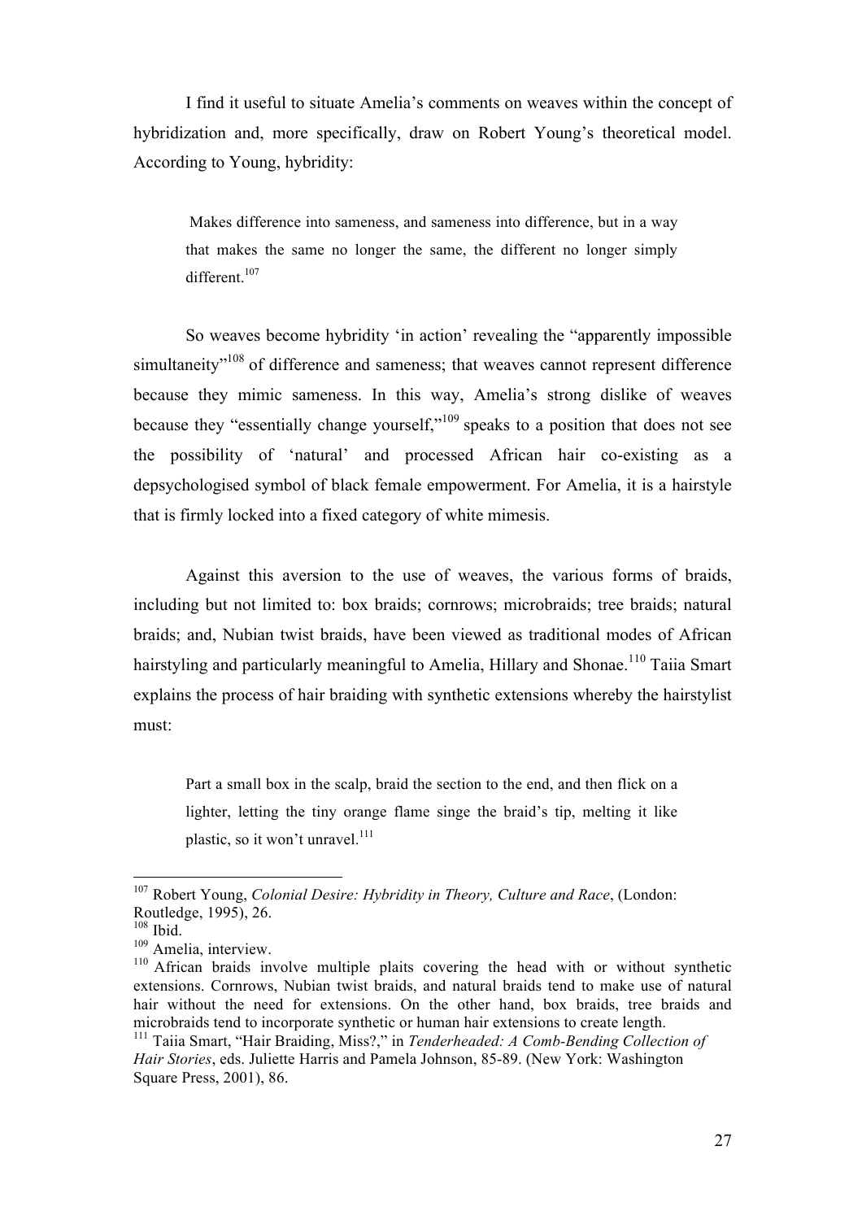I find it useful to situate Amelia's comments on weaves within the concept of hybridization and, more specifically, draw on Robert Young's theoretical model. According to Young, hybridity:

> Makes difference into sameness, and sameness into difference, but in a way that makes the same no longer the same, the different no longer simply different.[107]

So weaves become hybridity 'in action' revealing the "apparently impossible simultaneity"[108] of difference and sameness; that weaves cannot represent difference because they mimic sameness. In this way, Amelia's strong dislike of weaves because they "essentially change yourself,"[109] speaks to a position that does not see the possibility of 'natural' and processed African hair co-existing as a depsychologised symbol of black female empowerment. For Amelia, it is a hairstyle that is firmly locked into a fixed category of white mimesis.

Against this aversion to the use of weaves, the various forms of braids, including but not limited to: box braids; cornrows; microbraids; tree braids; natural braids; and, Nubian twist braids, have been viewed as traditional modes of African hairstyling and particularly meaningful to Amelia, Hillary and Shonae.[110] Taiia Smart explains the process of hair braiding with synthetic extensions whereby the hairstylist must:

> Part a small box in the scalp, braid the section to the end, and then flick on a lighter, letting the tiny orange flame singe the braid's tip, melting it like plastic, so it won't unravel.[111]

---

[107] Robert Young, *Colonial Desire: Hybridity in Theory, Culture and Race*, (London: Routledge, 1995), 26.

[108] Ibid.

[109] Amelia, interview.

[110] African braids involve multiple plaits covering the head with or without synthetic extensions. Cornrows, Nubian twist braids, and natural braids tend to make use of natural hair without the need for extensions. On the other hand, box braids, tree braids and microbraids tend to incorporate synthetic or human hair extensions to create length.

[111] Taiia Smart, "Hair Braiding, Miss?," in *Tenderheaded: A Comb-Bending Collection of Hair Stories*, eds. Juliette Harris and Pamela Johnson, 85-89. (New York: Washington Square Press, 2001), 86.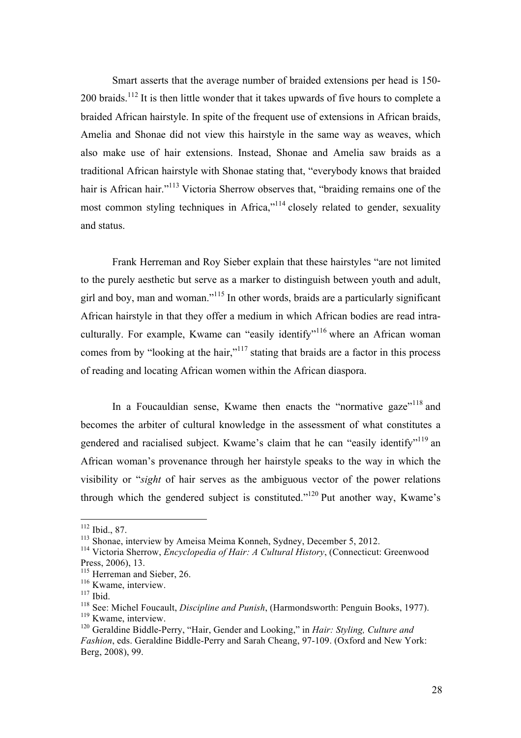Smart asserts that the average number of braided extensions per head is 150-200 braids.[112] It is then little wonder that it takes upwards of five hours to complete a braided African hairstyle. In spite of the frequent use of extensions in African braids, Amelia and Shonae did not view this hairstyle in the same way as weaves, which also make use of hair extensions. Instead, Shonae and Amelia saw braids as a traditional African hairstyle with Shonae stating that, "everybody knows that braided hair is African hair."[113] Victoria Sherrow observes that, "braiding remains one of the most common styling techniques in Africa,"[114] closely related to gender, sexuality and status.

Frank Herreman and Roy Sieber explain that these hairstyles "are not limited to the purely aesthetic but serve as a marker to distinguish between youth and adult, girl and boy, man and woman."[115] In other words, braids are a particularly significant African hairstyle in that they offer a medium in which African bodies are read intra-culturally. For example, Kwame can "easily identify"[116] where an African woman comes from by "looking at the hair,"[117] stating that braids are a factor in this process of reading and locating African women within the African diaspora.

In a Foucauldian sense, Kwame then enacts the "normative gaze"[118] and becomes the arbiter of cultural knowledge in the assessment of what constitutes a gendered and racialised subject. Kwame's claim that he can "easily identify"[119] an African woman's provenance through her hairstyle speaks to the way in which the visibility or "*sight* of hair serves as the ambiguous vector of the power relations through which the gendered subject is constituted."[120] Put another way, Kwame's

---

[112] Ibid., 87.

[113] Shonae, interview by Ameisa Meima Konneh, Sydney, December 5, 2012.

[114] Victoria Sherrow, *Encyclopedia of Hair: A Cultural History*, (Connecticut: Greenwood Press, 2006), 13.

[115] Herreman and Sieber, 26.

[116] Kwame, interview.

[117] Ibid.

[118] See: Michel Foucault, *Discipline and Punish*, (Harmondsworth: Penguin Books, 1977).

[119] Kwame, interview.

[120] Geraldine Biddle-Perry, "Hair, Gender and Looking," in *Hair: Styling, Culture and Fashion*, eds. Geraldine Biddle-Perry and Sarah Cheang, 97-109. (Oxford and New York: Berg, 2008), 99.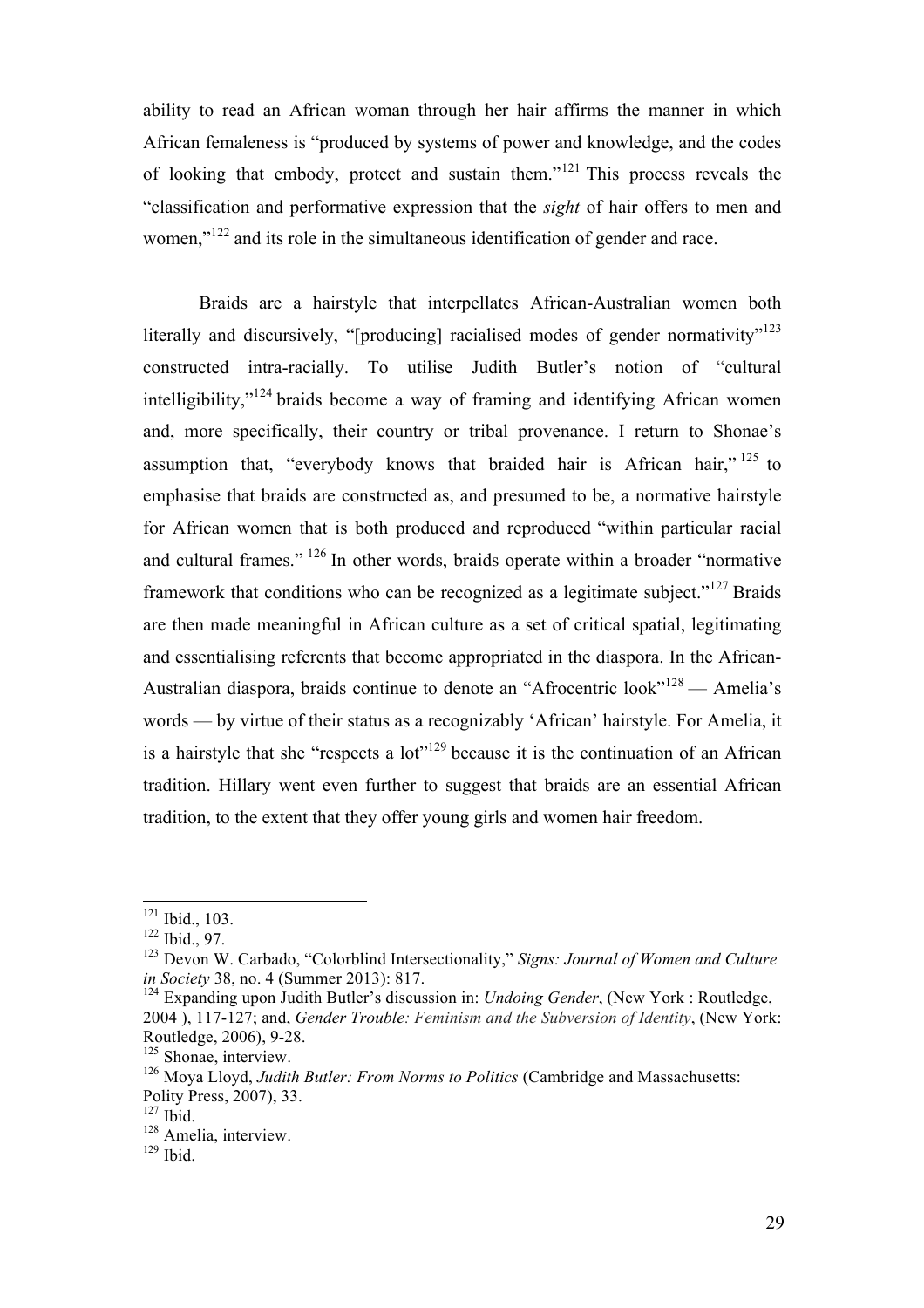ability to read an African woman through her hair affirms the manner in which African femaleness is "produced by systems of power and knowledge, and the codes of looking that embody, protect and sustain them."[121] This process reveals the "classification and performative expression that the *sight* of hair offers to men and women,"[122] and its role in the simultaneous identification of gender and race.

Braids are a hairstyle that interpellates African-Australian women both literally and discursively, "[producing] racialised modes of gender normativity"[123] constructed intra-racially. To utilise Judith Butler's notion of "cultural intelligibility,"[124] braids become a way of framing and identifying African women and, more specifically, their country or tribal provenance. I return to Shonae's assumption that, "everybody knows that braided hair is African hair,"[125] to emphasise that braids are constructed as, and presumed to be, a normative hairstyle for African women that is both produced and reproduced "within particular racial and cultural frames."[126] In other words, braids operate within a broader "normative framework that conditions who can be recognized as a legitimate subject."[127] Braids are then made meaningful in African culture as a set of critical spatial, legitimating and essentialising referents that become appropriated in the diaspora. In the African-Australian diaspora, braids continue to denote an "Afrocentric look"[128] — Amelia's words — by virtue of their status as a recognizably 'African' hairstyle. For Amelia, it is a hairstyle that she "respects a lot"[129] because it is the continuation of an African tradition. Hillary went even further to suggest that braids are an essential African tradition, to the extent that they offer young girls and women hair freedom.

---

[121] Ibid., 103.

[122] Ibid., 97.

[123] Devon W. Carbado, "Colorblind Intersectionality," *Signs: Journal of Women and Culture in Society* 38, no. 4 (Summer 2013): 817.

[124] Expanding upon Judith Butler's discussion in: *Undoing Gender*, (New York : Routledge, 2004 ), 117-127; and, *Gender Trouble: Feminism and the Subversion of Identity*, (New York: Routledge, 2006), 9-28.

[125] Shonae, interview.

[126] Moya Lloyd, *Judith Butler: From Norms to Politics* (Cambridge and Massachusetts: Polity Press, 2007), 33.

[127] Ibid.

[128] Amelia, interview.

[129] Ibid.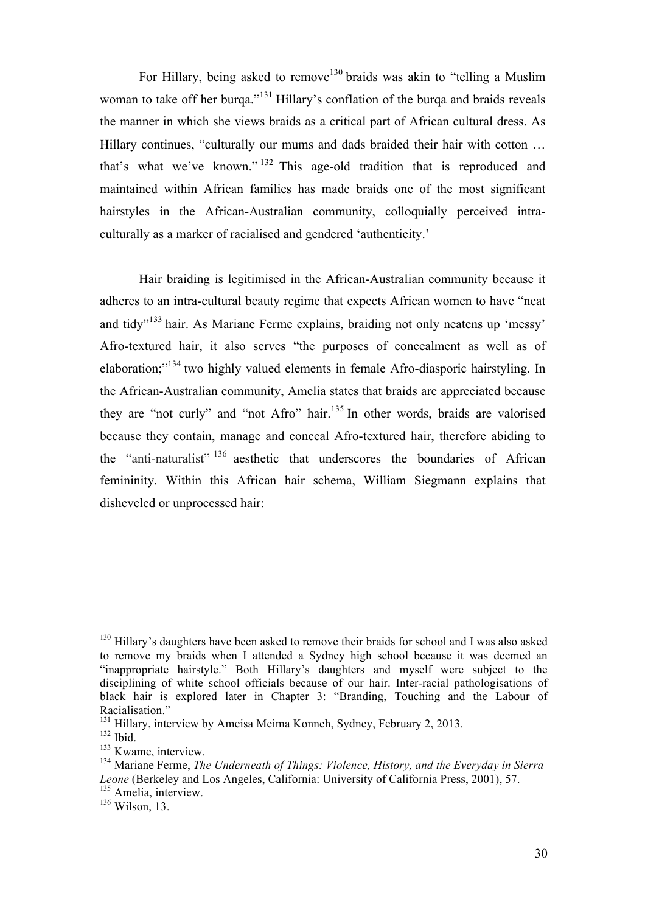For Hillary, being asked to remove[130] braids was akin to "telling a Muslim woman to take off her burqa."[131] Hillary's conflation of the burqa and braids reveals the manner in which she views braids as a critical part of African cultural dress. As Hillary continues, "culturally our mums and dads braided their hair with cotton … that's what we've known."[132] This age-old tradition that is reproduced and maintained within African families has made braids one of the most significant hairstyles in the African-Australian community, colloquially perceived intra-culturally as a marker of racialised and gendered 'authenticity.'

Hair braiding is legitimised in the African-Australian community because it adheres to an intra-cultural beauty regime that expects African women to have "neat and tidy"[133] hair. As Mariane Ferme explains, braiding not only neatens up 'messy' Afro-textured hair, it also serves "the purposes of concealment as well as of elaboration;"[134] two highly valued elements in female Afro-diasporic hairstyling. In the African-Australian community, Amelia states that braids are appreciated because they are "not curly" and "not Afro" hair.[135] In other words, braids are valorised because they contain, manage and conceal Afro-textured hair, therefore abiding to the "anti-naturalist"[136] aesthetic that underscores the boundaries of African femininity. Within this African hair schema, William Siegmann explains that disheveled or unprocessed hair:

---

[130] Hillary's daughters have been asked to remove their braids for school and I was also asked to remove my braids when I attended a Sydney high school because it was deemed an "inappropriate hairstyle." Both Hillary's daughters and myself were subject to the disciplining of white school officials because of our hair. Inter-racial pathologisations of black hair is explored later in Chapter 3: "Branding, Touching and the Labour of Racialisation."

[131] Hillary, interview by Ameisa Meima Konneh, Sydney, February 2, 2013.

[132] Ibid.

[133] Kwame, interview.

[134] Mariane Ferme, *The Underneath of Things: Violence, History, and the Everyday in Sierra Leone* (Berkeley and Los Angeles, California: University of California Press, 2001), 57.

[135] Amelia, interview.

[136] Wilson, 13.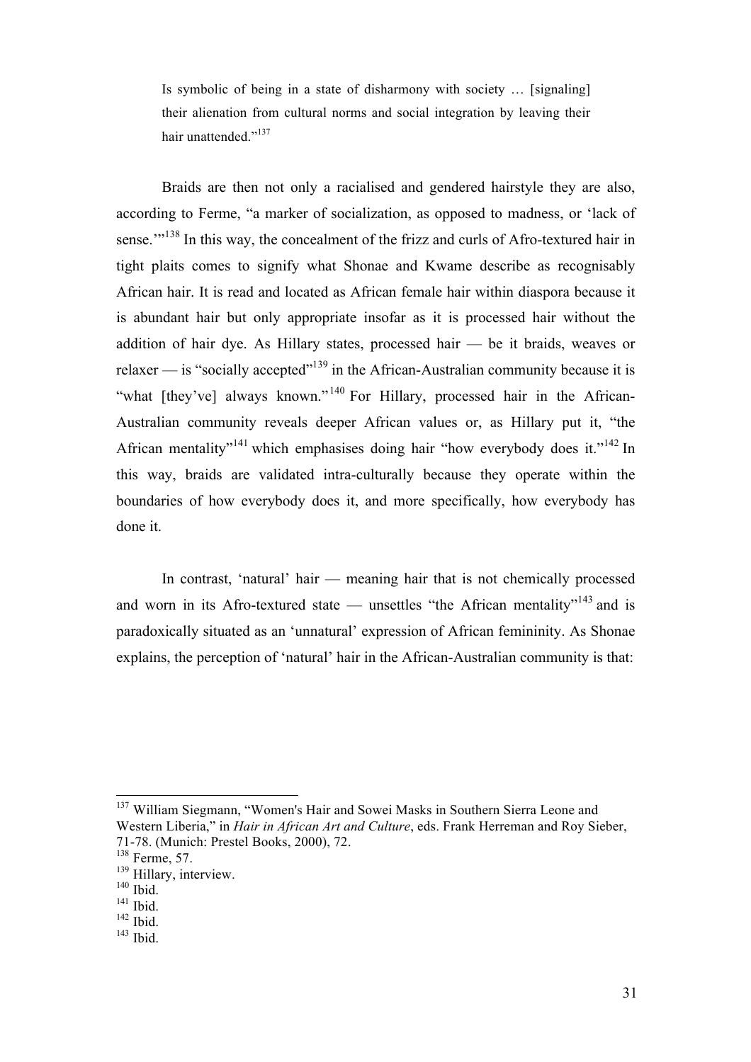> Is symbolic of being in a state of disharmony with society … [signaling] their alienation from cultural norms and social integration by leaving their hair unattended."[137]

Braids are then not only a racialised and gendered hairstyle they are also, according to Ferme, "a marker of socialization, as opposed to madness, or 'lack of sense.'"[138] In this way, the concealment of the frizz and curls of Afro-textured hair in tight plaits comes to signify what Shonae and Kwame describe as recognisably African hair. It is read and located as African female hair within diaspora because it is abundant hair but only appropriate insofar as it is processed hair without the addition of hair dye. As Hillary states, processed hair — be it braids, weaves or relaxer — is "socially accepted"[139] in the African-Australian community because it is "what [they've] always known."[140] For Hillary, processed hair in the African-Australian community reveals deeper African values or, as Hillary put it, "the African mentality"[141] which emphasises doing hair "how everybody does it."[142] In this way, braids are validated intra-culturally because they operate within the boundaries of how everybody does it, and more specifically, how everybody has done it.

In contrast, 'natural' hair — meaning hair that is not chemically processed and worn in its Afro-textured state — unsettles "the African mentality"[143] and is paradoxically situated as an 'unnatural' expression of African femininity. As Shonae explains, the perception of 'natural' hair in the African-Australian community is that:

---

[137] William Siegmann, "Women's Hair and Sowei Masks in Southern Sierra Leone and Western Liberia," in *Hair in African Art and Culture*, eds. Frank Herreman and Roy Sieber, 71-78. (Munich: Prestel Books, 2000), 72.

[138] Ferme, 57.

[139] Hillary, interview.

[140] Ibid.

[141] Ibid.

[142] Ibid.

[143] Ibid.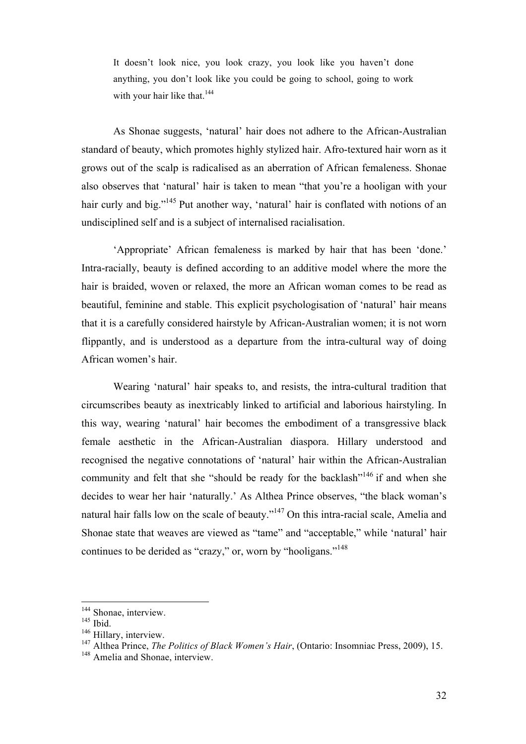> It doesn't look nice, you look crazy, you look like you haven't done anything, you don't look like you could be going to school, going to work with your hair like that.[144]

As Shonae suggests, 'natural' hair does not adhere to the African-Australian standard of beauty, which promotes highly stylized hair. Afro-textured hair worn as it grows out of the scalp is radicalised as an aberration of African femaleness. Shonae also observes that 'natural' hair is taken to mean "that you're a hooligan with your hair curly and big."[145] Put another way, 'natural' hair is conflated with notions of an undisciplined self and is a subject of internalised racialisation.

'Appropriate' African femaleness is marked by hair that has been 'done.' Intra-racially, beauty is defined according to an additive model where the more the hair is braided, woven or relaxed, the more an African woman comes to be read as beautiful, feminine and stable. This explicit psychologisation of 'natural' hair means that it is a carefully considered hairstyle by African-Australian women; it is not worn flippantly, and is understood as a departure from the intra-cultural way of doing African women's hair.

Wearing 'natural' hair speaks to, and resists, the intra-cultural tradition that circumscribes beauty as inextricably linked to artificial and laborious hairstyling. In this way, wearing 'natural' hair becomes the embodiment of a transgressive black female aesthetic in the African-Australian diaspora. Hillary understood and recognised the negative connotations of 'natural' hair within the African-Australian community and felt that she "should be ready for the backlash"[146] if and when she decides to wear her hair 'naturally.' As Althea Prince observes, "the black woman's natural hair falls low on the scale of beauty."[147] On this intra-racial scale, Amelia and Shonae state that weaves are viewed as "tame" and "acceptable," while 'natural' hair continues to be derided as "crazy," or, worn by "hooligans."[148]

---

[144] Shonae, interview.
[145] Ibid.
[146] Hillary, interview.
[147] Althea Prince, *The Politics of Black Women's Hair*, (Ontario: Insomniac Press, 2009), 15.
[148] Amelia and Shonae, interview.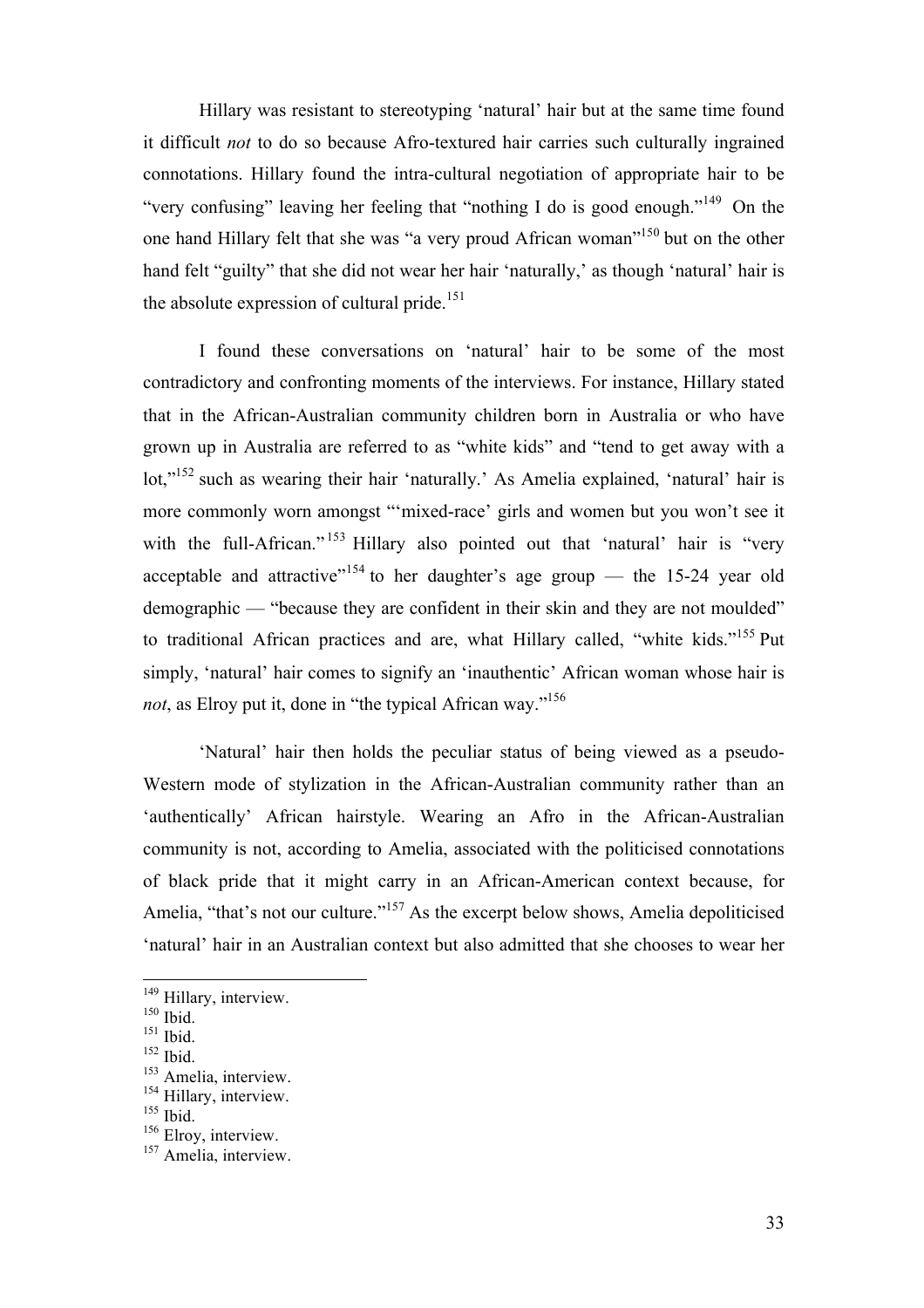Hillary was resistant to stereotyping 'natural' hair but at the same time found it difficult *not* to do so because Afro-textured hair carries such culturally ingrained connotations. Hillary found the intra-cultural negotiation of appropriate hair to be "very confusing" leaving her feeling that "nothing I do is good enough."[149] On the one hand Hillary felt that she was "a very proud African woman"[150] but on the other hand felt "guilty" that she did not wear her hair 'naturally,' as though 'natural' hair is the absolute expression of cultural pride.[151]

I found these conversations on 'natural' hair to be some of the most contradictory and confronting moments of the interviews. For instance, Hillary stated that in the African-Australian community children born in Australia or who have grown up in Australia are referred to as "white kids" and "tend to get away with a lot,"[152] such as wearing their hair 'naturally.' As Amelia explained, 'natural' hair is more commonly worn amongst "'mixed-race' girls and women but you won't see it with the full-African."[153] Hillary also pointed out that 'natural' hair is "very acceptable and attractive"[154] to her daughter's age group — the 15-24 year old demographic — "because they are confident in their skin and they are not moulded" to traditional African practices and are, what Hillary called, "white kids."[155] Put simply, 'natural' hair comes to signify an 'inauthentic' African woman whose hair is *not*, as Elroy put it, done in "the typical African way."[156]

'Natural' hair then holds the peculiar status of being viewed as a pseudo-Western mode of stylization in the African-Australian community rather than an 'authentically' African hairstyle. Wearing an Afro in the African-Australian community is not, according to Amelia, associated with the politicised connotations of black pride that it might carry in an African-American context because, for Amelia, "that's not our culture."[157] As the excerpt below shows, Amelia depoliticised 'natural' hair in an Australian context but also admitted that she chooses to wear her

[149] Hillary, interview.
[150] Ibid.
[151] Ibid.
[152] Ibid.
[153] Amelia, interview.
[154] Hillary, interview.
[155] Ibid.
[156] Elroy, interview.
[157] Amelia, interview.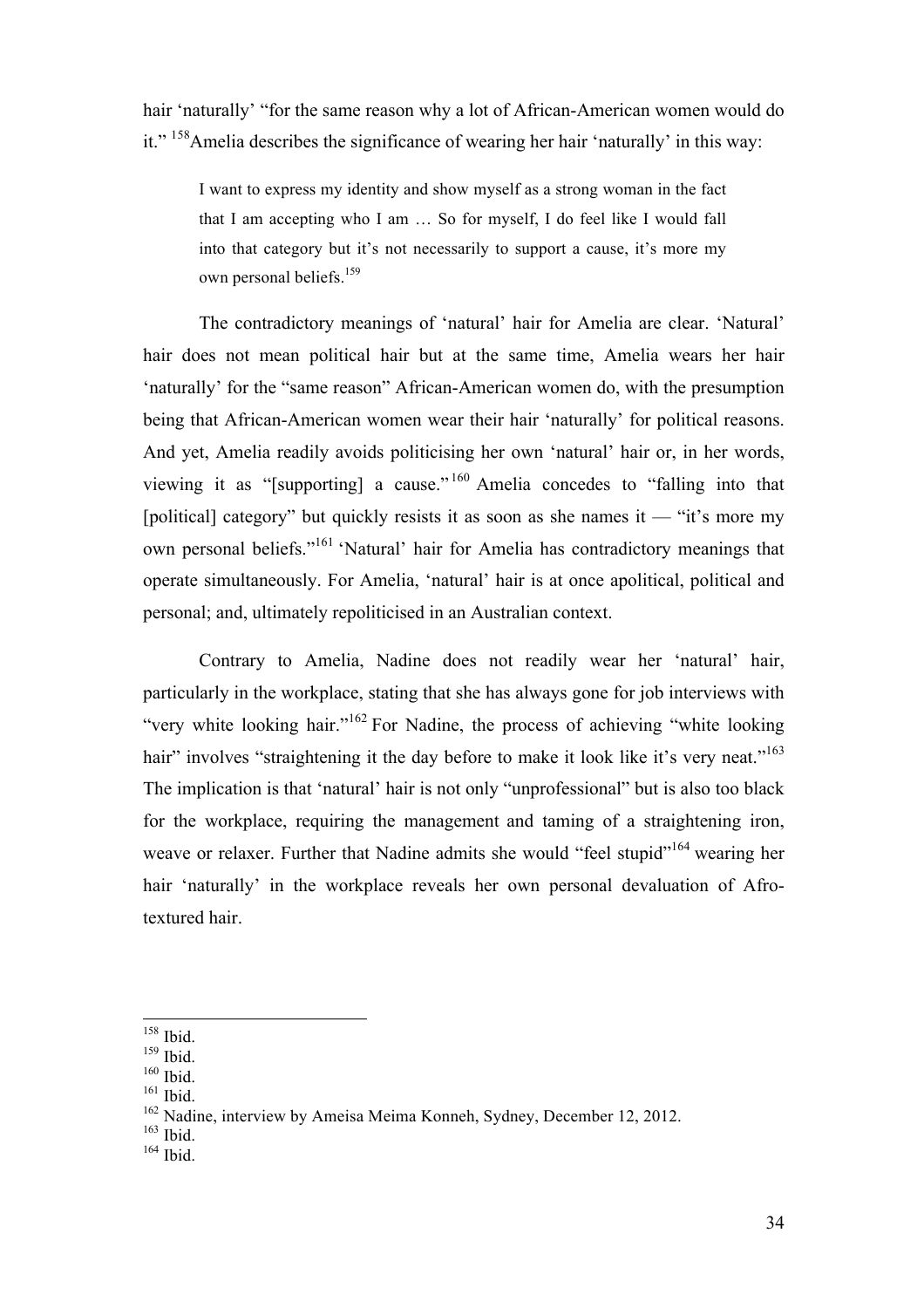hair 'naturally' "for the same reason why a lot of African-American women would do it." [158]Amelia describes the significance of wearing her hair 'naturally' in this way:

> I want to express my identity and show myself as a strong woman in the fact that I am accepting who I am … So for myself, I do feel like I would fall into that category but it's not necessarily to support a cause, it's more my own personal beliefs.[159]

The contradictory meanings of 'natural' hair for Amelia are clear. 'Natural' hair does not mean political hair but at the same time, Amelia wears her hair 'naturally' for the "same reason" African-American women do, with the presumption being that African-American women wear their hair 'naturally' for political reasons. And yet, Amelia readily avoids politicising her own 'natural' hair or, in her words, viewing it as "[supporting] a cause."[160] Amelia concedes to "falling into that [political] category" but quickly resists it as soon as she names it — "it's more my own personal beliefs."[161] 'Natural' hair for Amelia has contradictory meanings that operate simultaneously. For Amelia, 'natural' hair is at once apolitical, political and personal; and, ultimately repoliticised in an Australian context.

Contrary to Amelia, Nadine does not readily wear her 'natural' hair, particularly in the workplace, stating that she has always gone for job interviews with "very white looking hair."[162] For Nadine, the process of achieving "white looking hair" involves "straightening it the day before to make it look like it's very neat."[163] The implication is that 'natural' hair is not only "unprofessional" but is also too black for the workplace, requiring the management and taming of a straightening iron, weave or relaxer. Further that Nadine admits she would "feel stupid"[164] wearing her hair 'naturally' in the workplace reveals her own personal devaluation of Afro-textured hair.

---

[158] Ibid.
[159] Ibid.
[160] Ibid.
[161] Ibid.
[162] Nadine, interview by Ameisa Meima Konneh, Sydney, December 12, 2012.
[163] Ibid.
[164] Ibid.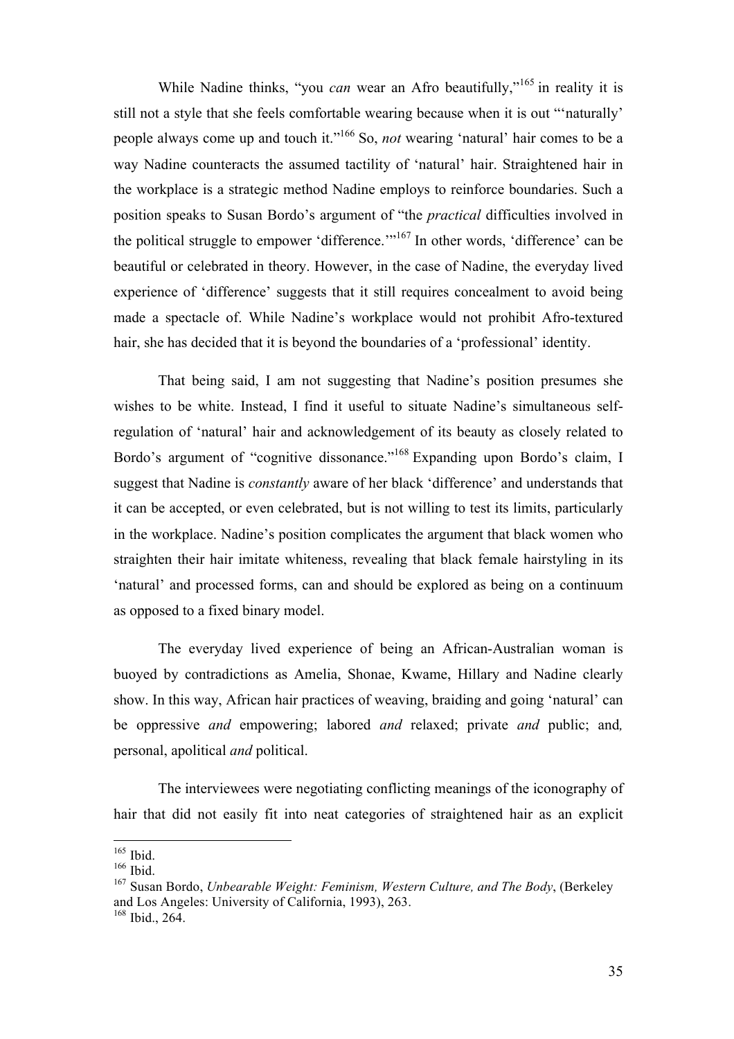While Nadine thinks, "you *can* wear an Afro beautifully,"[165] in reality it is still not a style that she feels comfortable wearing because when it is out "'naturally' people always come up and touch it."[166] So, *not* wearing 'natural' hair comes to be a way Nadine counteracts the assumed tactility of 'natural' hair. Straightened hair in the workplace is a strategic method Nadine employs to reinforce boundaries. Such a position speaks to Susan Bordo's argument of "the *practical* difficulties involved in the political struggle to empower 'difference.'"[167] In other words, 'difference' can be beautiful or celebrated in theory. However, in the case of Nadine, the everyday lived experience of 'difference' suggests that it still requires concealment to avoid being made a spectacle of. While Nadine's workplace would not prohibit Afro-textured hair, she has decided that it is beyond the boundaries of a 'professional' identity.

That being said, I am not suggesting that Nadine's position presumes she wishes to be white. Instead, I find it useful to situate Nadine's simultaneous self-regulation of 'natural' hair and acknowledgement of its beauty as closely related to Bordo's argument of "cognitive dissonance."[168] Expanding upon Bordo's claim, I suggest that Nadine is *constantly* aware of her black 'difference' and understands that it can be accepted, or even celebrated, but is not willing to test its limits, particularly in the workplace. Nadine's position complicates the argument that black women who straighten their hair imitate whiteness, revealing that black female hairstyling in its 'natural' and processed forms, can and should be explored as being on a continuum as opposed to a fixed binary model.

The everyday lived experience of being an African-Australian woman is buoyed by contradictions as Amelia, Shonae, Kwame, Hillary and Nadine clearly show. In this way, African hair practices of weaving, braiding and going 'natural' can be oppressive *and* empowering; labored *and* relaxed; private *and* public; and*,* personal, apolitical *and* political.

The interviewees were negotiating conflicting meanings of the iconography of hair that did not easily fit into neat categories of straightened hair as an explicit

---

[165] Ibid.

[166] Ibid.

[167] Susan Bordo, *Unbearable Weight: Feminism, Western Culture, and The Body*, (Berkeley and Los Angeles: University of California, 1993), 263.

[168] Ibid., 264.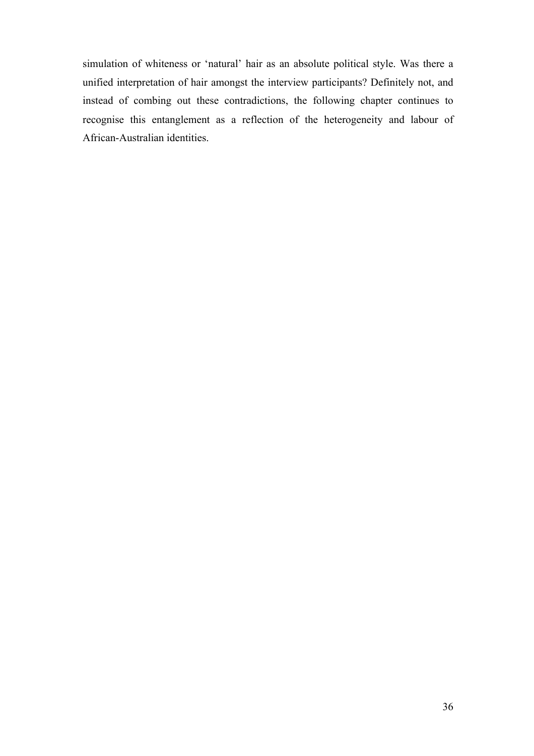simulation of whiteness or 'natural' hair as an absolute political style. Was there a unified interpretation of hair amongst the interview participants? Definitely not, and instead of combing out these contradictions, the following chapter continues to recognise this entanglement as a reflection of the heterogeneity and labour of African-Australian identities.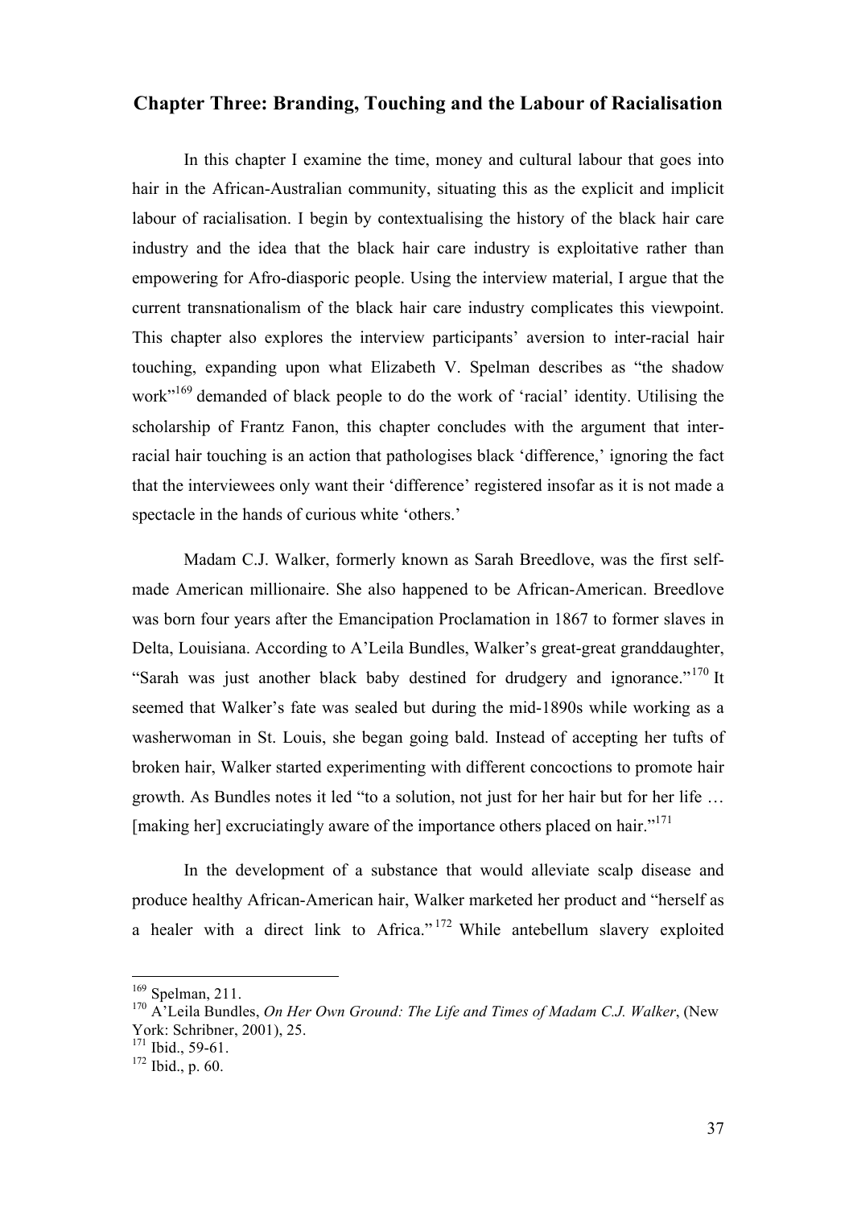## Chapter Three: Branding, Touching and the Labour of Racialisation

In this chapter I examine the time, money and cultural labour that goes into hair in the African-Australian community, situating this as the explicit and implicit labour of racialisation. I begin by contextualising the history of the black hair care industry and the idea that the black hair care industry is exploitative rather than empowering for Afro-diasporic people. Using the interview material, I argue that the current transnationalism of the black hair care industry complicates this viewpoint. This chapter also explores the interview participants' aversion to inter-racial hair touching, expanding upon what Elizabeth V. Spelman describes as "the shadow work"[169] demanded of black people to do the work of 'racial' identity. Utilising the scholarship of Frantz Fanon, this chapter concludes with the argument that inter-racial hair touching is an action that pathologises black 'difference,' ignoring the fact that the interviewees only want their 'difference' registered insofar as it is not made a spectacle in the hands of curious white 'others.'

Madam C.J. Walker, formerly known as Sarah Breedlove, was the first self-made American millionaire. She also happened to be African-American. Breedlove was born four years after the Emancipation Proclamation in 1867 to former slaves in Delta, Louisiana. According to A'Leila Bundles, Walker's great-great granddaughter, "Sarah was just another black baby destined for drudgery and ignorance."[170] It seemed that Walker's fate was sealed but during the mid-1890s while working as a washerwoman in St. Louis, she began going bald. Instead of accepting her tufts of broken hair, Walker started experimenting with different concoctions to promote hair growth. As Bundles notes it led "to a solution, not just for her hair but for her life … [making her] excruciatingly aware of the importance others placed on hair."[171]

In the development of a substance that would alleviate scalp disease and produce healthy African-American hair, Walker marketed her product and "herself as a healer with a direct link to Africa."[172] While antebellum slavery exploited

---

[169] Spelman, 211.

[170] A'Leila Bundles, *On Her Own Ground: The Life and Times of Madam C.J. Walker*, (New York: Schribner, 2001), 25.

[171] Ibid., 59-61.

[172] Ibid., p. 60.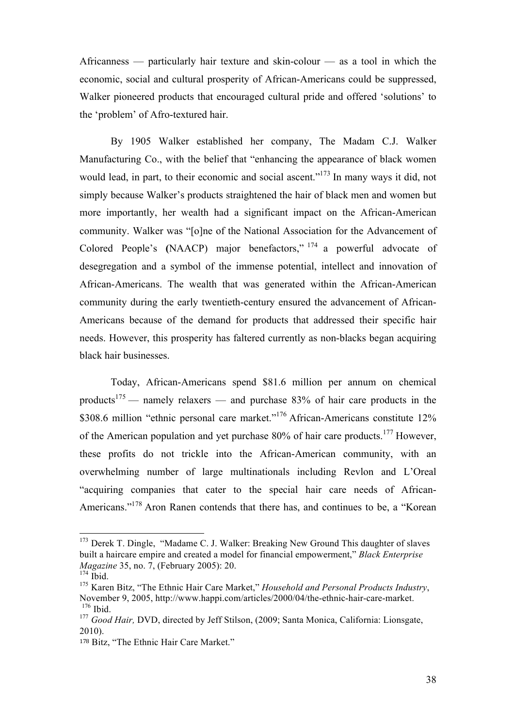Africanness — particularly hair texture and skin-colour — as a tool in which the economic, social and cultural prosperity of African-Americans could be suppressed, Walker pioneered products that encouraged cultural pride and offered 'solutions' to the 'problem' of Afro-textured hair.

By 1905 Walker established her company, The Madam C.J. Walker Manufacturing Co., with the belief that "enhancing the appearance of black women would lead, in part, to their economic and social ascent."[173] In many ways it did, not simply because Walker's products straightened the hair of black men and women but more importantly, her wealth had a significant impact on the African-American community. Walker was "[o]ne of the National Association for the Advancement of Colored People's (NAACP) major benefactors,"[174] a powerful advocate of desegregation and a symbol of the immense potential, intellect and innovation of African-Americans. The wealth that was generated within the African-American community during the early twentieth-century ensured the advancement of African-Americans because of the demand for products that addressed their specific hair needs. However, this prosperity has faltered currently as non-blacks began acquiring black hair businesses.

Today, African-Americans spend $81.6 million per annum on chemical products[175] — namely relaxers — and purchase 83% of hair care products in the $308.6 million "ethnic personal care market."[176] African-Americans constitute 12% of the American population and yet purchase 80% of hair care products.[177] However, these profits do not trickle into the African-American community, with an overwhelming number of large multinationals including Revlon and L'Oreal "acquiring companies that cater to the special hair care needs of African-Americans."[178] Aron Ranen contends that there has, and continues to be, a "Korean

---

[173] Derek T. Dingle, "Madame C. J. Walker: Breaking New Ground This daughter of slaves built a haircare empire and created a model for financial empowerment," *Black Enterprise Magazine* 35, no. 7, (February 2005): 20.

[174] Ibid.

[175] Karen Bitz, "The Ethnic Hair Care Market," *Household and Personal Products Industry*, November 9, 2005, http://www.happi.com/articles/2000/04/the-ethnic-hair-care-market.

[176] Ibid.

[177] *Good Hair,* DVD, directed by Jeff Stilson, (2009; Santa Monica, California: Lionsgate, 2010).

[178] Bitz, "The Ethnic Hair Care Market."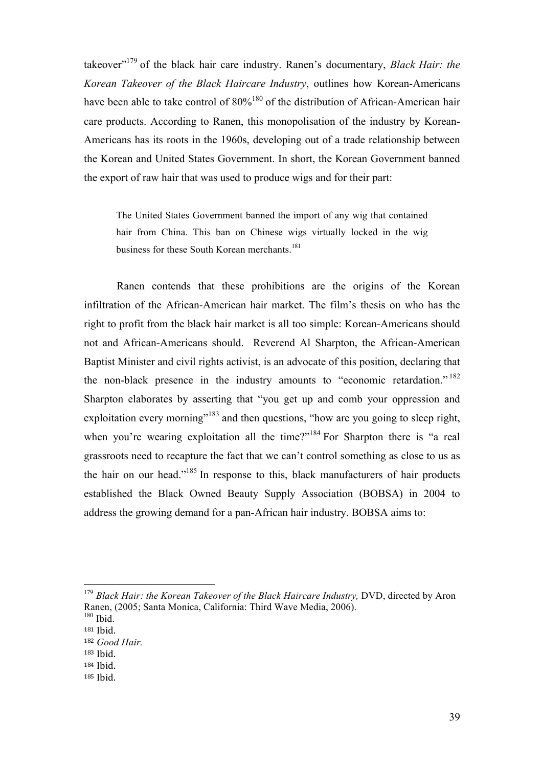takeover"[179] of the black hair care industry. Ranen's documentary, *Black Hair: the Korean Takeover of the Black Haircare Industry*, outlines how Korean-Americans have been able to take control of 80%[180] of the distribution of African-American hair care products. According to Ranen, this monopolisation of the industry by Korean-Americans has its roots in the 1960s, developing out of a trade relationship between the Korean and United States Government. In short, the Korean Government banned the export of raw hair that was used to produce wigs and for their part:

> The United States Government banned the import of any wig that contained hair from China. This ban on Chinese wigs virtually locked in the wig business for these South Korean merchants.[181]

Ranen contends that these prohibitions are the origins of the Korean infiltration of the African-American hair market. The film's thesis on who has the right to profit from the black hair market is all too simple: Korean-Americans should not and African-Americans should. Reverend Al Sharpton, the African-American Baptist Minister and civil rights activist, is an advocate of this position, declaring that the non-black presence in the industry amounts to "economic retardation."[182] Sharpton elaborates by asserting that "you get up and comb your oppression and exploitation every morning"[183] and then questions, "how are you going to sleep right, when you're wearing exploitation all the time?"[184] For Sharpton there is "a real grassroots need to recapture the fact that we can't control something as close to us as the hair on our head."[185] In response to this, black manufacturers of hair products established the Black Owned Beauty Supply Association (BOBSA) in 2004 to address the growing demand for a pan-African hair industry. BOBSA aims to:

---

[179] *Black Hair: the Korean Takeover of the Black Haircare Industry,* DVD, directed by Aron Ranen, (2005; Santa Monica, California: Third Wave Media, 2006).
[180] Ibid.
[181] Ibid.
[182] *Good Hair.*
[183] Ibid.
[184] Ibid.
[185] Ibid.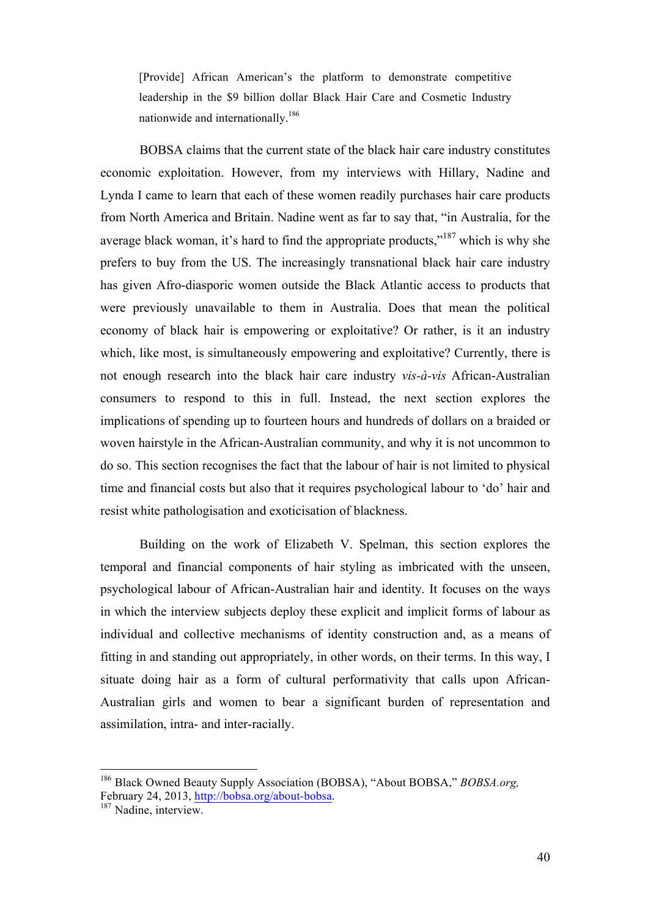> [Provide] African American's the platform to demonstrate competitive leadership in the $9 billion dollar Black Hair Care and Cosmetic Industry nationwide and internationally.[186]

BOBSA claims that the current state of the black hair care industry constitutes economic exploitation. However, from my interviews with Hillary, Nadine and Lynda I came to learn that each of these women readily purchases hair care products from North America and Britain. Nadine went as far to say that, "in Australia, for the average black woman, it's hard to find the appropriate products,"[187] which is why she prefers to buy from the US. The increasingly transnational black hair care industry has given Afro-diasporic women outside the Black Atlantic access to products that were previously unavailable to them in Australia. Does that mean the political economy of black hair is empowering or exploitative? Or rather, is it an industry which, like most, is simultaneously empowering and exploitative? Currently, there is not enough research into the black hair care industry *vis-à-vis* African-Australian consumers to respond to this in full. Instead, the next section explores the implications of spending up to fourteen hours and hundreds of dollars on a braided or woven hairstyle in the African-Australian community, and why it is not uncommon to do so. This section recognises the fact that the labour of hair is not limited to physical time and financial costs but also that it requires psychological labour to 'do' hair and resist white pathologisation and exoticisation of blackness.

Building on the work of Elizabeth V. Spelman, this section explores the temporal and financial components of hair styling as imbricated with the unseen, psychological labour of African-Australian hair and identity. It focuses on the ways in which the interview subjects deploy these explicit and implicit forms of labour as individual and collective mechanisms of identity construction and, as a means of fitting in and standing out appropriately, in other words, on their terms. In this way, I situate doing hair as a form of cultural performativity that calls upon African-Australian girls and women to bear a significant burden of representation and assimilation, intra- and inter-racially.

---

[186] Black Owned Beauty Supply Association (BOBSA), "About BOBSA," *BOBSA.org,* February 24, 2013, http://bobsa.org/about-bobsa.

[187] Nadine, interview.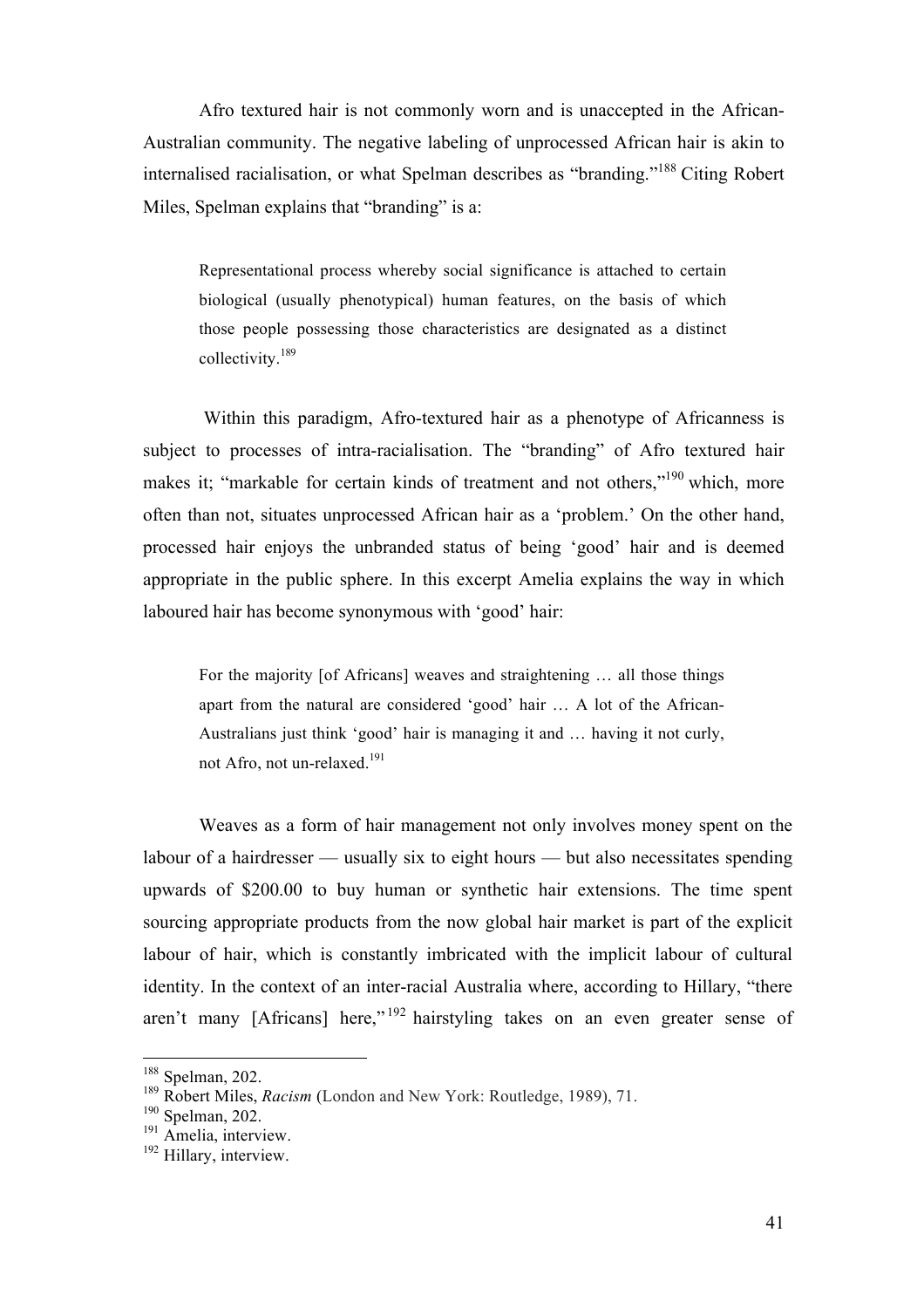Afro textured hair is not commonly worn and is unaccepted in the African-Australian community. The negative labeling of unprocessed African hair is akin to internalised racialisation, or what Spelman describes as "branding."[188] Citing Robert Miles, Spelman explains that "branding" is a:

> Representational process whereby social significance is attached to certain biological (usually phenotypical) human features, on the basis of which those people possessing those characteristics are designated as a distinct collectivity.[189]

Within this paradigm, Afro-textured hair as a phenotype of Africanness is subject to processes of intra-racialisation. The "branding" of Afro textured hair makes it; "markable for certain kinds of treatment and not others,"[190] which, more often than not, situates unprocessed African hair as a 'problem.' On the other hand, processed hair enjoys the unbranded status of being 'good' hair and is deemed appropriate in the public sphere. In this excerpt Amelia explains the way in which laboured hair has become synonymous with 'good' hair:

> For the majority [of Africans] weaves and straightening … all those things apart from the natural are considered 'good' hair … A lot of the African-Australians just think 'good' hair is managing it and … having it not curly, not Afro, not un-relaxed.[191]

Weaves as a form of hair management not only involves money spent on the labour of a hairdresser — usually six to eight hours — but also necessitates spending upwards of $200.00 to buy human or synthetic hair extensions. The time spent sourcing appropriate products from the now global hair market is part of the explicit labour of hair, which is constantly imbricated with the implicit labour of cultural identity. In the context of an inter-racial Australia where, according to Hillary, "there aren't many [Africans] here,"[192] hairstyling takes on an even greater sense of

---

[188] Spelman, 202.

[189] Robert Miles, *Racism* (London and New York: Routledge, 1989), 71.

[190] Spelman, 202.

[191] Amelia, interview.

[192] Hillary, interview.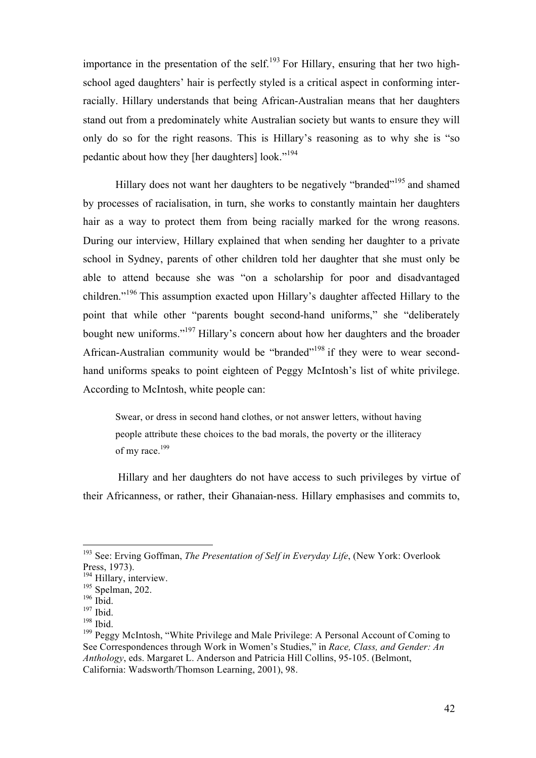importance in the presentation of the self.[193] For Hillary, ensuring that her two high-school aged daughters' hair is perfectly styled is a critical aspect in conforming inter-racially. Hillary understands that being African-Australian means that her daughters stand out from a predominately white Australian society but wants to ensure they will only do so for the right reasons. This is Hillary's reasoning as to why she is "so pedantic about how they [her daughters] look."[194]

Hillary does not want her daughters to be negatively "branded"[195] and shamed by processes of racialisation, in turn, she works to constantly maintain her daughters hair as a way to protect them from being racially marked for the wrong reasons. During our interview, Hillary explained that when sending her daughter to a private school in Sydney, parents of other children told her daughter that she must only be able to attend because she was "on a scholarship for poor and disadvantaged children."[196] This assumption exacted upon Hillary's daughter affected Hillary to the point that while other "parents bought second-hand uniforms," she "deliberately bought new uniforms."[197] Hillary's concern about how her daughters and the broader African-Australian community would be "branded"[198] if they were to wear second-hand uniforms speaks to point eighteen of Peggy McIntosh's list of white privilege. According to McIntosh, white people can:

> Swear, or dress in second hand clothes, or not answer letters, without having people attribute these choices to the bad morals, the poverty or the illiteracy of my race.[199]

Hillary and her daughters do not have access to such privileges by virtue of their Africanness, or rather, their Ghanaian-ness. Hillary emphasises and commits to,

---

[193] See: Erving Goffman, *The Presentation of Self in Everyday Life*, (New York: Overlook Press, 1973).
[194] Hillary, interview.
[195] Spelman, 202.
[196] Ibid.
[197] Ibid.
[198] Ibid.
[199] Peggy McIntosh, "White Privilege and Male Privilege: A Personal Account of Coming to See Correspondences through Work in Women's Studies," in *Race, Class, and Gender: An Anthology*, eds. Margaret L. Anderson and Patricia Hill Collins, 95-105. (Belmont, California: Wadsworth/Thomson Learning, 2001), 98.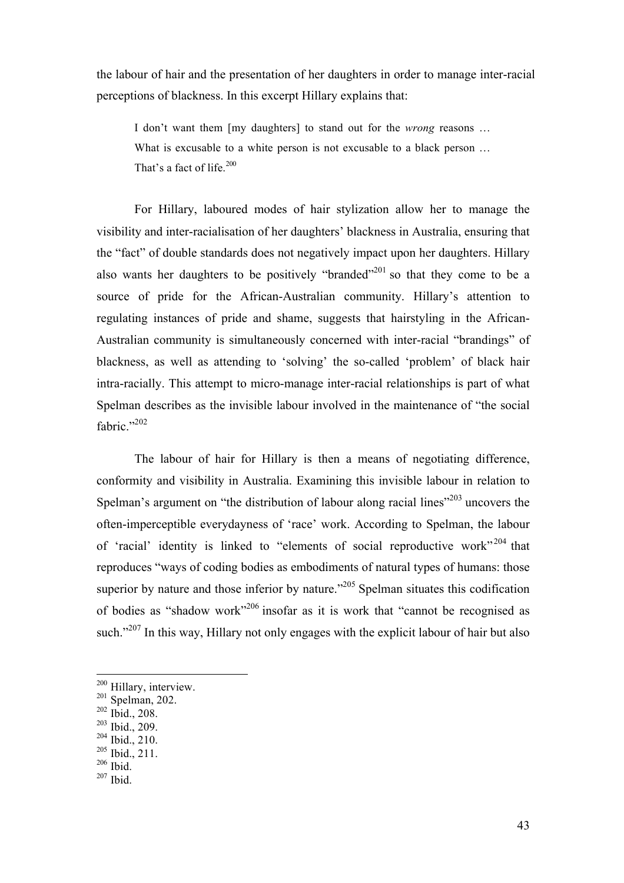the labour of hair and the presentation of her daughters in order to manage inter-racial perceptions of blackness. In this excerpt Hillary explains that:

> I don't want them [my daughters] to stand out for the *wrong* reasons … What is excusable to a white person is not excusable to a black person … That's a fact of life.[200]

For Hillary, laboured modes of hair stylization allow her to manage the visibility and inter-racialisation of her daughters' blackness in Australia, ensuring that the "fact" of double standards does not negatively impact upon her daughters. Hillary also wants her daughters to be positively "branded"[201] so that they come to be a source of pride for the African-Australian community. Hillary's attention to regulating instances of pride and shame, suggests that hairstyling in the African-Australian community is simultaneously concerned with inter-racial "brandings" of blackness, as well as attending to 'solving' the so-called 'problem' of black hair intra-racially. This attempt to micro-manage inter-racial relationships is part of what Spelman describes as the invisible labour involved in the maintenance of "the social fabric."[202]

The labour of hair for Hillary is then a means of negotiating difference, conformity and visibility in Australia. Examining this invisible labour in relation to Spelman's argument on "the distribution of labour along racial lines"[203] uncovers the often-imperceptible everydayness of 'race' work. According to Spelman, the labour of 'racial' identity is linked to "elements of social reproductive work"[204] that reproduces "ways of coding bodies as embodiments of natural types of humans: those superior by nature and those inferior by nature."[205] Spelman situates this codification of bodies as "shadow work"[206] insofar as it is work that "cannot be recognised as such."[207] In this way, Hillary not only engages with the explicit labour of hair but also

---

[200] Hillary, interview.
[201] Spelman, 202.
[202] Ibid., 208.
[203] Ibid., 209.
[204] Ibid., 210.
[205] Ibid., 211.
[206] Ibid.
[207] Ibid.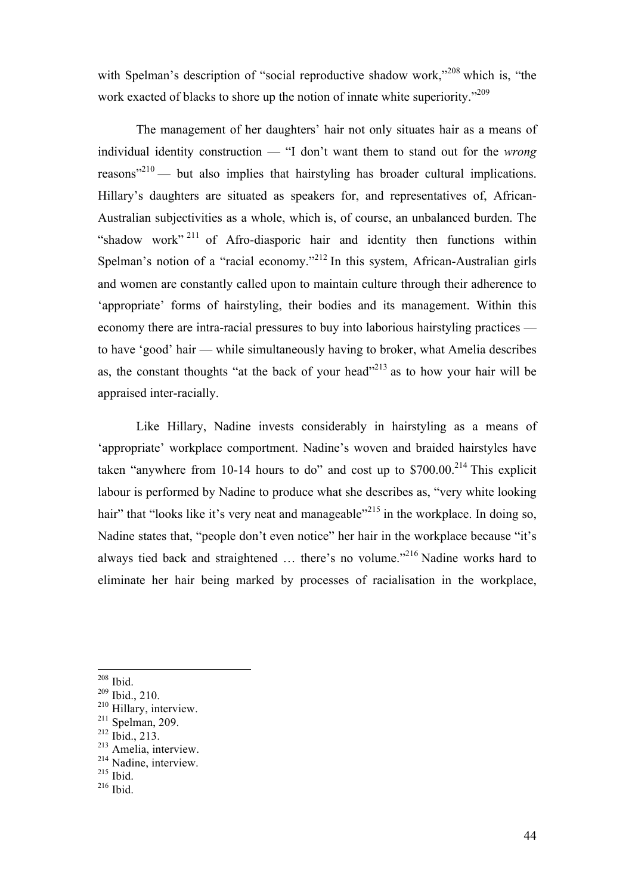with Spelman's description of "social reproductive shadow work,"[208] which is, "the work exacted of blacks to shore up the notion of innate white superiority."[209]

The management of her daughters' hair not only situates hair as a means of individual identity construction — "I don't want them to stand out for the *wrong* reasons"[210] — but also implies that hairstyling has broader cultural implications. Hillary's daughters are situated as speakers for, and representatives of, African-Australian subjectivities as a whole, which is, of course, an unbalanced burden. The "shadow work"[211] of Afro-diasporic hair and identity then functions within Spelman's notion of a "racial economy."[212] In this system, African-Australian girls and women are constantly called upon to maintain culture through their adherence to 'appropriate' forms of hairstyling, their bodies and its management. Within this economy there are intra-racial pressures to buy into laborious hairstyling practices — to have 'good' hair — while simultaneously having to broker, what Amelia describes as, the constant thoughts "at the back of your head"[213] as to how your hair will be appraised inter-racially.

Like Hillary, Nadine invests considerably in hairstyling as a means of 'appropriate' workplace comportment. Nadine's woven and braided hairstyles have taken "anywhere from 10-14 hours to do" and cost up to $700.00.[214] This explicit labour is performed by Nadine to produce what she describes as, "very white looking hair" that "looks like it's very neat and manageable"[215] in the workplace. In doing so, Nadine states that, "people don't even notice" her hair in the workplace because "it's always tied back and straightened … there's no volume."[216] Nadine works hard to eliminate her hair being marked by processes of racialisation in the workplace,

---

[208] Ibid.
[209] Ibid., 210.
[210] Hillary, interview.
[211] Spelman, 209.
[212] Ibid., 213.
[213] Amelia, interview.
[214] Nadine, interview.
[215] Ibid.
[216] Ibid.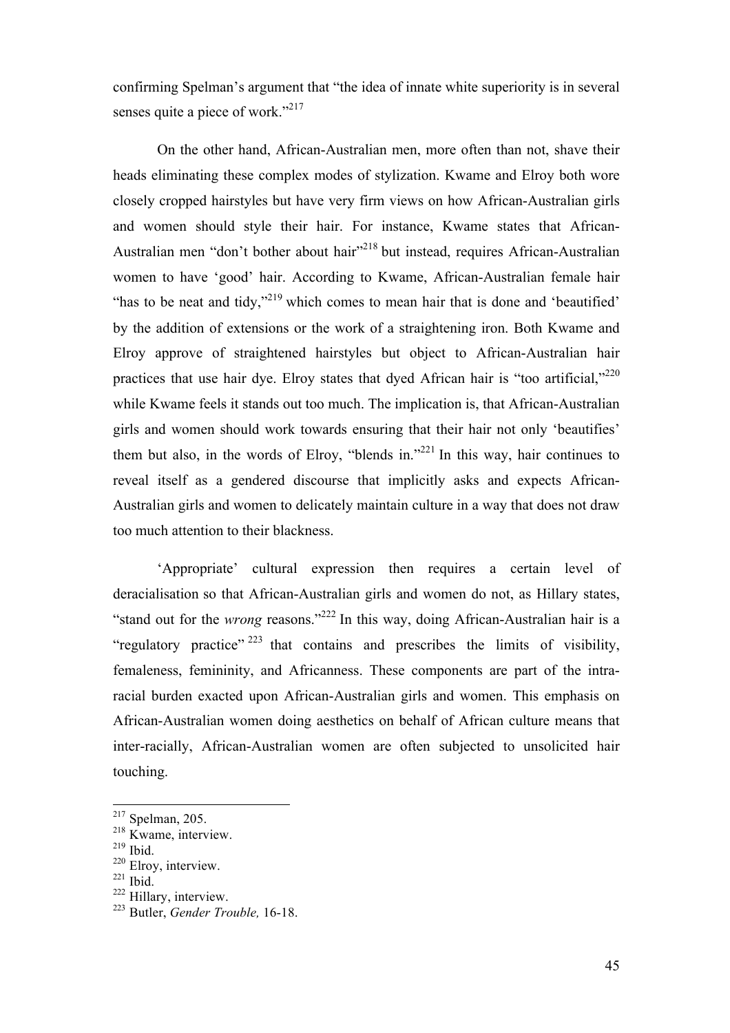confirming Spelman's argument that "the idea of innate white superiority is in several senses quite a piece of work."[217]

On the other hand, African-Australian men, more often than not, shave their heads eliminating these complex modes of stylization. Kwame and Elroy both wore closely cropped hairstyles but have very firm views on how African-Australian girls and women should style their hair. For instance, Kwame states that African-Australian men "don't bother about hair"[218] but instead, requires African-Australian women to have 'good' hair. According to Kwame, African-Australian female hair "has to be neat and tidy,"[219] which comes to mean hair that is done and 'beautified' by the addition of extensions or the work of a straightening iron. Both Kwame and Elroy approve of straightened hairstyles but object to African-Australian hair practices that use hair dye. Elroy states that dyed African hair is "too artificial,"[220] while Kwame feels it stands out too much. The implication is, that African-Australian girls and women should work towards ensuring that their hair not only 'beautifies' them but also, in the words of Elroy, "blends in."[221] In this way, hair continues to reveal itself as a gendered discourse that implicitly asks and expects African-Australian girls and women to delicately maintain culture in a way that does not draw too much attention to their blackness.

'Appropriate' cultural expression then requires a certain level of deracialisation so that African-Australian girls and women do not, as Hillary states, "stand out for the *wrong* reasons."[222] In this way, doing African-Australian hair is a "regulatory practice"[223] that contains and prescribes the limits of visibility, femaleness, femininity, and Africanness. These components are part of the intra-racial burden exacted upon African-Australian girls and women. This emphasis on African-Australian women doing aesthetics on behalf of African culture means that inter-racially, African-Australian women are often subjected to unsolicited hair touching.

---

[217] Spelman, 205.
[218] Kwame, interview.
[219] Ibid.
[220] Elroy, interview.
[221] Ibid.
[222] Hillary, interview.
[223] Butler, *Gender Trouble,* 16-18.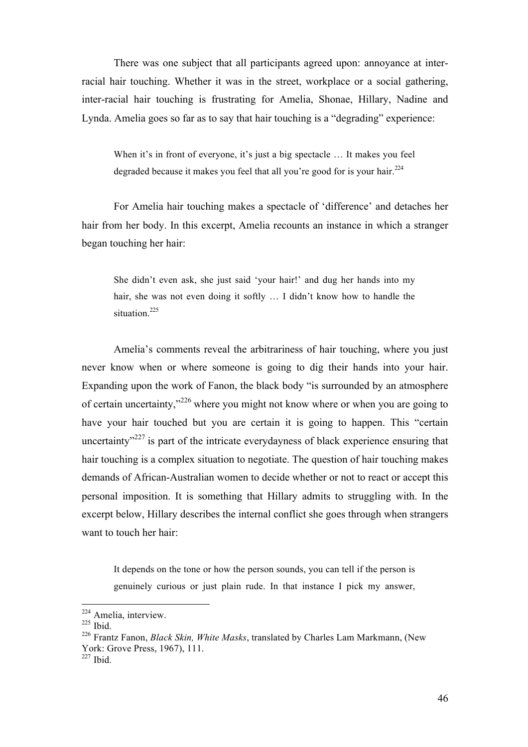There was one subject that all participants agreed upon: annoyance at inter-racial hair touching. Whether it was in the street, workplace or a social gathering, inter-racial hair touching is frustrating for Amelia, Shonae, Hillary, Nadine and Lynda. Amelia goes so far as to say that hair touching is a "degrading" experience:

> When it's in front of everyone, it's just a big spectacle … It makes you feel degraded because it makes you feel that all you're good for is your hair.[224]

For Amelia hair touching makes a spectacle of 'difference' and detaches her hair from her body. In this excerpt, Amelia recounts an instance in which a stranger began touching her hair:

> She didn't even ask, she just said 'your hair!' and dug her hands into my hair, she was not even doing it softly … I didn't know how to handle the situation.[225]

Amelia's comments reveal the arbitrariness of hair touching, where you just never know when or where someone is going to dig their hands into your hair. Expanding upon the work of Fanon, the black body "is surrounded by an atmosphere of certain uncertainty,"[226] where you might not know where or when you are going to have your hair touched but you are certain it is going to happen. This "certain uncertainty"[227] is part of the intricate everydayness of black experience ensuring that hair touching is a complex situation to negotiate. The question of hair touching makes demands of African-Australian women to decide whether or not to react or accept this personal imposition. It is something that Hillary admits to struggling with. In the excerpt below, Hillary describes the internal conflict she goes through when strangers want to touch her hair:

> It depends on the tone or how the person sounds, you can tell if the person is genuinely curious or just plain rude. In that instance I pick my answer,

---

[224] Amelia, interview.

[225] Ibid.

[226] Frantz Fanon, *Black Skin, White Masks*, translated by Charles Lam Markmann, (New York: Grove Press, 1967), 111.

[227] Ibid.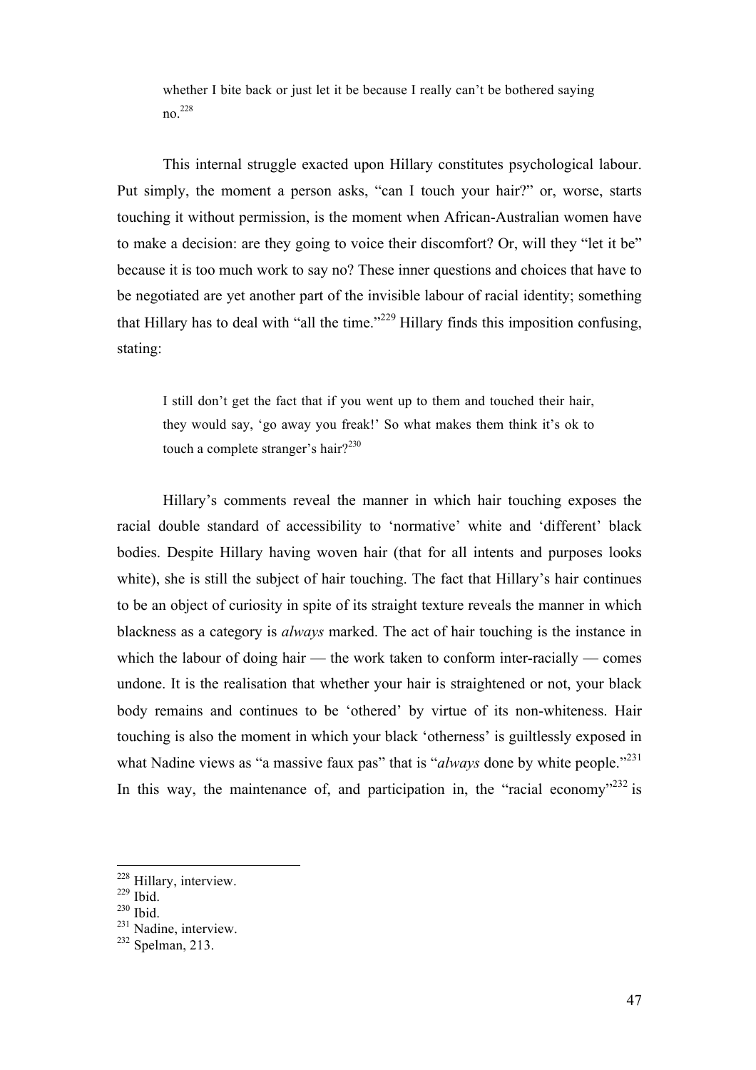> whether I bite back or just let it be because I really can't be bothered saying no.[228]

This internal struggle exacted upon Hillary constitutes psychological labour. Put simply, the moment a person asks, "can I touch your hair?" or, worse, starts touching it without permission, is the moment when African-Australian women have to make a decision: are they going to voice their discomfort? Or, will they "let it be" because it is too much work to say no? These inner questions and choices that have to be negotiated are yet another part of the invisible labour of racial identity; something that Hillary has to deal with "all the time."[229] Hillary finds this imposition confusing, stating:

> I still don't get the fact that if you went up to them and touched their hair, they would say, 'go away you freak!' So what makes them think it's ok to touch a complete stranger's hair?[230]

Hillary's comments reveal the manner in which hair touching exposes the racial double standard of accessibility to 'normative' white and 'different' black bodies. Despite Hillary having woven hair (that for all intents and purposes looks white), she is still the subject of hair touching. The fact that Hillary's hair continues to be an object of curiosity in spite of its straight texture reveals the manner in which blackness as a category is *always* marked. The act of hair touching is the instance in which the labour of doing hair — the work taken to conform inter-racially — comes undone. It is the realisation that whether your hair is straightened or not, your black body remains and continues to be 'othered' by virtue of its non-whiteness. Hair touching is also the moment in which your black 'otherness' is guiltlessly exposed in what Nadine views as "a massive faux pas" that is "*always* done by white people."[231] In this way, the maintenance of, and participation in, the "racial economy"[232] is

---

[228] Hillary, interview.
[229] Ibid.
[230] Ibid.
[231] Nadine, interview.
[232] Spelman, 213.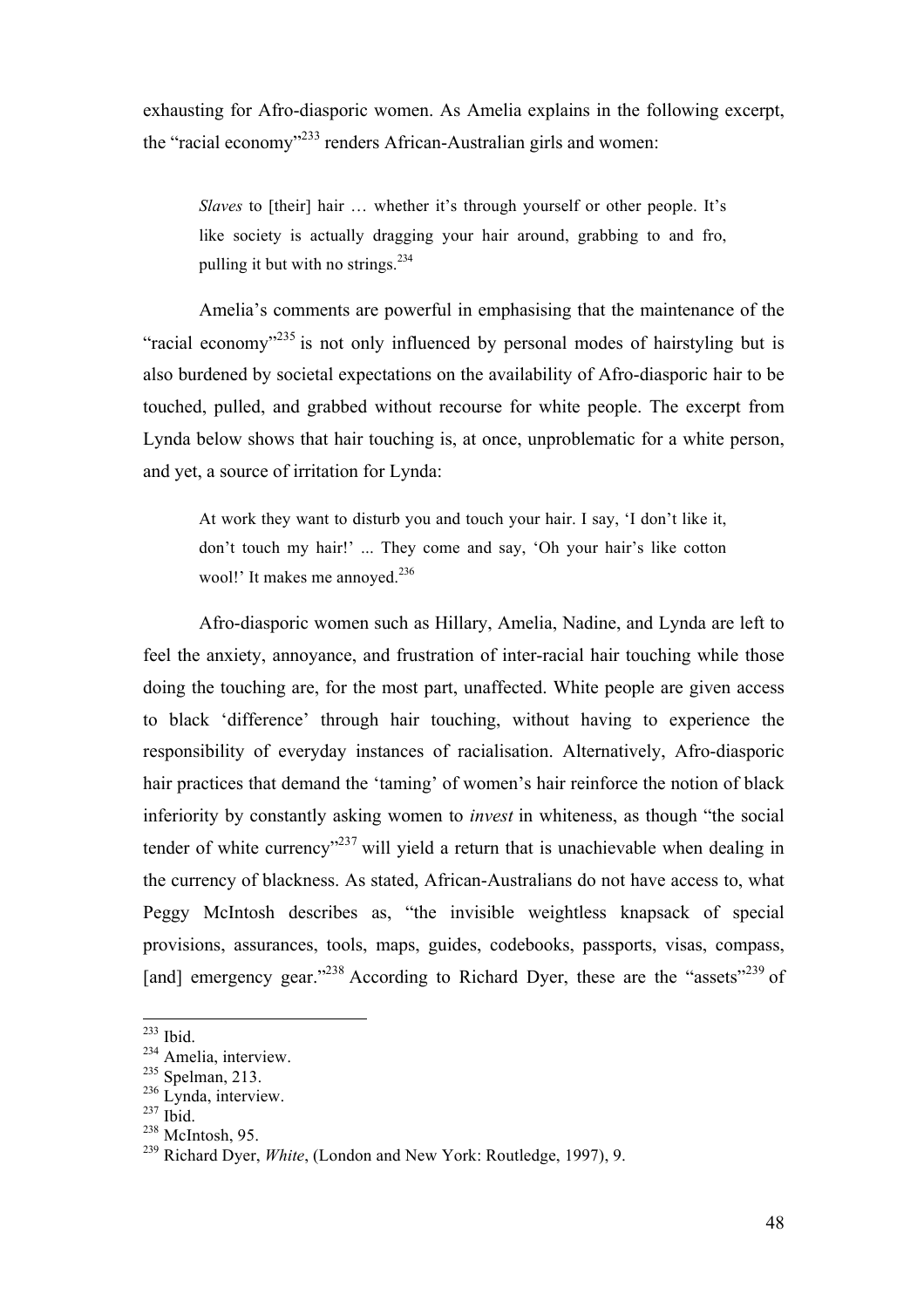exhausting for Afro-diasporic women. As Amelia explains in the following excerpt, the "racial economy"[233] renders African-Australian girls and women:

> *Slaves* to [their] hair … whether it's through yourself or other people. It's like society is actually dragging your hair around, grabbing to and fro, pulling it but with no strings.[234]

Amelia's comments are powerful in emphasising that the maintenance of the "racial economy"[235] is not only influenced by personal modes of hairstyling but is also burdened by societal expectations on the availability of Afro-diasporic hair to be touched, pulled, and grabbed without recourse for white people. The excerpt from Lynda below shows that hair touching is, at once, unproblematic for a white person, and yet, a source of irritation for Lynda:

> At work they want to disturb you and touch your hair. I say, 'I don't like it, don't touch my hair!' ... They come and say, 'Oh your hair's like cotton wool!' It makes me annoyed.[236]

Afro-diasporic women such as Hillary, Amelia, Nadine, and Lynda are left to feel the anxiety, annoyance, and frustration of inter-racial hair touching while those doing the touching are, for the most part, unaffected. White people are given access to black 'difference' through hair touching, without having to experience the responsibility of everyday instances of racialisation. Alternatively, Afro-diasporic hair practices that demand the 'taming' of women's hair reinforce the notion of black inferiority by constantly asking women to *invest* in whiteness, as though "the social tender of white currency"[237] will yield a return that is unachievable when dealing in the currency of blackness. As stated, African-Australians do not have access to, what Peggy McIntosh describes as, "the invisible weightless knapsack of special provisions, assurances, tools, maps, guides, codebooks, passports, visas, compass, [and] emergency gear."[238] According to Richard Dyer, these are the "assets"[239] of

---

[233] Ibid.
[234] Amelia, interview.
[235] Spelman, 213.
[236] Lynda, interview.
[237] Ibid.
[238] McIntosh, 95.
[239] Richard Dyer, *White*, (London and New York: Routledge, 1997), 9.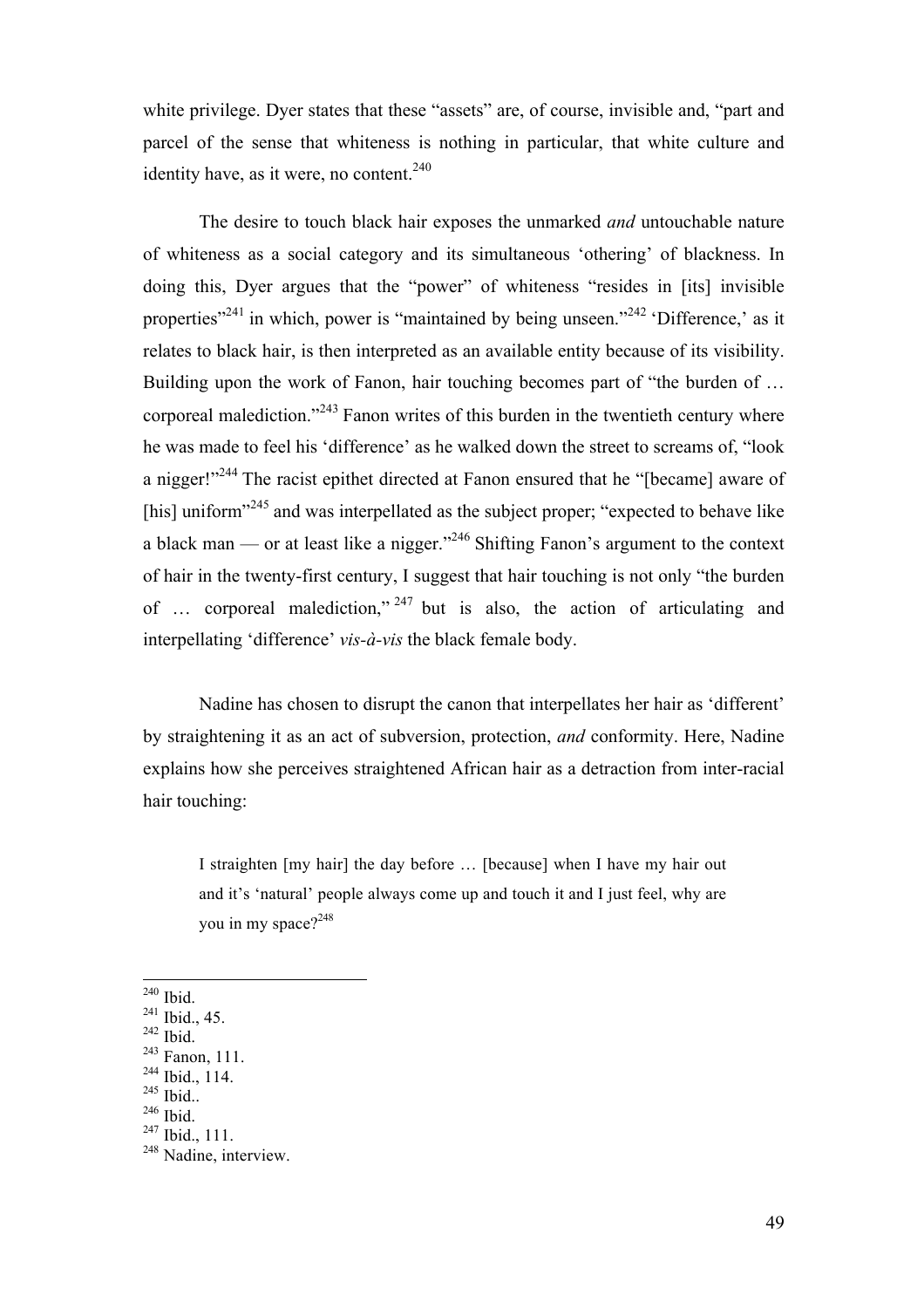white privilege. Dyer states that these "assets" are, of course, invisible and, "part and parcel of the sense that whiteness is nothing in particular, that white culture and identity have, as it were, no content.[240]

The desire to touch black hair exposes the unmarked *and* untouchable nature of whiteness as a social category and its simultaneous 'othering' of blackness. In doing this, Dyer argues that the "power" of whiteness "resides in [its] invisible properties"[241] in which, power is "maintained by being unseen."[242] 'Difference,' as it relates to black hair, is then interpreted as an available entity because of its visibility. Building upon the work of Fanon, hair touching becomes part of "the burden of … corporeal malediction."[243] Fanon writes of this burden in the twentieth century where he was made to feel his 'difference' as he walked down the street to screams of, "look a nigger!"[244] The racist epithet directed at Fanon ensured that he "[became] aware of [his] uniform"[245] and was interpellated as the subject proper; "expected to behave like a black man — or at least like a nigger."[246] Shifting Fanon's argument to the context of hair in the twenty-first century, I suggest that hair touching is not only "the burden of … corporeal malediction,"[247] but is also, the action of articulating and interpellating 'difference' *vis-à-vis* the black female body.

Nadine has chosen to disrupt the canon that interpellates her hair as 'different' by straightening it as an act of subversion, protection, *and* conformity. Here, Nadine explains how she perceives straightened African hair as a detraction from inter-racial hair touching:

> I straighten [my hair] the day before … [because] when I have my hair out and it's 'natural' people always come up and touch it and I just feel, why are you in my space?[248]

---

[240] Ibid.
[241] Ibid., 45.
[242] Ibid.
[243] Fanon, 111.
[244] Ibid., 114.
[245] Ibid..
[246] Ibid.
[247] Ibid., 111.
[248] Nadine, interview.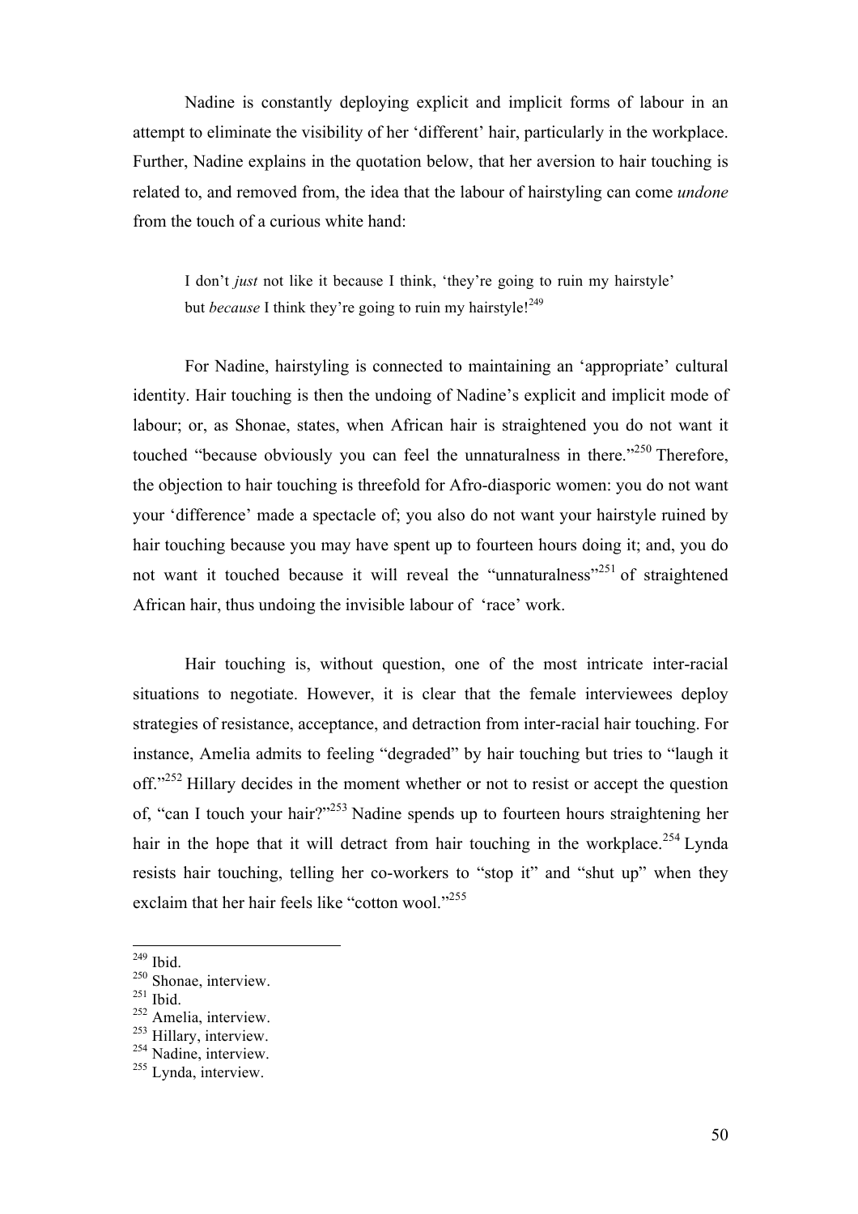Nadine is constantly deploying explicit and implicit forms of labour in an attempt to eliminate the visibility of her 'different' hair, particularly in the workplace. Further, Nadine explains in the quotation below, that her aversion to hair touching is related to, and removed from, the idea that the labour of hairstyling can come *undone* from the touch of a curious white hand:

> I don't *just* not like it because I think, 'they're going to ruin my hairstyle' but *because* I think they're going to ruin my hairstyle![249]

For Nadine, hairstyling is connected to maintaining an 'appropriate' cultural identity. Hair touching is then the undoing of Nadine's explicit and implicit mode of labour; or, as Shonae, states, when African hair is straightened you do not want it touched "because obviously you can feel the unnaturalness in there."[250] Therefore, the objection to hair touching is threefold for Afro-diasporic women: you do not want your 'difference' made a spectacle of; you also do not want your hairstyle ruined by hair touching because you may have spent up to fourteen hours doing it; and, you do not want it touched because it will reveal the "unnaturalness"[251] of straightened African hair, thus undoing the invisible labour of 'race' work.

Hair touching is, without question, one of the most intricate inter-racial situations to negotiate. However, it is clear that the female interviewees deploy strategies of resistance, acceptance, and detraction from inter-racial hair touching. For instance, Amelia admits to feeling "degraded" by hair touching but tries to "laugh it off."[252] Hillary decides in the moment whether or not to resist or accept the question of, "can I touch your hair?"[253] Nadine spends up to fourteen hours straightening her hair in the hope that it will detract from hair touching in the workplace.[254] Lynda resists hair touching, telling her co-workers to "stop it" and "shut up" when they exclaim that her hair feels like "cotton wool."[255]

---

[249] Ibid.
[250] Shonae, interview.
[251] Ibid.
[252] Amelia, interview.
[253] Hillary, interview.
[254] Nadine, interview.
[255] Lynda, interview.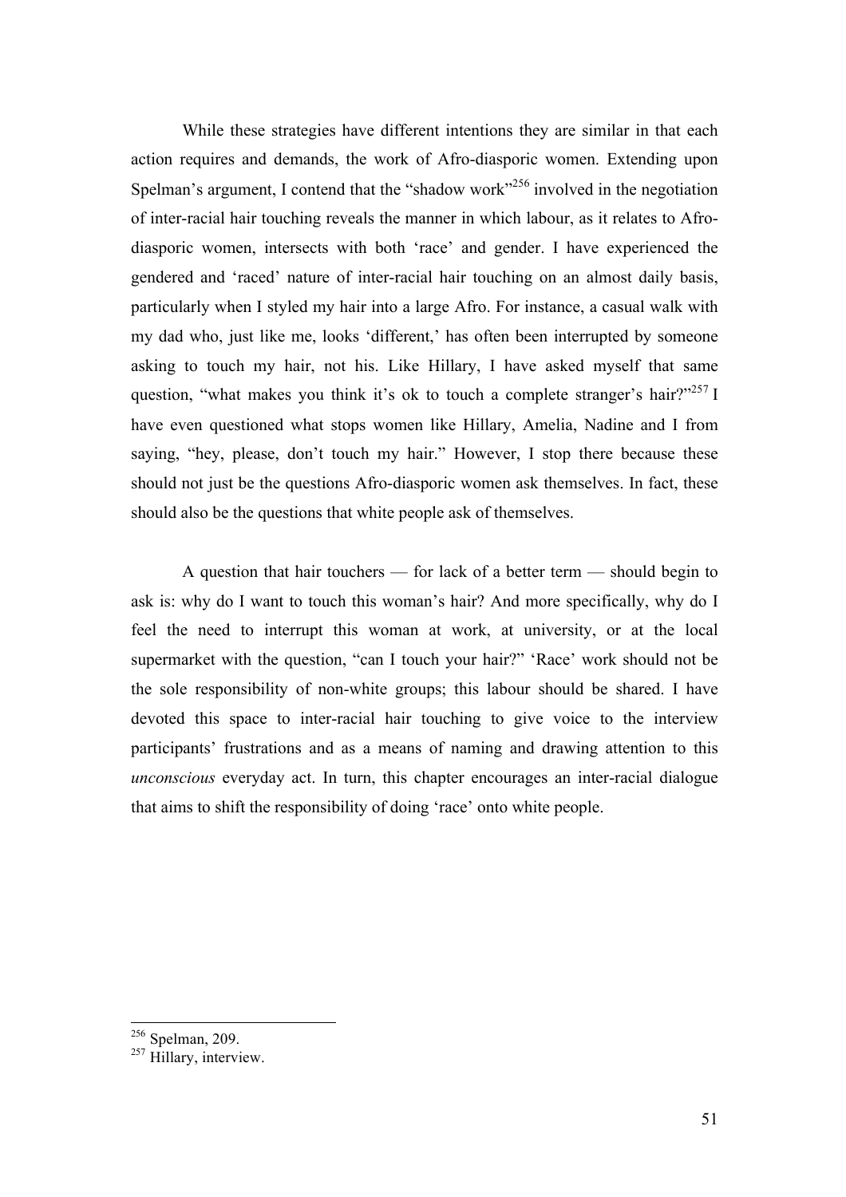While these strategies have different intentions they are similar in that each action requires and demands, the work of Afro-diasporic women. Extending upon Spelman's argument, I contend that the "shadow work"[256] involved in the negotiation of inter-racial hair touching reveals the manner in which labour, as it relates to Afro-diasporic women, intersects with both 'race' and gender. I have experienced the gendered and 'raced' nature of inter-racial hair touching on an almost daily basis, particularly when I styled my hair into a large Afro. For instance, a casual walk with my dad who, just like me, looks 'different,' has often been interrupted by someone asking to touch my hair, not his. Like Hillary, I have asked myself that same question, "what makes you think it's ok to touch a complete stranger's hair?"[257] I have even questioned what stops women like Hillary, Amelia, Nadine and I from saying, "hey, please, don't touch my hair." However, I stop there because these should not just be the questions Afro-diasporic women ask themselves. In fact, these should also be the questions that white people ask of themselves.

A question that hair touchers — for lack of a better term — should begin to ask is: why do I want to touch this woman's hair? And more specifically, why do I feel the need to interrupt this woman at work, at university, or at the local supermarket with the question, "can I touch your hair?" 'Race' work should not be the sole responsibility of non-white groups; this labour should be shared. I have devoted this space to inter-racial hair touching to give voice to the interview participants' frustrations and as a means of naming and drawing attention to this *unconscious* everyday act. In turn, this chapter encourages an inter-racial dialogue that aims to shift the responsibility of doing 'race' onto white people.

---

[256] Spelman, 209.

[257] Hillary, interview.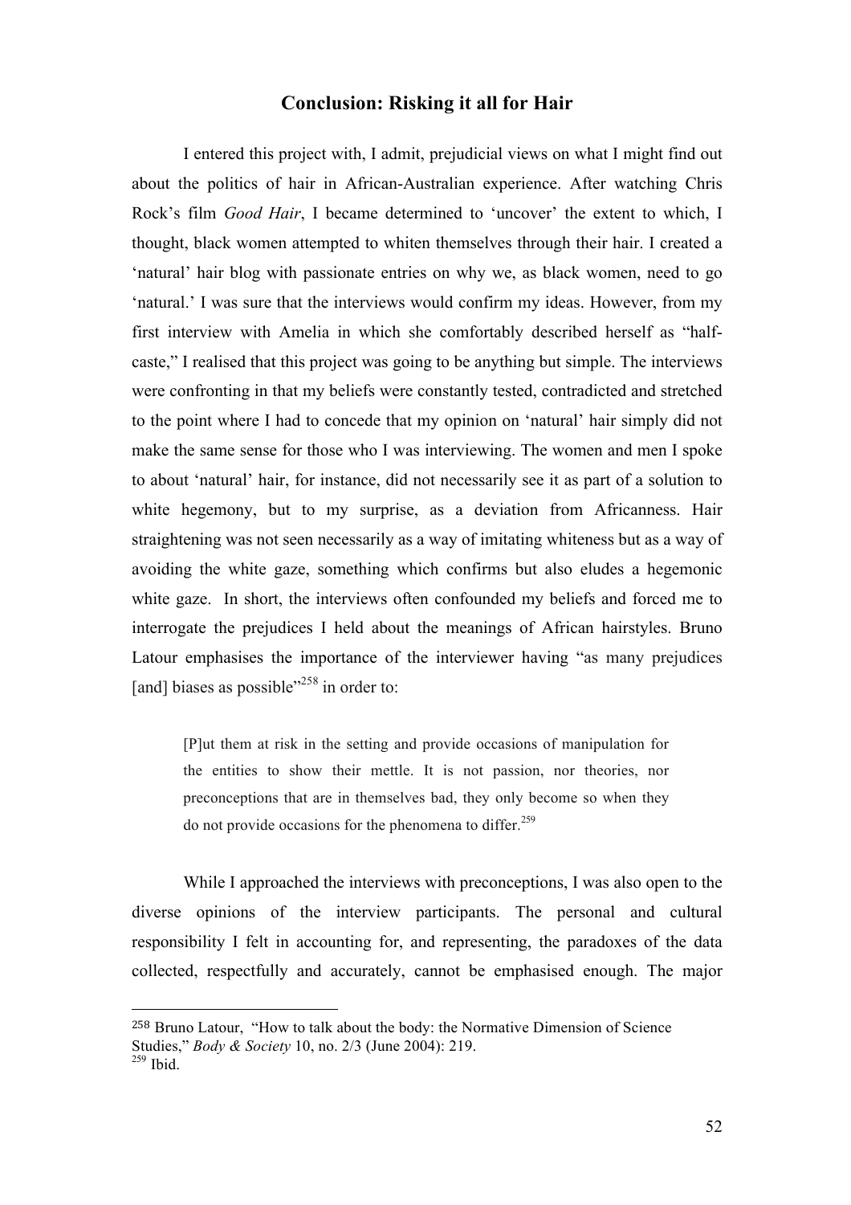## Conclusion: Risking it all for Hair

I entered this project with, I admit, prejudicial views on what I might find out about the politics of hair in African-Australian experience. After watching Chris Rock's film *Good Hair*, I became determined to 'uncover' the extent to which, I thought, black women attempted to whiten themselves through their hair. I created a 'natural' hair blog with passionate entries on why we, as black women, need to go 'natural.' I was sure that the interviews would confirm my ideas. However, from my first interview with Amelia in which she comfortably described herself as "half-caste," I realised that this project was going to be anything but simple. The interviews were confronting in that my beliefs were constantly tested, contradicted and stretched to the point where I had to concede that my opinion on 'natural' hair simply did not make the same sense for those who I was interviewing. The women and men I spoke to about 'natural' hair, for instance, did not necessarily see it as part of a solution to white hegemony, but to my surprise, as a deviation from Africanness. Hair straightening was not seen necessarily as a way of imitating whiteness but as a way of avoiding the white gaze, something which confirms but also eludes a hegemonic white gaze. In short, the interviews often confounded my beliefs and forced me to interrogate the prejudices I held about the meanings of African hairstyles. Bruno Latour emphasises the importance of the interviewer having "as many prejudices [and] biases as possible"[258] in order to:

> [P]ut them at risk in the setting and provide occasions of manipulation for the entities to show their mettle. It is not passion, nor theories, nor preconceptions that are in themselves bad, they only become so when they do not provide occasions for the phenomena to differ.[259]

While I approached the interviews with preconceptions, I was also open to the diverse opinions of the interview participants. The personal and cultural responsibility I felt in accounting for, and representing, the paradoxes of the data collected, respectfully and accurately, cannot be emphasised enough. The major

---

[258] Bruno Latour, "How to talk about the body: the Normative Dimension of Science Studies," *Body & Society* 10, no. 2/3 (June 2004): 219.
[259] Ibid.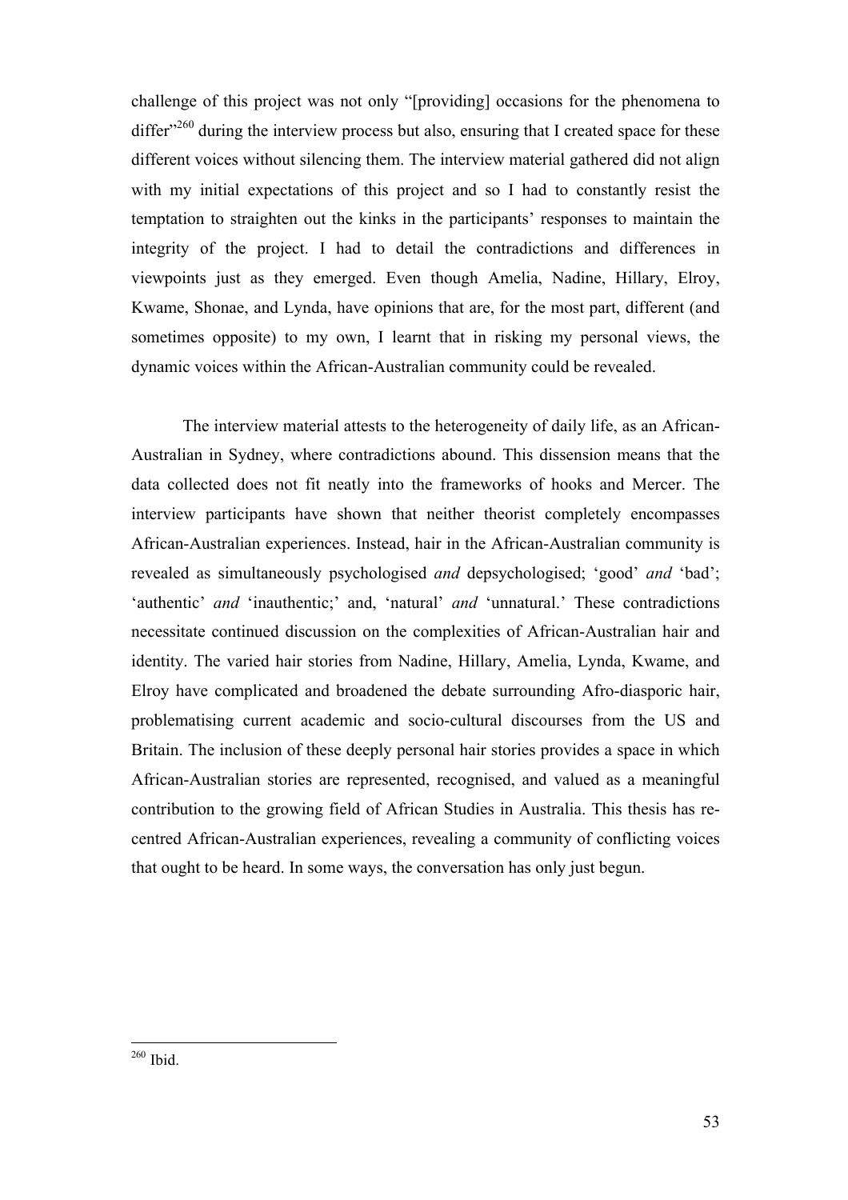challenge of this project was not only "[providing] occasions for the phenomena to differ"[260] during the interview process but also, ensuring that I created space for these different voices without silencing them. The interview material gathered did not align with my initial expectations of this project and so I had to constantly resist the temptation to straighten out the kinks in the participants' responses to maintain the integrity of the project. I had to detail the contradictions and differences in viewpoints just as they emerged. Even though Amelia, Nadine, Hillary, Elroy, Kwame, Shonae, and Lynda, have opinions that are, for the most part, different (and sometimes opposite) to my own, I learnt that in risking my personal views, the dynamic voices within the African-Australian community could be revealed.

The interview material attests to the heterogeneity of daily life, as an African-Australian in Sydney, where contradictions abound. This dissension means that the data collected does not fit neatly into the frameworks of hooks and Mercer. The interview participants have shown that neither theorist completely encompasses African-Australian experiences. Instead, hair in the African-Australian community is revealed as simultaneously psychologised *and* depsychologised; 'good' *and* 'bad'; 'authentic' *and* 'inauthentic;' and, 'natural' *and* 'unnatural.' These contradictions necessitate continued discussion on the complexities of African-Australian hair and identity. The varied hair stories from Nadine, Hillary, Amelia, Lynda, Kwame, and Elroy have complicated and broadened the debate surrounding Afro-diasporic hair, problematising current academic and socio-cultural discourses from the US and Britain. The inclusion of these deeply personal hair stories provides a space in which African-Australian stories are represented, recognised, and valued as a meaningful contribution to the growing field of African Studies in Australia. This thesis has re-centred African-Australian experiences, revealing a community of conflicting voices that ought to be heard. In some ways, the conversation has only just begun.

---

[260] Ibid.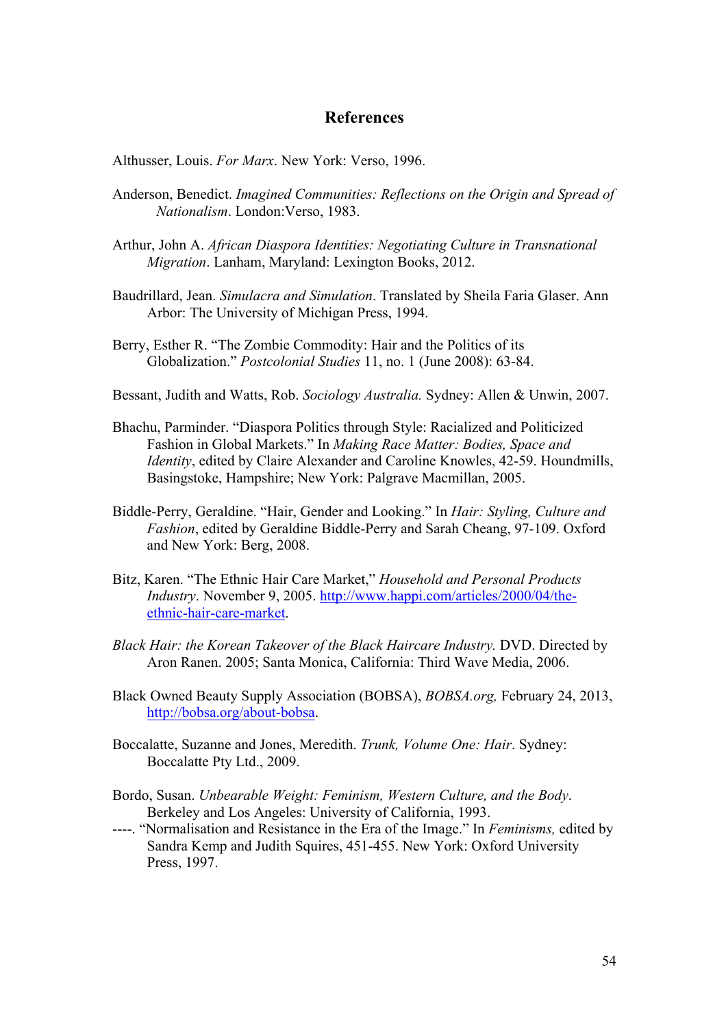## References

Althusser, Louis. *For Marx*. New York: Verso, 1996.

Anderson, Benedict. *Imagined Communities: Reflections on the Origin and Spread of Nationalism*. London:Verso, 1983.

Arthur, John A. *African Diaspora Identities: Negotiating Culture in Transnational Migration*. Lanham, Maryland: Lexington Books, 2012.

Baudrillard, Jean. *Simulacra and Simulation*. Translated by Sheila Faria Glaser. Ann Arbor: The University of Michigan Press, 1994.

Berry, Esther R. "The Zombie Commodity: Hair and the Politics of its Globalization." *Postcolonial Studies* 11, no. 1 (June 2008): 63-84.

Bessant, Judith and Watts, Rob. *Sociology Australia.* Sydney: Allen & Unwin, 2007.

Bhachu, Parminder. "Diaspora Politics through Style: Racialized and Politicized Fashion in Global Markets." In *Making Race Matter: Bodies, Space and Identity*, edited by Claire Alexander and Caroline Knowles, 42-59. Houndmills, Basingstoke, Hampshire; New York: Palgrave Macmillan, 2005.

Biddle-Perry, Geraldine. "Hair, Gender and Looking." In *Hair: Styling, Culture and Fashion*, edited by Geraldine Biddle-Perry and Sarah Cheang, 97-109. Oxford and New York: Berg, 2008.

Bitz, Karen. "The Ethnic Hair Care Market," *Household and Personal Products Industry*. November 9, 2005. http://www.happi.com/articles/2000/04/the-ethnic-hair-care-market.

*Black Hair: the Korean Takeover of the Black Haircare Industry.* DVD. Directed by Aron Ranen. 2005; Santa Monica, California: Third Wave Media, 2006.

Black Owned Beauty Supply Association (BOBSA), *BOBSA.org,* February 24, 2013, http://bobsa.org/about-bobsa.

Boccalatte, Suzanne and Jones, Meredith. *Trunk, Volume One: Hair*. Sydney: Boccalatte Pty Ltd., 2009.

Bordo, Susan. *Unbearable Weight: Feminism, Western Culture, and the Body*. Berkeley and Los Angeles: University of California, 1993.

----. "Normalisation and Resistance in the Era of the Image." In *Feminisms,* edited by Sandra Kemp and Judith Squires, 451-455. New York: Oxford University Press, 1997.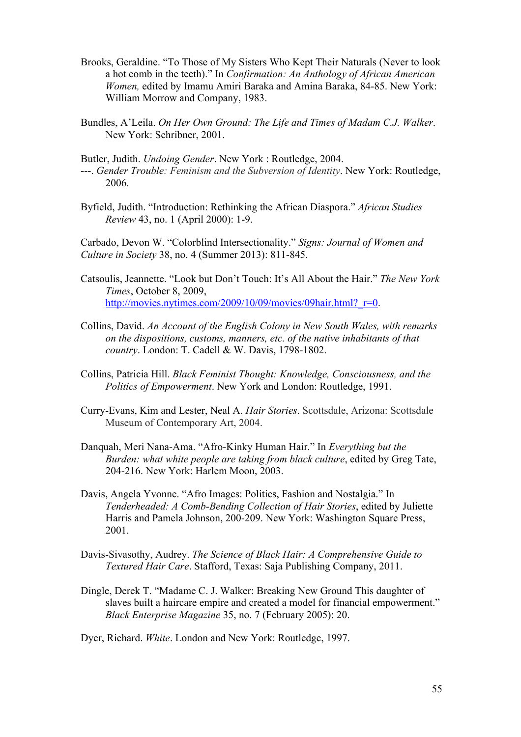Brooks, Geraldine. "To Those of My Sisters Who Kept Their Naturals (Never to look a hot comb in the teeth)." In *Confirmation: An Anthology of African American Women,* edited by Imamu Amiri Baraka and Amina Baraka, 84-85. New York: William Morrow and Company, 1983.

Bundles, A'Leila. *On Her Own Ground: The Life and Times of Madam C.J. Walker*. New York: Schribner, 2001.

Butler, Judith. *Undoing Gender*. New York : Routledge, 2004.
---. *Gender Trouble: Feminism and the Subversion of Identity*. New York: Routledge, 2006.

Byfield, Judith. "Introduction: Rethinking the African Diaspora." *African Studies Review* 43, no. 1 (April 2000): 1-9.

Carbado, Devon W. "Colorblind Intersectionality." *Signs: Journal of Women and Culture in Society* 38, no. 4 (Summer 2013): 811-845.

Catsoulis, Jeannette. "Look but Don't Touch: It's All About the Hair." *The New York Times*, October 8, 2009, http://movies.nytimes.com/2009/10/09/movies/09hair.html?_r=0.

Collins, David. *An Account of the English Colony in New South Wales, with remarks on the dispositions, customs, manners, etc. of the native inhabitants of that country*. London: T. Cadell & W. Davis, 1798-1802.

Collins, Patricia Hill. *Black Feminist Thought: Knowledge, Consciousness, and the Politics of Empowerment*. New York and London: Routledge, 1991.

Curry-Evans, Kim and Lester, Neal A. *Hair Stories*. Scottsdale, Arizona: Scottsdale Museum of Contemporary Art, 2004.

Danquah, Meri Nana-Ama. "Afro-Kinky Human Hair." In *Everything but the Burden: what white people are taking from black culture*, edited by Greg Tate, 204-216. New York: Harlem Moon, 2003.

Davis, Angela Yvonne. "Afro Images: Politics, Fashion and Nostalgia." In *Tenderheaded: A Comb-Bending Collection of Hair Stories*, edited by Juliette Harris and Pamela Johnson, 200-209. New York: Washington Square Press, 2001.

Davis-Sivasothy, Audrey. *The Science of Black Hair: A Comprehensive Guide to Textured Hair Care*. Stafford, Texas: Saja Publishing Company, 2011.

Dingle, Derek T. "Madame C. J. Walker: Breaking New Ground This daughter of slaves built a haircare empire and created a model for financial empowerment." *Black Enterprise Magazine* 35, no. 7 (February 2005): 20.

Dyer, Richard. *White*. London and New York: Routledge, 1997.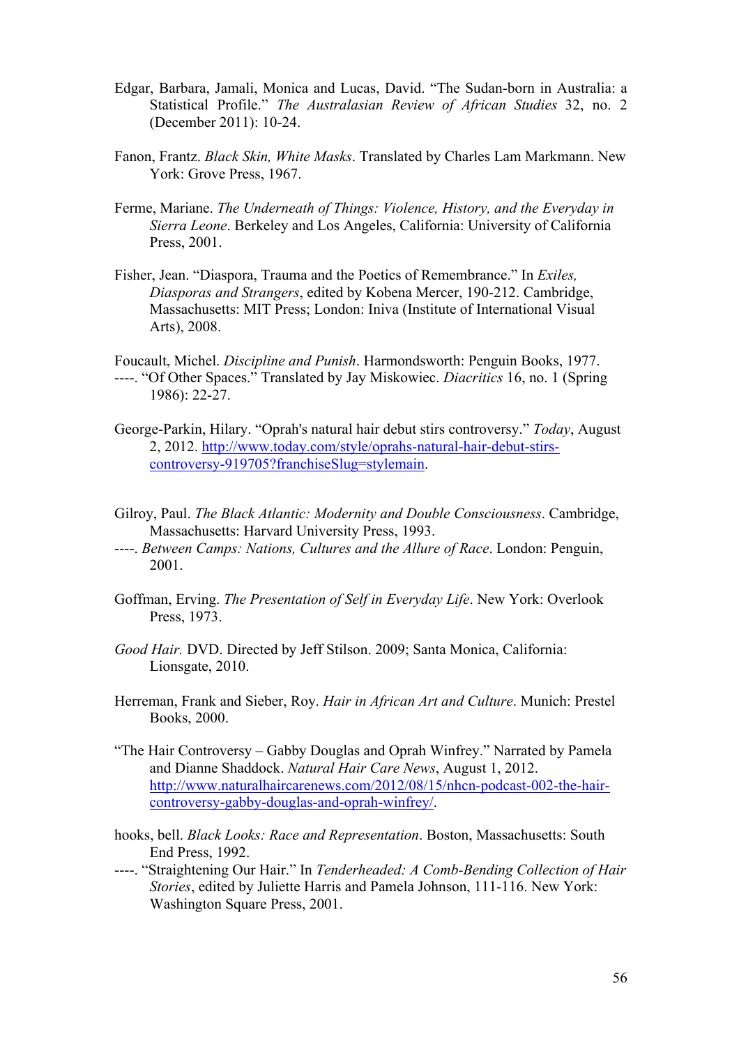Edgar, Barbara, Jamali, Monica and Lucas, David. "The Sudan-born in Australia: a Statistical Profile." *The Australasian Review of African Studies* 32, no. 2 (December 2011): 10-24.

Fanon, Frantz. *Black Skin, White Masks*. Translated by Charles Lam Markmann. New York: Grove Press, 1967.

Ferme, Mariane. *The Underneath of Things: Violence, History, and the Everyday in Sierra Leone*. Berkeley and Los Angeles, California: University of California Press, 2001.

Fisher, Jean. "Diaspora, Trauma and the Poetics of Remembrance." In *Exiles, Diasporas and Strangers*, edited by Kobena Mercer, 190-212. Cambridge, Massachusetts: MIT Press; London: Iniva (Institute of International Visual Arts), 2008.

Foucault, Michel. *Discipline and Punish*. Harmondsworth: Penguin Books, 1977.
----. "Of Other Spaces." Translated by Jay Miskowiec. *Diacritics* 16, no. 1 (Spring 1986): 22-27.

George-Parkin, Hilary. "Oprah's natural hair debut stirs controversy." *Today*, August 2, 2012. http://www.today.com/style/oprahs-natural-hair-debut-stirs-controversy-919705?franchiseSlug=stylemain.

Gilroy, Paul. *The Black Atlantic: Modernity and Double Consciousness*. Cambridge, Massachusetts: Harvard University Press, 1993.
----. *Between Camps: Nations, Cultures and the Allure of Race*. London: Penguin, 2001.

Goffman, Erving. *The Presentation of Self in Everyday Life*. New York: Overlook Press, 1973.

*Good Hair.* DVD. Directed by Jeff Stilson. 2009; Santa Monica, California: Lionsgate, 2010.

Herreman, Frank and Sieber, Roy. *Hair in African Art and Culture*. Munich: Prestel Books, 2000.

"The Hair Controversy – Gabby Douglas and Oprah Winfrey." Narrated by Pamela and Dianne Shaddock. *Natural Hair Care News*, August 1, 2012. http://www.naturalhaircarenews.com/2012/08/15/nhcn-podcast-002-the-hair-controversy-gabby-douglas-and-oprah-winfrey/.

hooks, bell. *Black Looks: Race and Representation*. Boston, Massachusetts: South End Press, 1992.
----. "Straightening Our Hair." In *Tenderheaded: A Comb-Bending Collection of Hair Stories*, edited by Juliette Harris and Pamela Johnson, 111-116. New York: Washington Square Press, 2001.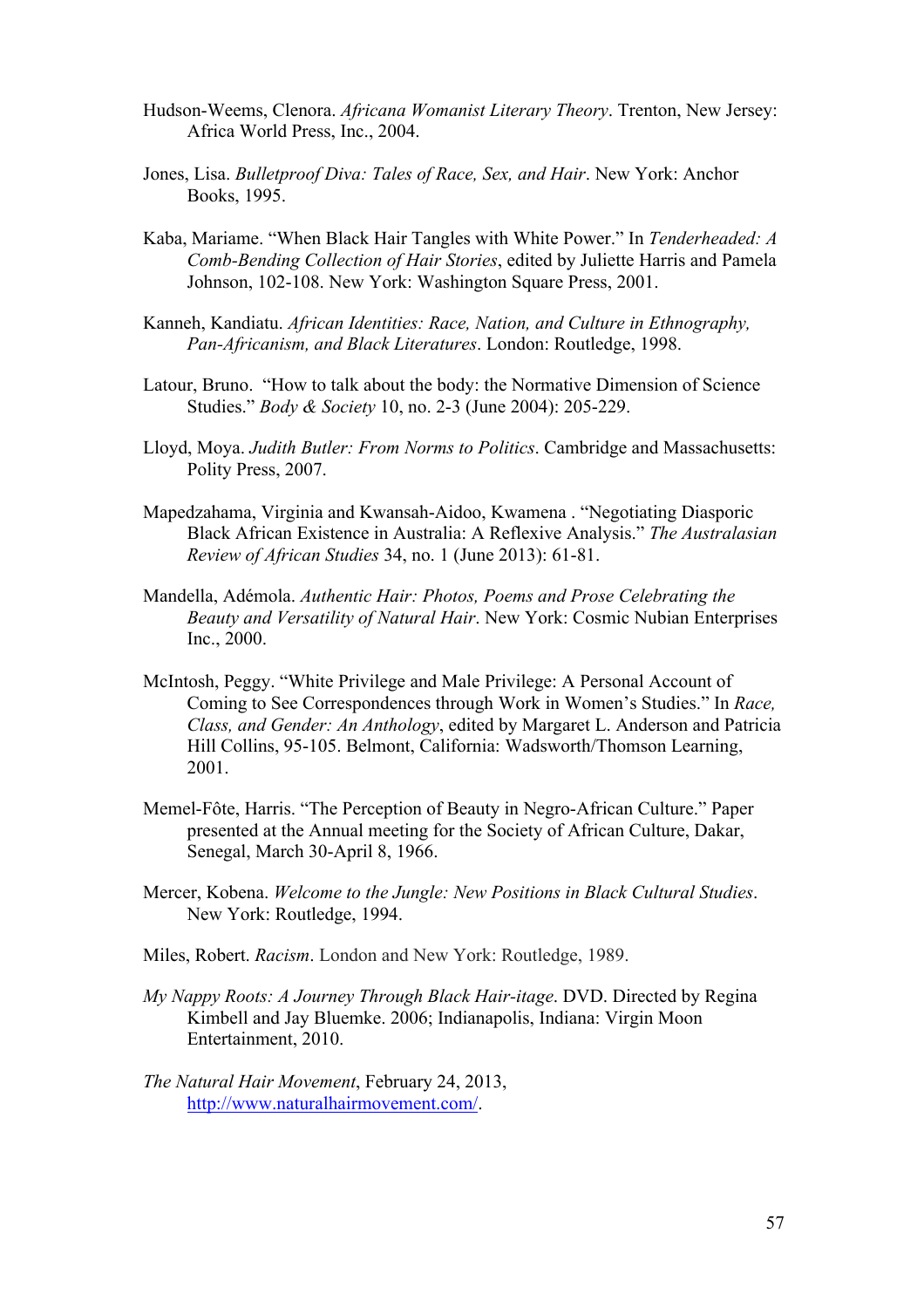Hudson-Weems, Clenora. *Africana Womanist Literary Theory*. Trenton, New Jersey: Africa World Press, Inc., 2004.

Jones, Lisa. *Bulletproof Diva: Tales of Race, Sex, and Hair*. New York: Anchor Books, 1995.

Kaba, Mariame. "When Black Hair Tangles with White Power." In *Tenderheaded: A Comb-Bending Collection of Hair Stories*, edited by Juliette Harris and Pamela Johnson, 102-108. New York: Washington Square Press, 2001.

Kanneh, Kandiatu. *African Identities: Race, Nation, and Culture in Ethnography, Pan-Africanism, and Black Literatures*. London: Routledge, 1998.

Latour, Bruno. "How to talk about the body: the Normative Dimension of Science Studies." *Body & Society* 10, no. 2-3 (June 2004): 205-229.

Lloyd, Moya. *Judith Butler: From Norms to Politics*. Cambridge and Massachusetts: Polity Press, 2007.

Mapedzahama, Virginia and Kwansah-Aidoo, Kwamena . "Negotiating Diasporic Black African Existence in Australia: A Reflexive Analysis." *The Australasian Review of African Studies* 34, no. 1 (June 2013): 61-81.

Mandella, Adémola. *Authentic Hair: Photos, Poems and Prose Celebrating the Beauty and Versatility of Natural Hair*. New York: Cosmic Nubian Enterprises Inc., 2000.

McIntosh, Peggy. "White Privilege and Male Privilege: A Personal Account of Coming to See Correspondences through Work in Women's Studies." In *Race, Class, and Gender: An Anthology*, edited by Margaret L. Anderson and Patricia Hill Collins, 95-105. Belmont, California: Wadsworth/Thomson Learning, 2001.

Memel-Fôte, Harris. "The Perception of Beauty in Negro-African Culture." Paper presented at the Annual meeting for the Society of African Culture, Dakar, Senegal, March 30-April 8, 1966.

Mercer, Kobena. *Welcome to the Jungle: New Positions in Black Cultural Studies*. New York: Routledge, 1994.

Miles, Robert. *Racism*. London and New York: Routledge, 1989.

*My Nappy Roots: A Journey Through Black Hair-itage*. DVD. Directed by Regina Kimbell and Jay Bluemke. 2006; Indianapolis, Indiana: Virgin Moon Entertainment, 2010.

*The Natural Hair Movement*, February 24, 2013, http://www.naturalhairmovement.com/.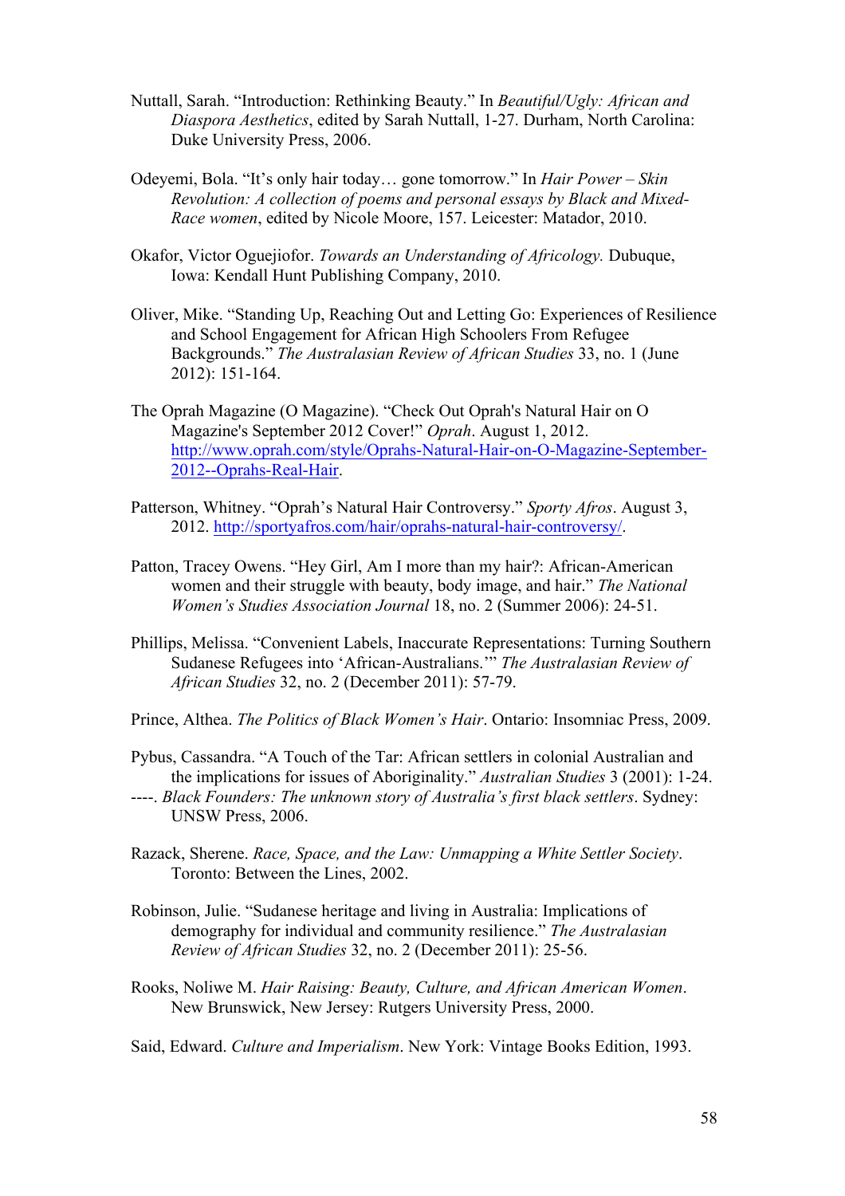Nuttall, Sarah. "Introduction: Rethinking Beauty." In *Beautiful/Ugly: African and Diaspora Aesthetics*, edited by Sarah Nuttall, 1-27. Durham, North Carolina: Duke University Press, 2006.

Odeyemi, Bola. "It's only hair today… gone tomorrow." In *Hair Power – Skin Revolution: A collection of poems and personal essays by Black and Mixed-Race women*, edited by Nicole Moore, 157. Leicester: Matador, 2010.

Okafor, Victor Oguejiofor. *Towards an Understanding of Africology.* Dubuque, Iowa: Kendall Hunt Publishing Company, 2010.

Oliver, Mike. "Standing Up, Reaching Out and Letting Go: Experiences of Resilience and School Engagement for African High Schoolers From Refugee Backgrounds." *The Australasian Review of African Studies* 33, no. 1 (June 2012): 151-164.

The Oprah Magazine (O Magazine). "Check Out Oprah's Natural Hair on O Magazine's September 2012 Cover!" *Oprah*. August 1, 2012. http://www.oprah.com/style/Oprahs-Natural-Hair-on-O-Magazine-September-2012--Oprahs-Real-Hair.

Patterson, Whitney. "Oprah's Natural Hair Controversy." *Sporty Afros*. August 3, 2012. http://sportyafros.com/hair/oprahs-natural-hair-controversy/.

Patton, Tracey Owens. "Hey Girl, Am I more than my hair?: African-American women and their struggle with beauty, body image, and hair." *The National Women's Studies Association Journal* 18, no. 2 (Summer 2006): 24-51.

Phillips, Melissa. "Convenient Labels, Inaccurate Representations: Turning Southern Sudanese Refugees into 'African-Australians.'" *The Australasian Review of African Studies* 32, no. 2 (December 2011): 57-79.

Prince, Althea. *The Politics of Black Women's Hair*. Ontario: Insomniac Press, 2009.

Pybus, Cassandra. "A Touch of the Tar: African settlers in colonial Australian and the implications for issues of Aboriginality." *Australian Studies* 3 (2001): 1-24.
----. *Black Founders: The unknown story of Australia's first black settlers*. Sydney: UNSW Press, 2006.

Razack, Sherene. *Race, Space, and the Law: Unmapping a White Settler Society*. Toronto: Between the Lines, 2002.

Robinson, Julie. "Sudanese heritage and living in Australia: Implications of demography for individual and community resilience." *The Australasian Review of African Studies* 32, no. 2 (December 2011): 25-56.

Rooks, Noliwe M. *Hair Raising: Beauty, Culture, and African American Women*. New Brunswick, New Jersey: Rutgers University Press, 2000.

Said, Edward. *Culture and Imperialism*. New York: Vintage Books Edition, 1993.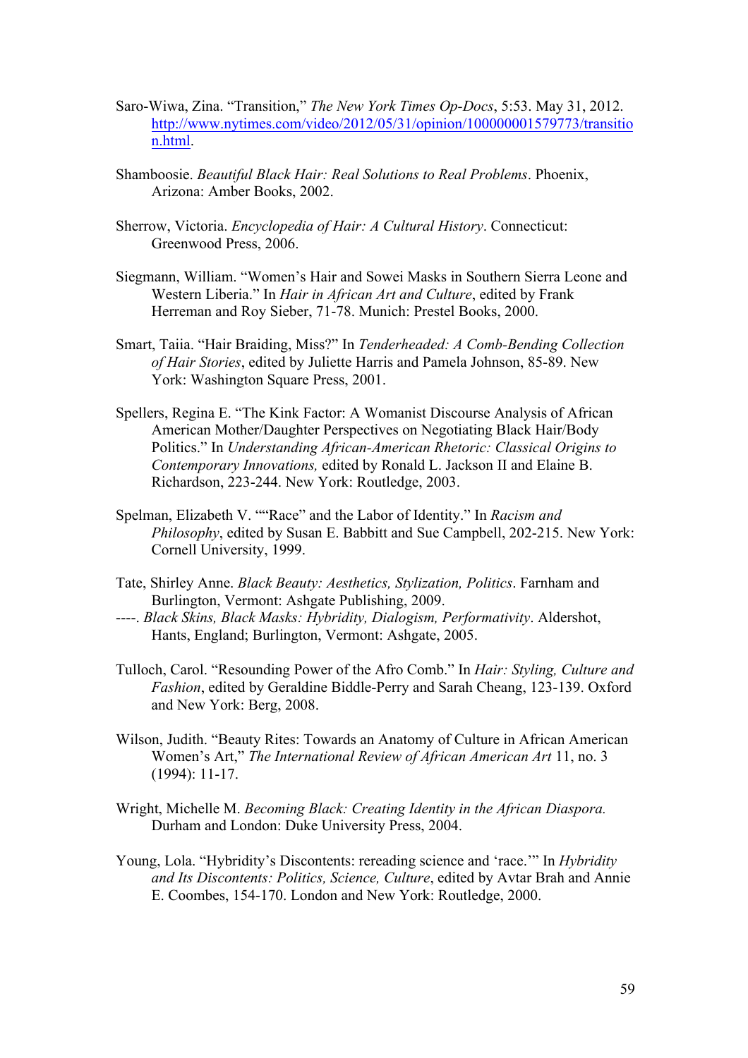Saro-Wiwa, Zina. "Transition," *The New York Times Op-Docs*, 5:53. May 31, 2012. http://www.nytimes.com/video/2012/05/31/opinion/100000001579773/transition.html.

Shamboosie. *Beautiful Black Hair: Real Solutions to Real Problems*. Phoenix, Arizona: Amber Books, 2002.

Sherrow, Victoria. *Encyclopedia of Hair: A Cultural History*. Connecticut: Greenwood Press, 2006.

Siegmann, William. "Women's Hair and Sowei Masks in Southern Sierra Leone and Western Liberia." In *Hair in African Art and Culture*, edited by Frank Herreman and Roy Sieber, 71-78. Munich: Prestel Books, 2000.

Smart, Taiia. "Hair Braiding, Miss?" In *Tenderheaded: A Comb-Bending Collection of Hair Stories*, edited by Juliette Harris and Pamela Johnson, 85-89. New York: Washington Square Press, 2001.

Spellers, Regina E. "The Kink Factor: A Womanist Discourse Analysis of African American Mother/Daughter Perspectives on Negotiating Black Hair/Body Politics." In *Understanding African-American Rhetoric: Classical Origins to Contemporary Innovations,* edited by Ronald L. Jackson II and Elaine B. Richardson, 223-244. New York: Routledge, 2003.

Spelman, Elizabeth V. ""Race" and the Labor of Identity." In *Racism and Philosophy*, edited by Susan E. Babbitt and Sue Campbell, 202-215. New York: Cornell University, 1999.

Tate, Shirley Anne. *Black Beauty: Aesthetics, Stylization, Politics*. Farnham and Burlington, Vermont: Ashgate Publishing, 2009.
----. *Black Skins, Black Masks: Hybridity, Dialogism, Performativity*. Aldershot, Hants, England; Burlington, Vermont: Ashgate, 2005.

Tulloch, Carol. "Resounding Power of the Afro Comb." In *Hair: Styling, Culture and Fashion*, edited by Geraldine Biddle-Perry and Sarah Cheang, 123-139. Oxford and New York: Berg, 2008.

Wilson, Judith. "Beauty Rites: Towards an Anatomy of Culture in African American Women's Art," *The International Review of African American Art* 11, no. 3 (1994): 11-17.

Wright, Michelle M. *Becoming Black: Creating Identity in the African Diaspora.* Durham and London: Duke University Press, 2004.

Young, Lola. "Hybridity's Discontents: rereading science and 'race.'" In *Hybridity and Its Discontents: Politics, Science, Culture*, edited by Avtar Brah and Annie E. Coombes, 154-170. London and New York: Routledge, 2000.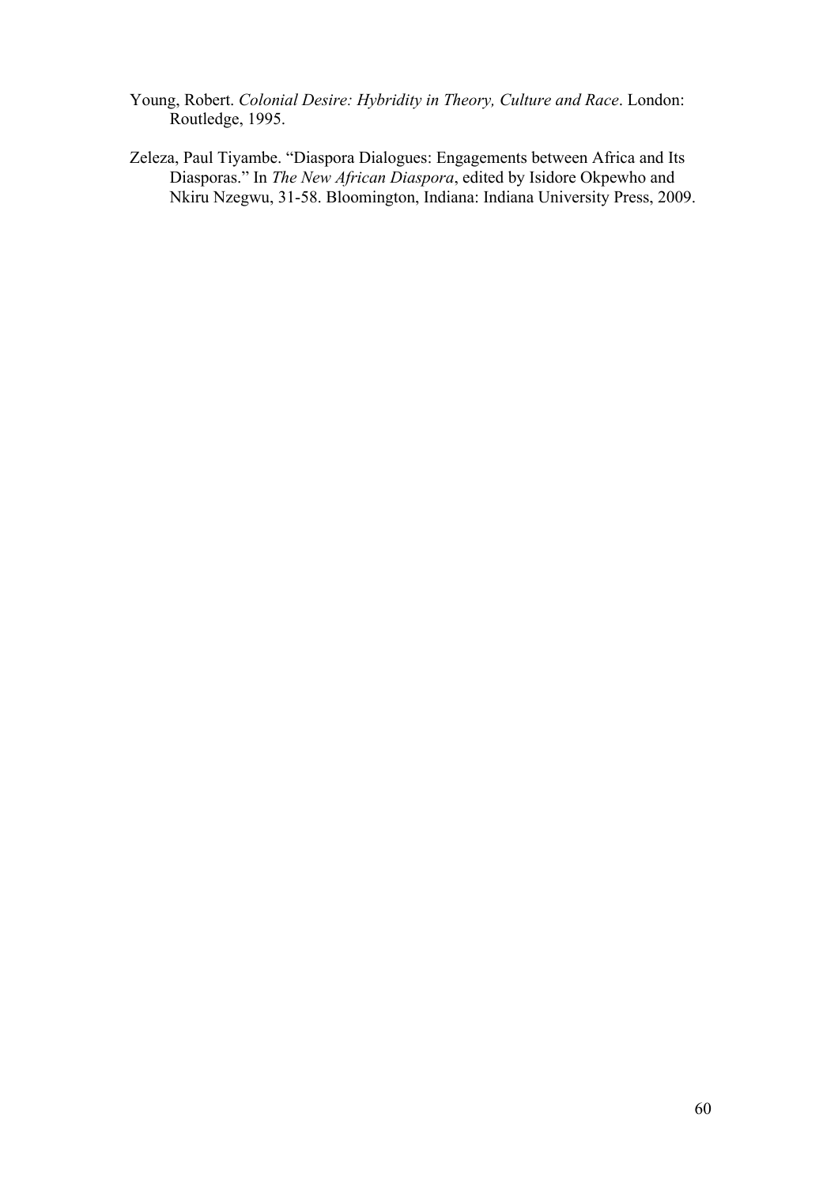Young, Robert. *Colonial Desire: Hybridity in Theory, Culture and Race*. London: Routledge, 1995.

Zeleza, Paul Tiyambe. "Diaspora Dialogues: Engagements between Africa and Its Diasporas." In *The New African Diaspora*, edited by Isidore Okpewho and Nkiru Nzegwu, 31-58. Bloomington, Indiana: Indiana University Press, 2009.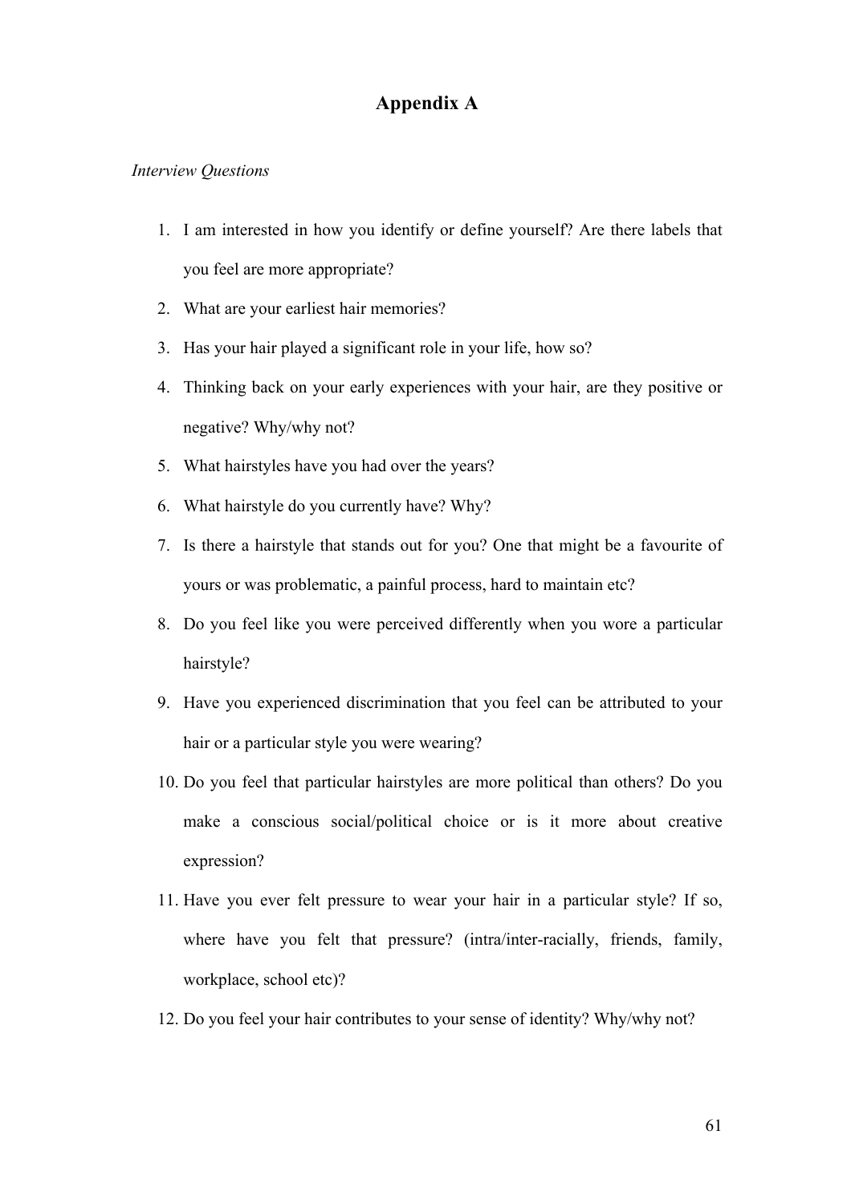# Appendix A

*Interview Questions*

1. I am interested in how you identify or define yourself? Are there labels that you feel are more appropriate?
2. What are your earliest hair memories?
3. Has your hair played a significant role in your life, how so?
4. Thinking back on your early experiences with your hair, are they positive or negative? Why/why not?
5. What hairstyles have you had over the years?
6. What hairstyle do you currently have? Why?
7. Is there a hairstyle that stands out for you? One that might be a favourite of yours or was problematic, a painful process, hard to maintain etc?
8. Do you feel like you were perceived differently when you wore a particular hairstyle?
9. Have you experienced discrimination that you feel can be attributed to your hair or a particular style you were wearing?
10. Do you feel that particular hairstyles are more political than others? Do you make a conscious social/political choice or is it more about creative expression?
11. Have you ever felt pressure to wear your hair in a particular style? If so, where have you felt that pressure? (intra/inter-racially, friends, family, workplace, school etc)?
12. Do you feel your hair contributes to your sense of identity? Why/why not?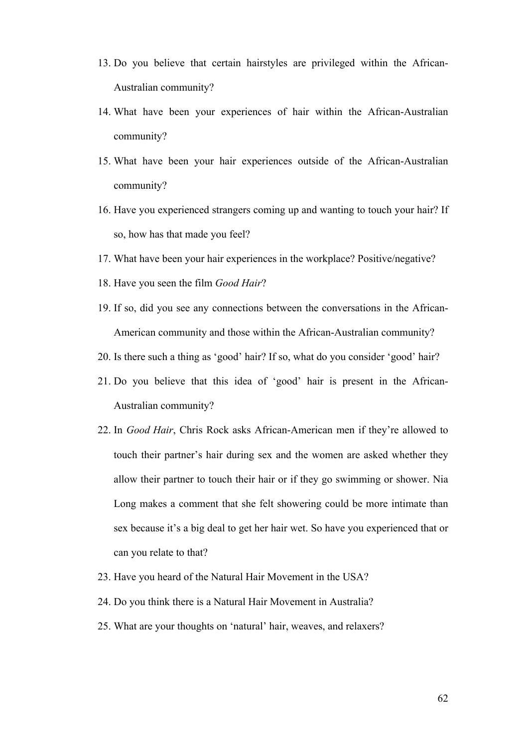13. Do you believe that certain hairstyles are privileged within the African-Australian community?
14. What have been your experiences of hair within the African-Australian community?
15. What have been your hair experiences outside of the African-Australian community?
16. Have you experienced strangers coming up and wanting to touch your hair? If so, how has that made you feel?
17. What have been your hair experiences in the workplace? Positive/negative?
18. Have you seen the film *Good Hair*?
19. If so, did you see any connections between the conversations in the African-American community and those within the African-Australian community?
20. Is there such a thing as 'good' hair? If so, what do you consider 'good' hair?
21. Do you believe that this idea of 'good' hair is present in the African-Australian community?
22. In *Good Hair*, Chris Rock asks African-American men if they're allowed to touch their partner's hair during sex and the women are asked whether they allow their partner to touch their hair or if they go swimming or shower. Nia Long makes a comment that she felt showering could be more intimate than sex because it's a big deal to get her hair wet. So have you experienced that or can you relate to that?
23. Have you heard of the Natural Hair Movement in the USA?
24. Do you think there is a Natural Hair Movement in Australia?
25. What are your thoughts on 'natural' hair, weaves, and relaxers?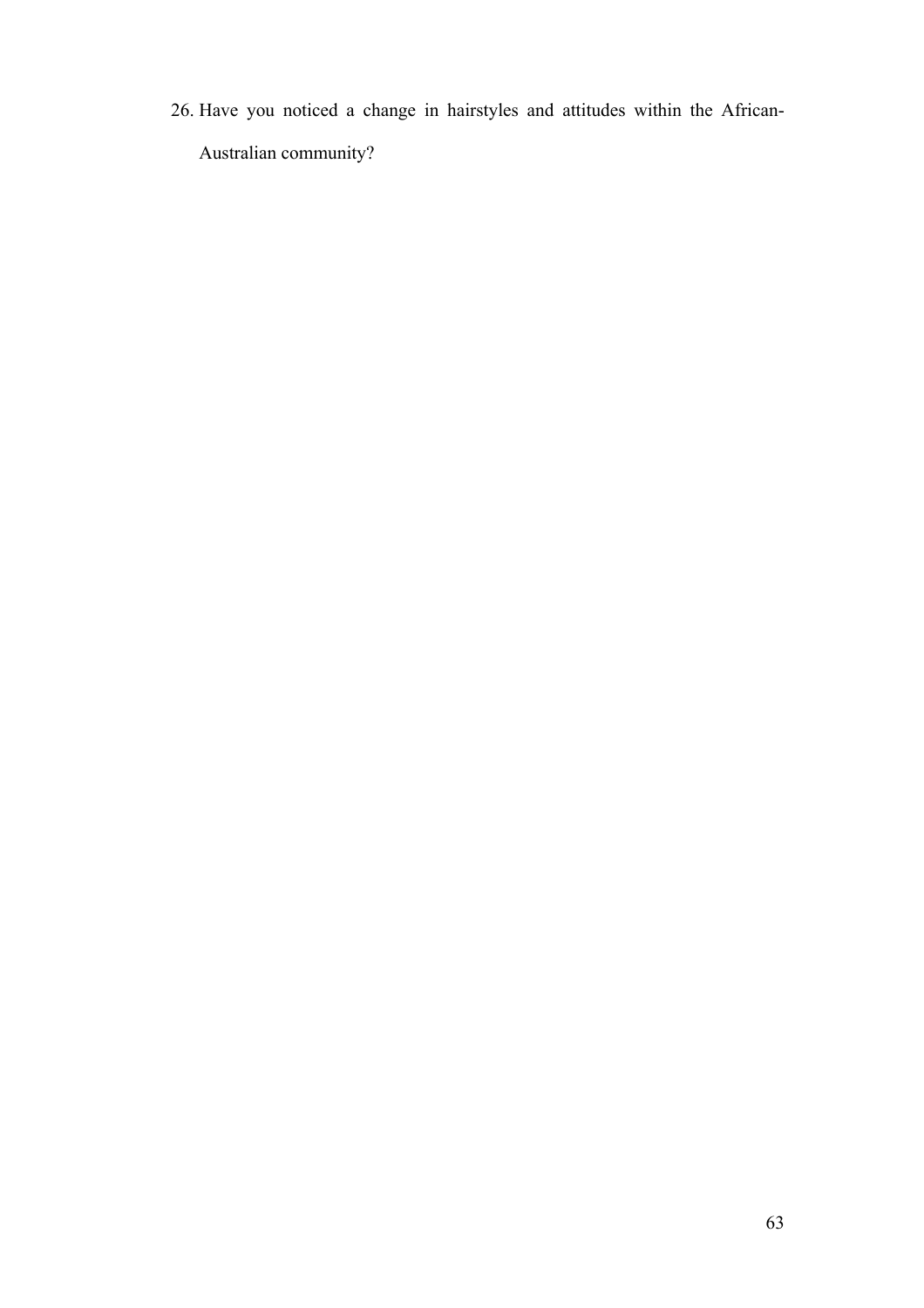26. Have you noticed a change in hairstyles and attitudes within the African-Australian community?